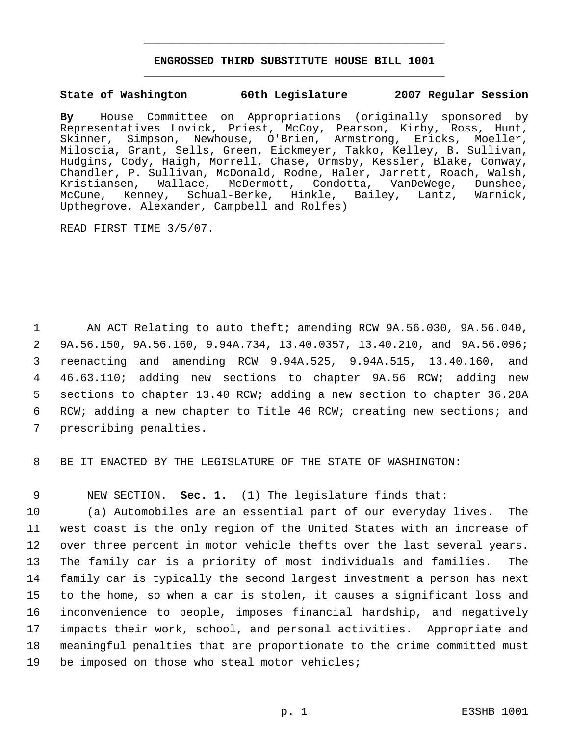# ENGROSSED THIRD SUBSTITUTE HOUSE BILL 1001

**State of Washington 60th Legislature 2007 Regular Session**

**By** House Committee on Appropriations (originally sponsored by Representatives Lovick, Priest, McCoy, Pearson, Kirby, Ross, Hunt, Skinner, Simpson, Newhouse, O'Brien, Armstrong, Ericks, Moeller, Miloscia, Grant, Sells, Green, Eickmeyer, Takko, Kelley, B. Sullivan, Hudgins, Cody, Haigh, Morrell, Chase, Ormsby, Kessler, Blake, Conway, Chandler, P. Sullivan, McDonald, Rodne, Haler, Jarrett, Roach, Walsh, Kristiansen, Wallace, McDermott, Condotta, VanDeWege, Dunshee, McCune, Kenney, Schual-Berke, Hinkle, Bailey, Lantz, Warnick, Upthegrove, Alexander, Campbell and Rolfes)

READ FIRST TIME 3/5/07.

AN ACT Relating to auto theft; amending RCW 9A.56.030, 9A.56.040, 9A.56.150, 9A.56.160, 9.94A.734, 13.40.0357, 13.40.210, and 9A.56.096; reenacting and amending RCW 9.94A.525, 9.94A.515, 13.40.160, and 46.63.110; adding new sections to chapter 9A.56 RCW; adding new sections to chapter 13.40 RCW; adding a new section to chapter 36.28A RCW; adding a new chapter to Title 46 RCW; creating new sections; and prescribing penalties.

BE IT ENACTED BY THE LEGISLATURE OF THE STATE OF WASHINGTON:

NEW SECTION. **Sec. 1.** (1) The legislature finds that:

(a) Automobiles are an essential part of our everyday lives. The west coast is the only region of the United States with an increase of over three percent in motor vehicle thefts over the last several years. The family car is a priority of most individuals and families. The family car is typically the second largest investment a person has next to the home, so when a car is stolen, it causes a significant loss and inconvenience to people, imposes financial hardship, and negatively impacts their work, school, and personal activities. Appropriate and meaningful penalties that are proportionate to the crime committed must be imposed on those who steal motor vehicles;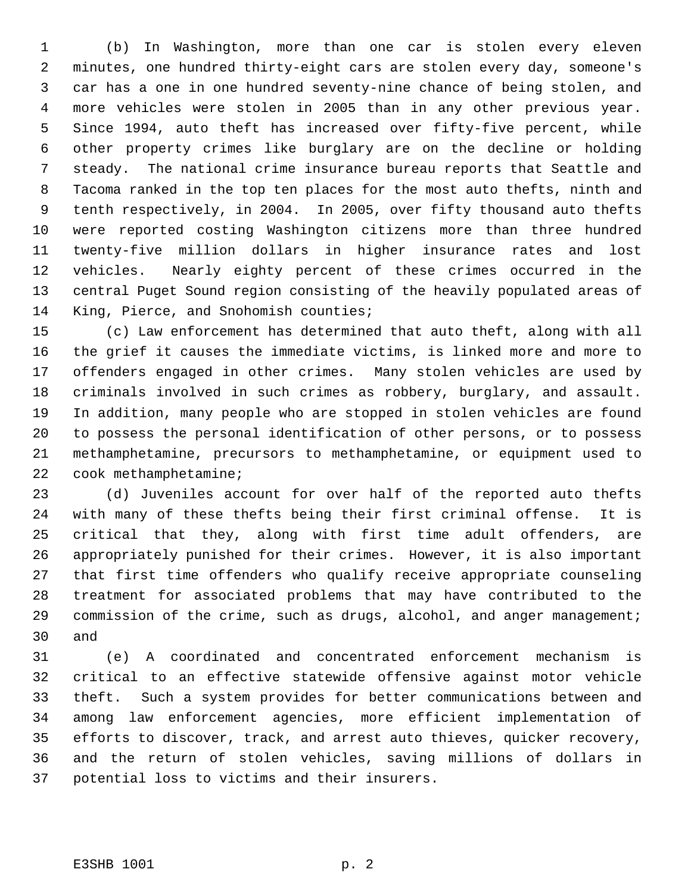(b) In Washington, more than one car is stolen every eleven minutes, one hundred thirty-eight cars are stolen every day, someone's car has a one in one hundred seventy-nine chance of being stolen, and more vehicles were stolen in 2005 than in any other previous year. Since 1994, auto theft has increased over fifty-five percent, while other property crimes like burglary are on the decline or holding steady. The national crime insurance bureau reports that Seattle and Tacoma ranked in the top ten places for the most auto thefts, ninth and tenth respectively, in 2004. In 2005, over fifty thousand auto thefts were reported costing Washington citizens more than three hundred twenty-five million dollars in higher insurance rates and lost vehicles. Nearly eighty percent of these crimes occurred in the central Puget Sound region consisting of the heavily populated areas of King, Pierce, and Snohomish counties;

(c) Law enforcement has determined that auto theft, along with all the grief it causes the immediate victims, is linked more and more to offenders engaged in other crimes. Many stolen vehicles are used by criminals involved in such crimes as robbery, burglary, and assault. In addition, many people who are stopped in stolen vehicles are found to possess the personal identification of other persons, or to possess methamphetamine, precursors to methamphetamine, or equipment used to cook methamphetamine;

(d) Juveniles account for over half of the reported auto thefts with many of these thefts being their first criminal offense. It is critical that they, along with first time adult offenders, are appropriately punished for their crimes. However, it is also important that first time offenders who qualify receive appropriate counseling treatment for associated problems that may have contributed to the commission of the crime, such as drugs, alcohol, and anger management; and

(e) A coordinated and concentrated enforcement mechanism is critical to an effective statewide offensive against motor vehicle theft. Such a system provides for better communications between and among law enforcement agencies, more efficient implementation of efforts to discover, track, and arrest auto thieves, quicker recovery, and the return of stolen vehicles, saving millions of dollars in potential loss to victims and their insurers.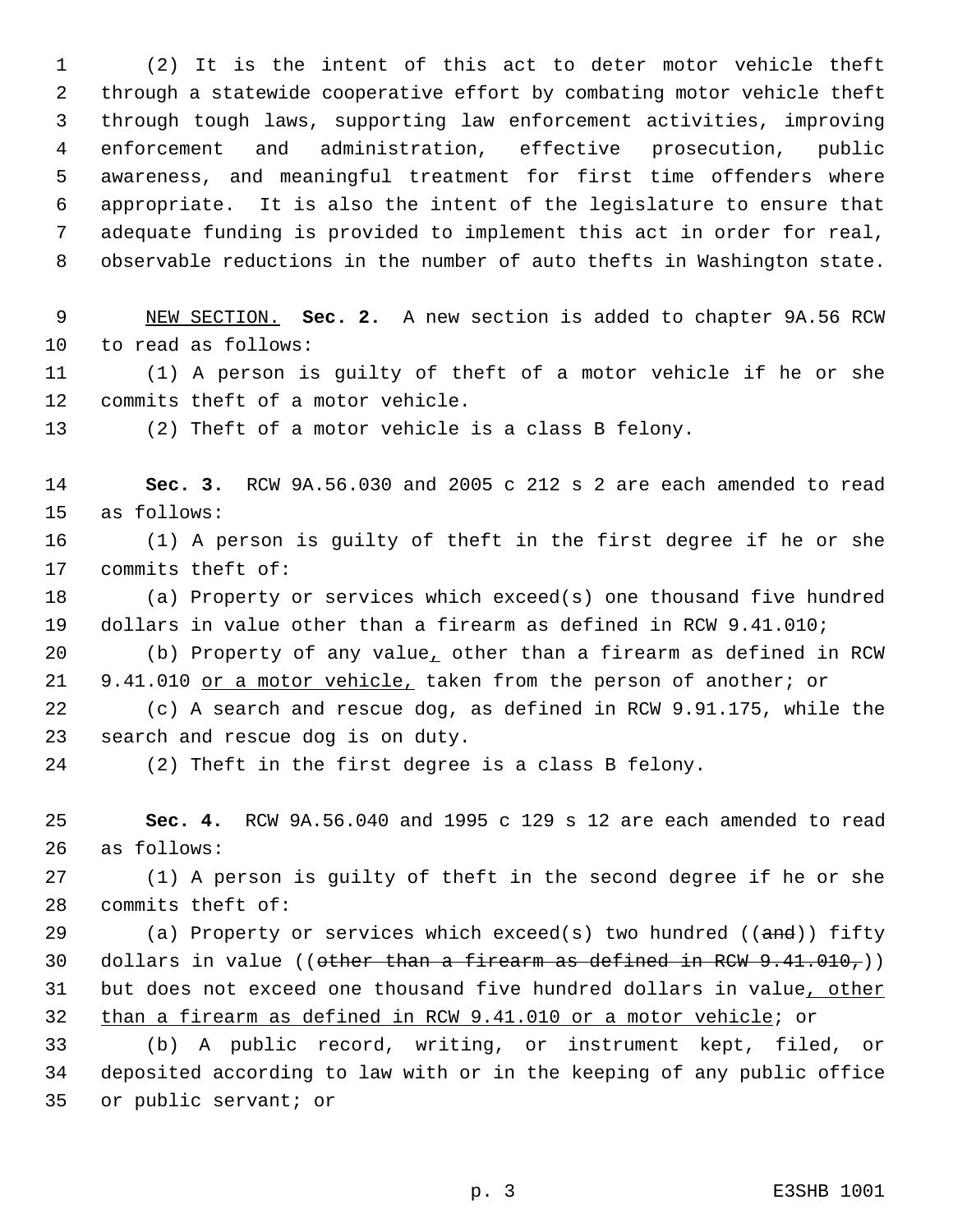(2) It is the intent of this act to deter motor vehicle theft through a statewide cooperative effort by combating motor vehicle theft through tough laws, supporting law enforcement activities, improving enforcement and administration, effective prosecution, public awareness, and meaningful treatment for first time offenders where appropriate. It is also the intent of the legislature to ensure that adequate funding is provided to implement this act in order for real, observable reductions in the number of auto thefts in Washington state.

<u>NEW SECTION.</u> **Sec. 2.** A new section is added to chapter 9A.56 RCW to read as follows:

(1) A person is guilty of theft of a motor vehicle if he or she commits theft of a motor vehicle.

(2) Theft of a motor vehicle is a class B felony.

**Sec. 3.** RCW 9A.56.030 and 2005 c 212 s 2 are each amended to read as follows:

(1) A person is guilty of theft in the first degree if he or she commits theft of:

(a) Property or services which exceed(s) one thousand five hundred dollars in value other than a firearm as defined in RCW 9.41.010;

(b) Property of any value<u>,</u> other than a firearm as defined in RCW 9.41.010 <u>or a motor vehicle,</u> taken from the person of another; or

(c) A search and rescue dog, as defined in RCW 9.91.175, while the search and rescue dog is on duty.

(2) Theft in the first degree is a class B felony.

**Sec. 4.** RCW 9A.56.040 and 1995 c 129 s 12 are each amended to read as follows:

(1) A person is guilty of theft in the second degree if he or she commits theft of:

(a) Property or services which exceed(s) two hundred ((~~and~~)) fifty dollars in value ((~~other than a firearm as defined in RCW 9.41.010,~~)) but does not exceed one thousand five hundred dollars in value<u>, other than a firearm as defined in RCW 9.41.010 or a motor vehicle</u>; or

(b) A public record, writing, or instrument kept, filed, or deposited according to law with or in the keeping of any public office or public servant; or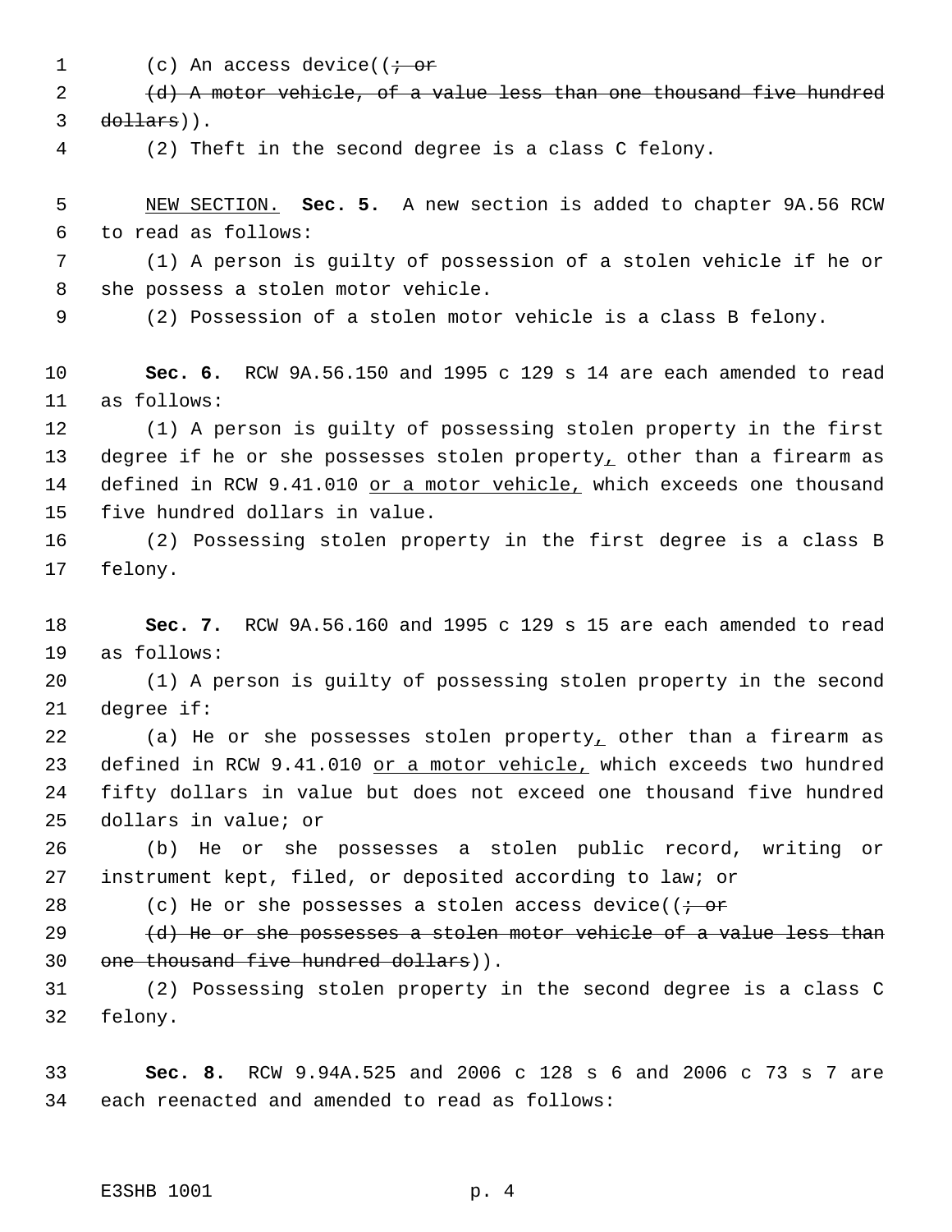(c) An access device((~~; or~~

~~(d) A motor vehicle, of a value less than one thousand five hundred dollars~~)).

(2) Theft in the second degree is a class C felony.

<u>NEW SECTION.</u> **Sec. 5.** A new section is added to chapter 9A.56 RCW to read as follows:

(1) A person is guilty of possession of a stolen vehicle if he or she possess a stolen motor vehicle.

(2) Possession of a stolen motor vehicle is a class B felony.

**Sec. 6.** RCW 9A.56.150 and 1995 c 129 s 14 are each amended to read as follows:

(1) A person is guilty of possessing stolen property in the first degree if he or she possesses stolen property<u>,</u> other than a firearm as defined in RCW 9.41.010 <u>or a motor vehicle,</u> which exceeds one thousand five hundred dollars in value.

(2) Possessing stolen property in the first degree is a class B felony.

**Sec. 7.** RCW 9A.56.160 and 1995 c 129 s 15 are each amended to read as follows:

(1) A person is guilty of possessing stolen property in the second degree if:

(a) He or she possesses stolen property<u>,</u> other than a firearm as defined in RCW 9.41.010 <u>or a motor vehicle,</u> which exceeds two hundred fifty dollars in value but does not exceed one thousand five hundred dollars in value; or

(b) He or she possesses a stolen public record, writing or instrument kept, filed, or deposited according to law; or

(c) He or she possesses a stolen access device((~~; or~~

~~(d) He or she possesses a stolen motor vehicle of a value less than one thousand five hundred dollars~~)).

(2) Possessing stolen property in the second degree is a class C felony.

**Sec. 8.** RCW 9.94A.525 and 2006 c 128 s 6 and 2006 c 73 s 7 are each reenacted and amended to read as follows: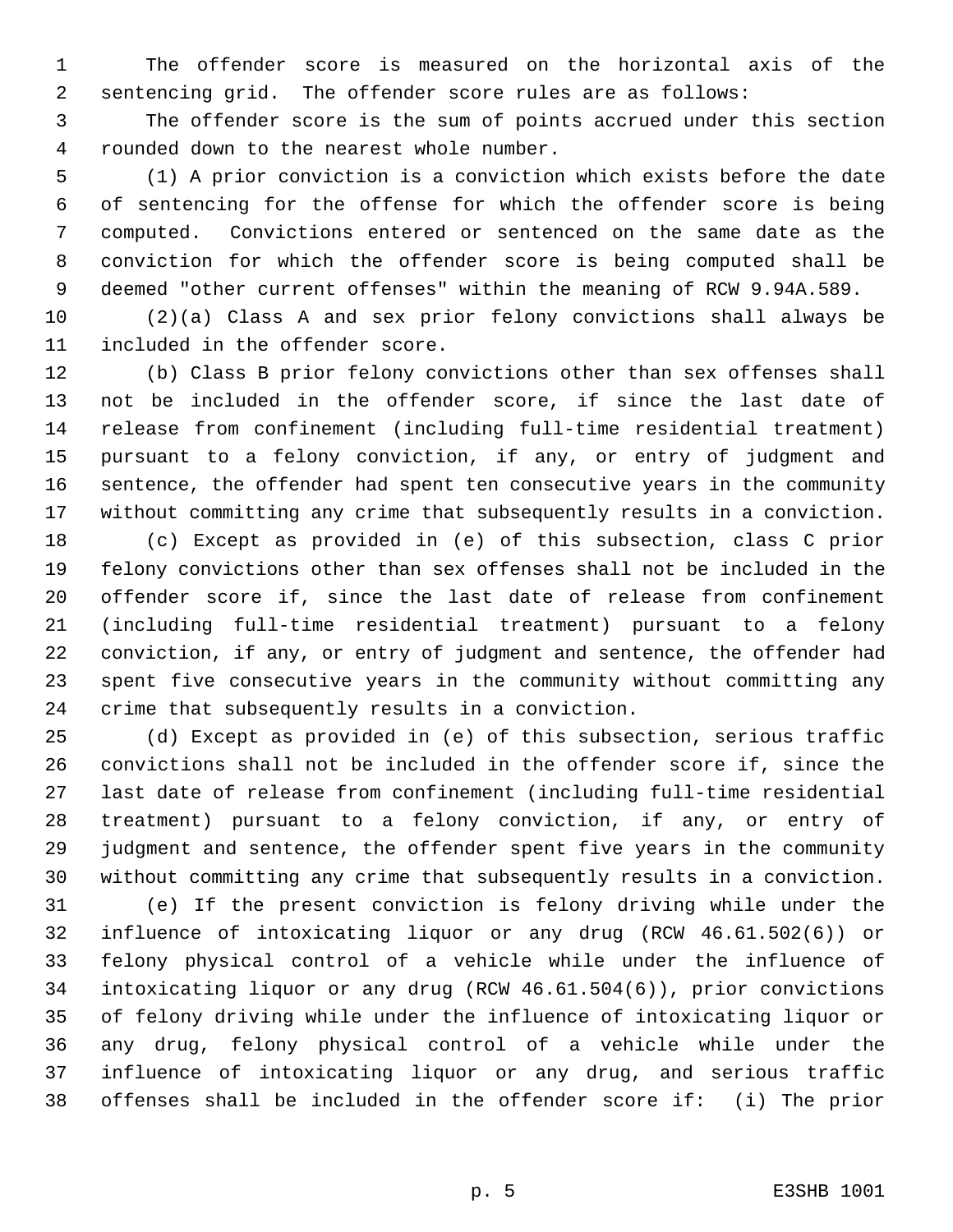The offender score is measured on the horizontal axis of the sentencing grid. The offender score rules are as follows:

The offender score is the sum of points accrued under this section rounded down to the nearest whole number.

(1) A prior conviction is a conviction which exists before the date of sentencing for the offense for which the offender score is being computed. Convictions entered or sentenced on the same date as the conviction for which the offender score is being computed shall be deemed "other current offenses" within the meaning of RCW 9.94A.589.

(2)(a) Class A and sex prior felony convictions shall always be included in the offender score.

(b) Class B prior felony convictions other than sex offenses shall not be included in the offender score, if since the last date of release from confinement (including full-time residential treatment) pursuant to a felony conviction, if any, or entry of judgment and sentence, the offender had spent ten consecutive years in the community without committing any crime that subsequently results in a conviction.

(c) Except as provided in (e) of this subsection, class C prior felony convictions other than sex offenses shall not be included in the offender score if, since the last date of release from confinement (including full-time residential treatment) pursuant to a felony conviction, if any, or entry of judgment and sentence, the offender had spent five consecutive years in the community without committing any crime that subsequently results in a conviction.

(d) Except as provided in (e) of this subsection, serious traffic convictions shall not be included in the offender score if, since the last date of release from confinement (including full-time residential treatment) pursuant to a felony conviction, if any, or entry of judgment and sentence, the offender spent five years in the community without committing any crime that subsequently results in a conviction.

(e) If the present conviction is felony driving while under the influence of intoxicating liquor or any drug (RCW 46.61.502(6)) or felony physical control of a vehicle while under the influence of intoxicating liquor or any drug (RCW 46.61.504(6)), prior convictions of felony driving while under the influence of intoxicating liquor or any drug, felony physical control of a vehicle while under the influence of intoxicating liquor or any drug, and serious traffic offenses shall be included in the offender score if: (i) The prior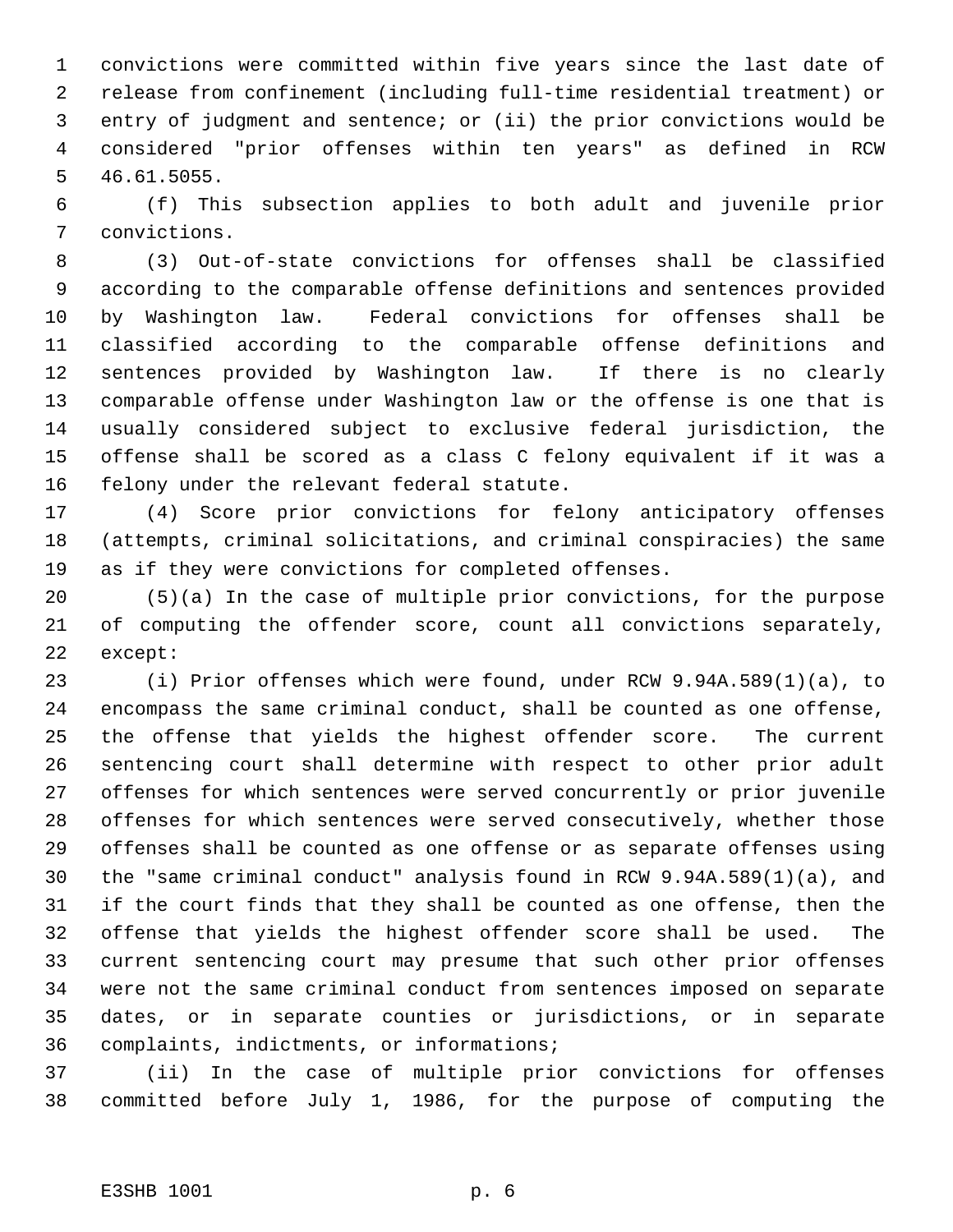convictions were committed within five years since the last date of release from confinement (including full-time residential treatment) or entry of judgment and sentence; or (ii) the prior convictions would be considered "prior offenses within ten years" as defined in RCW 46.61.5055.

(f) This subsection applies to both adult and juvenile prior convictions.

(3) Out-of-state convictions for offenses shall be classified according to the comparable offense definitions and sentences provided by Washington law. Federal convictions for offenses shall be classified according to the comparable offense definitions and sentences provided by Washington law. If there is no clearly comparable offense under Washington law or the offense is one that is usually considered subject to exclusive federal jurisdiction, the offense shall be scored as a class C felony equivalent if it was a felony under the relevant federal statute.

(4) Score prior convictions for felony anticipatory offenses (attempts, criminal solicitations, and criminal conspiracies) the same as if they were convictions for completed offenses.

(5)(a) In the case of multiple prior convictions, for the purpose of computing the offender score, count all convictions separately, except:

(i) Prior offenses which were found, under RCW 9.94A.589(1)(a), to encompass the same criminal conduct, shall be counted as one offense, the offense that yields the highest offender score. The current sentencing court shall determine with respect to other prior adult offenses for which sentences were served concurrently or prior juvenile offenses for which sentences were served consecutively, whether those offenses shall be counted as one offense or as separate offenses using the "same criminal conduct" analysis found in RCW 9.94A.589(1)(a), and if the court finds that they shall be counted as one offense, then the offense that yields the highest offender score shall be used. The current sentencing court may presume that such other prior offenses were not the same criminal conduct from sentences imposed on separate dates, or in separate counties or jurisdictions, or in separate complaints, indictments, or informations;

(ii) In the case of multiple prior convictions for offenses committed before July 1, 1986, for the purpose of computing the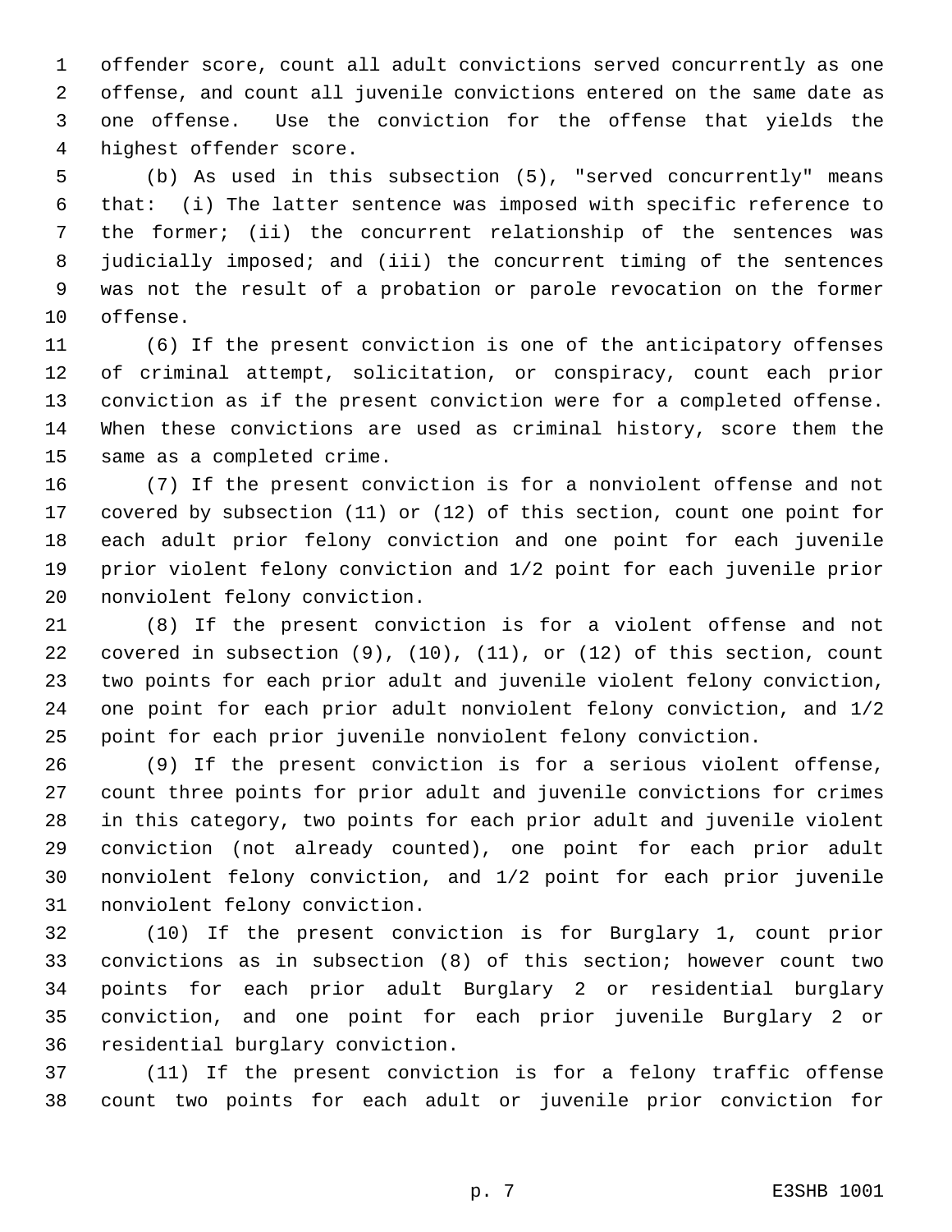offender score, count all adult convictions served concurrently as one offense, and count all juvenile convictions entered on the same date as one offense. Use the conviction for the offense that yields the highest offender score.

(b) As used in this subsection (5), "served concurrently" means that: (i) The latter sentence was imposed with specific reference to the former; (ii) the concurrent relationship of the sentences was judicially imposed; and (iii) the concurrent timing of the sentences was not the result of a probation or parole revocation on the former offense.

(6) If the present conviction is one of the anticipatory offenses of criminal attempt, solicitation, or conspiracy, count each prior conviction as if the present conviction were for a completed offense. When these convictions are used as criminal history, score them the same as a completed crime.

(7) If the present conviction is for a nonviolent offense and not covered by subsection (11) or (12) of this section, count one point for each adult prior felony conviction and one point for each juvenile prior violent felony conviction and 1/2 point for each juvenile prior nonviolent felony conviction.

(8) If the present conviction is for a violent offense and not covered in subsection (9), (10), (11), or (12) of this section, count two points for each prior adult and juvenile violent felony conviction, one point for each prior adult nonviolent felony conviction, and 1/2 point for each prior juvenile nonviolent felony conviction.

(9) If the present conviction is for a serious violent offense, count three points for prior adult and juvenile convictions for crimes in this category, two points for each prior adult and juvenile violent conviction (not already counted), one point for each prior adult nonviolent felony conviction, and 1/2 point for each prior juvenile nonviolent felony conviction.

(10) If the present conviction is for Burglary 1, count prior convictions as in subsection (8) of this section; however count two points for each prior adult Burglary 2 or residential burglary conviction, and one point for each prior juvenile Burglary 2 or residential burglary conviction.

(11) If the present conviction is for a felony traffic offense count two points for each adult or juvenile prior conviction for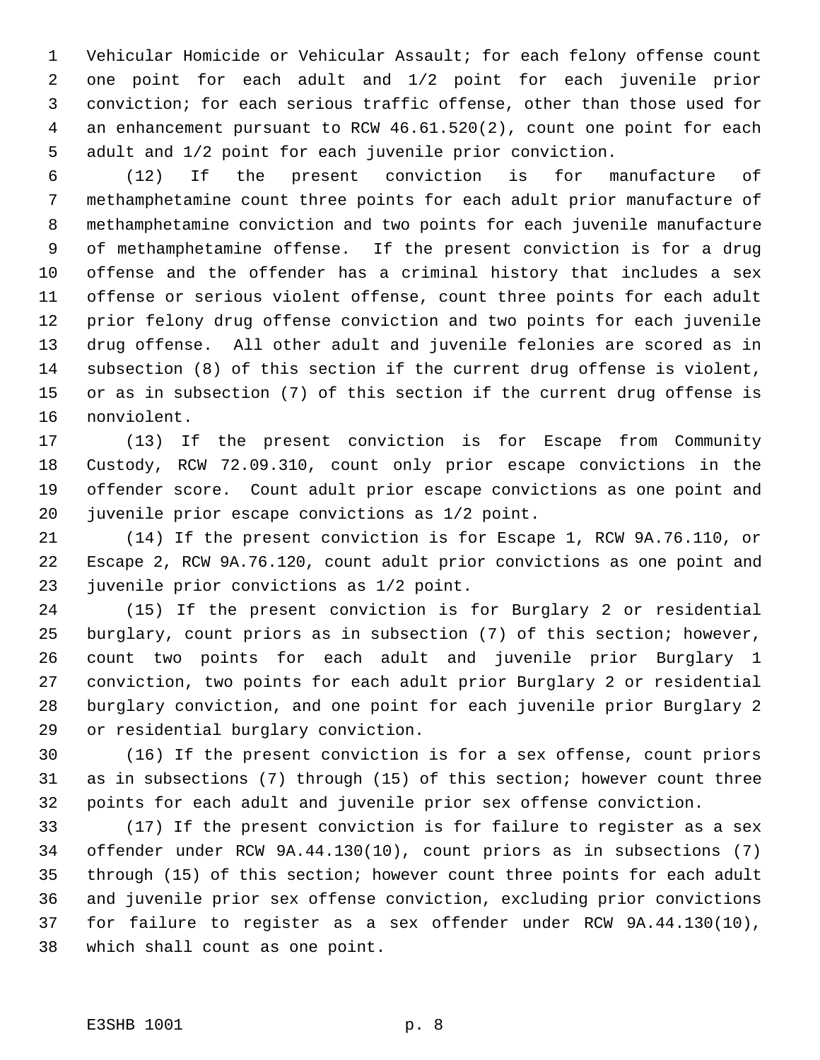Vehicular Homicide or Vehicular Assault; for each felony offense count one point for each adult and 1/2 point for each juvenile prior conviction; for each serious traffic offense, other than those used for an enhancement pursuant to RCW 46.61.520(2), count one point for each adult and 1/2 point for each juvenile prior conviction.

(12) If the present conviction is for manufacture of methamphetamine count three points for each adult prior manufacture of methamphetamine conviction and two points for each juvenile manufacture of methamphetamine offense. If the present conviction is for a drug offense and the offender has a criminal history that includes a sex offense or serious violent offense, count three points for each adult prior felony drug offense conviction and two points for each juvenile drug offense. All other adult and juvenile felonies are scored as in subsection (8) of this section if the current drug offense is violent, or as in subsection (7) of this section if the current drug offense is nonviolent.

(13) If the present conviction is for Escape from Community Custody, RCW 72.09.310, count only prior escape convictions in the offender score. Count adult prior escape convictions as one point and juvenile prior escape convictions as 1/2 point.

(14) If the present conviction is for Escape 1, RCW 9A.76.110, or Escape 2, RCW 9A.76.120, count adult prior convictions as one point and juvenile prior convictions as 1/2 point.

(15) If the present conviction is for Burglary 2 or residential burglary, count priors as in subsection (7) of this section; however, count two points for each adult and juvenile prior Burglary 1 conviction, two points for each adult prior Burglary 2 or residential burglary conviction, and one point for each juvenile prior Burglary 2 or residential burglary conviction.

(16) If the present conviction is for a sex offense, count priors as in subsections (7) through (15) of this section; however count three points for each adult and juvenile prior sex offense conviction.

(17) If the present conviction is for failure to register as a sex offender under RCW 9A.44.130(10), count priors as in subsections (7) through (15) of this section; however count three points for each adult and juvenile prior sex offense conviction, excluding prior convictions for failure to register as a sex offender under RCW 9A.44.130(10), which shall count as one point.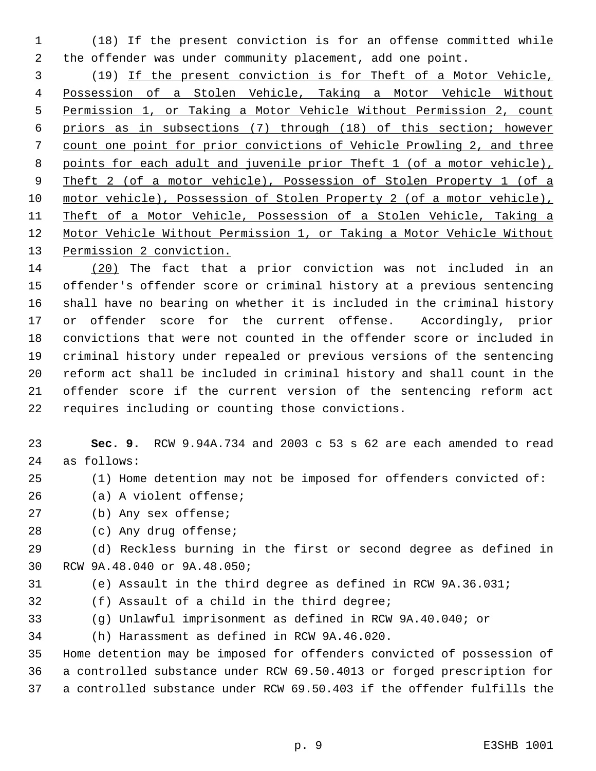(18) If the present conviction is for an offense committed while the offender was under community placement, add one point.

(19) <u>If the present conviction is for Theft of a Motor Vehicle, Possession of a Stolen Vehicle, Taking a Motor Vehicle Without Permission 1, or Taking a Motor Vehicle Without Permission 2, count priors as in subsections (7) through (18) of this section; however count one point for prior convictions of Vehicle Prowling 2, and three points for each adult and juvenile prior Theft 1 (of a motor vehicle), Theft 2 (of a motor vehicle), Possession of Stolen Property 1 (of a motor vehicle), Possession of Stolen Property 2 (of a motor vehicle), Theft of a Motor Vehicle, Possession of a Stolen Vehicle, Taking a Motor Vehicle Without Permission 1, or Taking a Motor Vehicle Without Permission 2 conviction.</u>

<u>(20)</u> The fact that a prior conviction was not included in an offender's offender score or criminal history at a previous sentencing shall have no bearing on whether it is included in the criminal history or offender score for the current offense. Accordingly, prior convictions that were not counted in the offender score or included in criminal history under repealed or previous versions of the sentencing reform act shall be included in criminal history and shall count in the offender score if the current version of the sentencing reform act requires including or counting those convictions.

**Sec. 9.** RCW 9.94A.734 and 2003 c 53 s 62 are each amended to read as follows:

(1) Home detention may not be imposed for offenders convicted of:

(a) A violent offense;

(b) Any sex offense;

(c) Any drug offense;

(d) Reckless burning in the first or second degree as defined in RCW 9A.48.040 or 9A.48.050;

(e) Assault in the third degree as defined in RCW 9A.36.031;

(f) Assault of a child in the third degree;

(g) Unlawful imprisonment as defined in RCW 9A.40.040; or

(h) Harassment as defined in RCW 9A.46.020.

Home detention may be imposed for offenders convicted of possession of a controlled substance under RCW 69.50.4013 or forged prescription for a controlled substance under RCW 69.50.403 if the offender fulfills the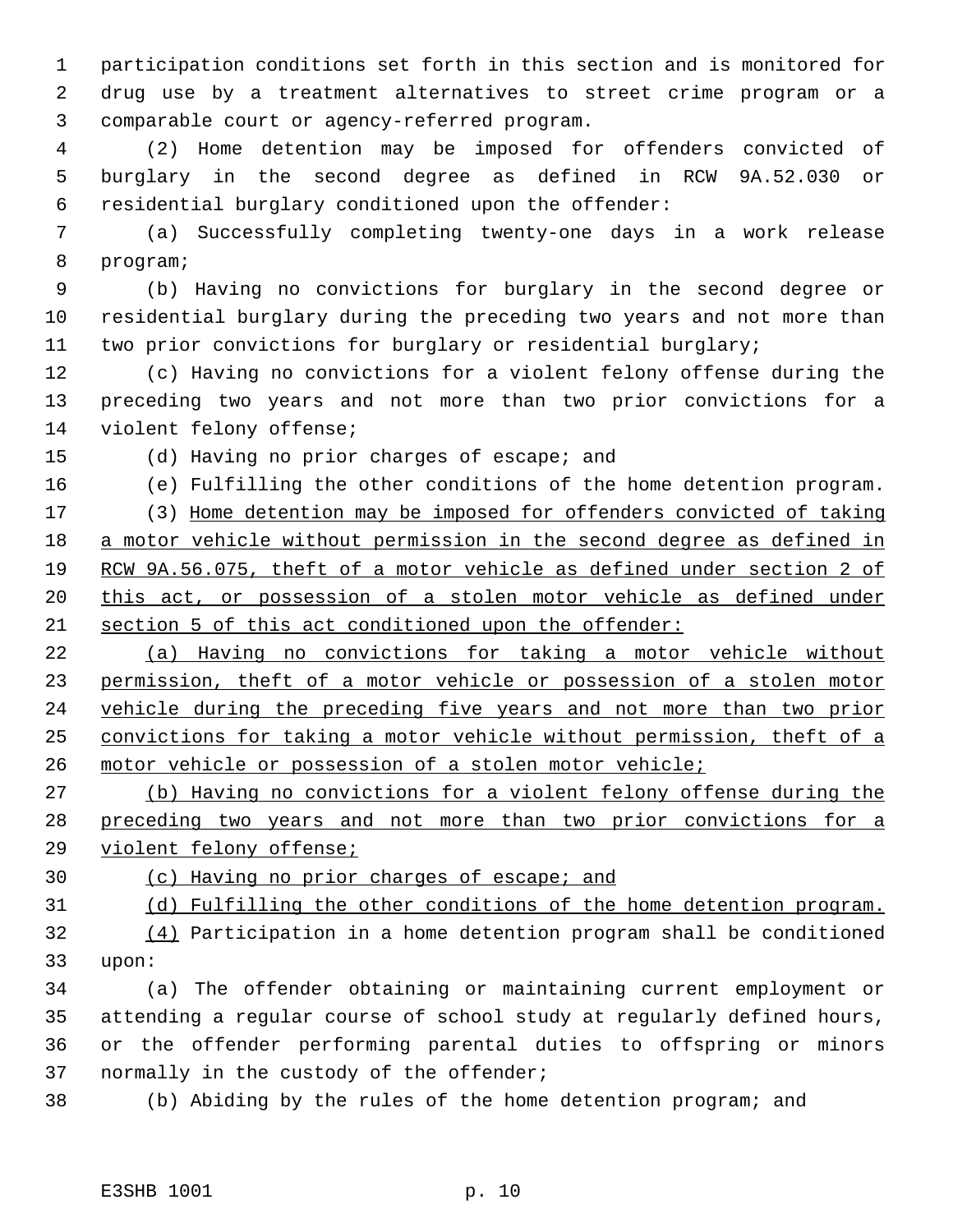participation conditions set forth in this section and is monitored for drug use by a treatment alternatives to street crime program or a comparable court or agency-referred program.

(2) Home detention may be imposed for offenders convicted of burglary in the second degree as defined in RCW 9A.52.030 or residential burglary conditioned upon the offender:

(a) Successfully completing twenty-one days in a work release program;

(b) Having no convictions for burglary in the second degree or residential burglary during the preceding two years and not more than two prior convictions for burglary or residential burglary;

(c) Having no convictions for a violent felony offense during the preceding two years and not more than two prior convictions for a violent felony offense;

(d) Having no prior charges of escape; and

(e) Fulfilling the other conditions of the home detention program.

(3) <u>Home detention may be imposed for offenders convicted of taking a motor vehicle without permission in the second degree as defined in RCW 9A.56.075, theft of a motor vehicle as defined under section 2 of this act, or possession of a stolen motor vehicle as defined under section 5 of this act conditioned upon the offender:</u>

<u>(a) Having no convictions for taking a motor vehicle without permission, theft of a motor vehicle or possession of a stolen motor vehicle during the preceding five years and not more than two prior convictions for taking a motor vehicle without permission, theft of a motor vehicle or possession of a stolen motor vehicle;</u>

<u>(b) Having no convictions for a violent felony offense during the preceding two years and not more than two prior convictions for a violent felony offense;</u>

<u>(c) Having no prior charges of escape; and</u>

<u>(d) Fulfilling the other conditions of the home detention program.</u>

<u>(4)</u> Participation in a home detention program shall be conditioned upon:

(a) The offender obtaining or maintaining current employment or attending a regular course of school study at regularly defined hours, or the offender performing parental duties to offspring or minors normally in the custody of the offender;

(b) Abiding by the rules of the home detention program; and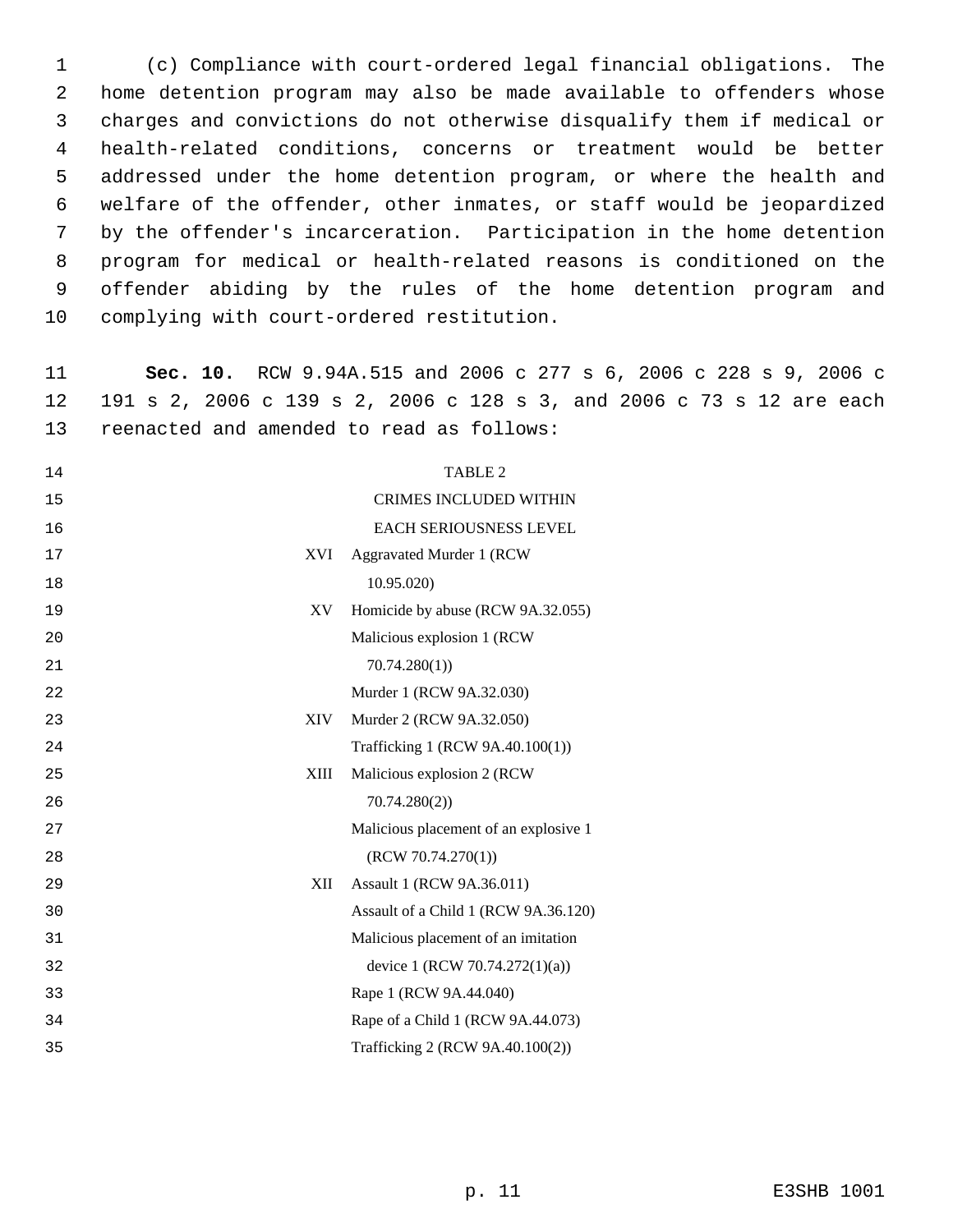(c) Compliance with court-ordered legal financial obligations. The home detention program may also be made available to offenders whose charges and convictions do not otherwise disqualify them if medical or health-related conditions, concerns or treatment would be better addressed under the home detention program, or where the health and welfare of the offender, other inmates, or staff would be jeopardized by the offender's incarceration. Participation in the home detention program for medical or health-related reasons is conditioned on the offender abiding by the rules of the home detention program and complying with court-ordered restitution.

**Sec. 10.** RCW 9.94A.515 and 2006 c 277 s 6, 2006 c 228 s 9, 2006 c 191 s 2, 2006 c 139 s 2, 2006 c 128 s 3, and 2006 c 73 s 12 are each reenacted and amended to read as follows:

TABLE 2

CRIMES INCLUDED WITHIN EACH SERIOUSNESS LEVEL

| | |
|---|---|
| XVI | Aggravated Murder 1 (RCW 10.95.020) |
| XV | Homicide by abuse (RCW 9A.32.055) |
| | Malicious explosion 1 (RCW 70.74.280(1)) |
| | Murder 1 (RCW 9A.32.030) |
| XIV | Murder 2 (RCW 9A.32.050) |
| | Trafficking 1 (RCW 9A.40.100(1)) |
| XIII | Malicious explosion 2 (RCW 70.74.280(2)) |
| | Malicious placement of an explosive 1 (RCW 70.74.270(1)) |
| XII | Assault 1 (RCW 9A.36.011) |
| | Assault of a Child 1 (RCW 9A.36.120) |
| | Malicious placement of an imitation device 1 (RCW 70.74.272(1)(a)) |
| | Rape 1 (RCW 9A.44.040) |
| | Rape of a Child 1 (RCW 9A.44.073) |
| | Trafficking 2 (RCW 9A.40.100(2)) |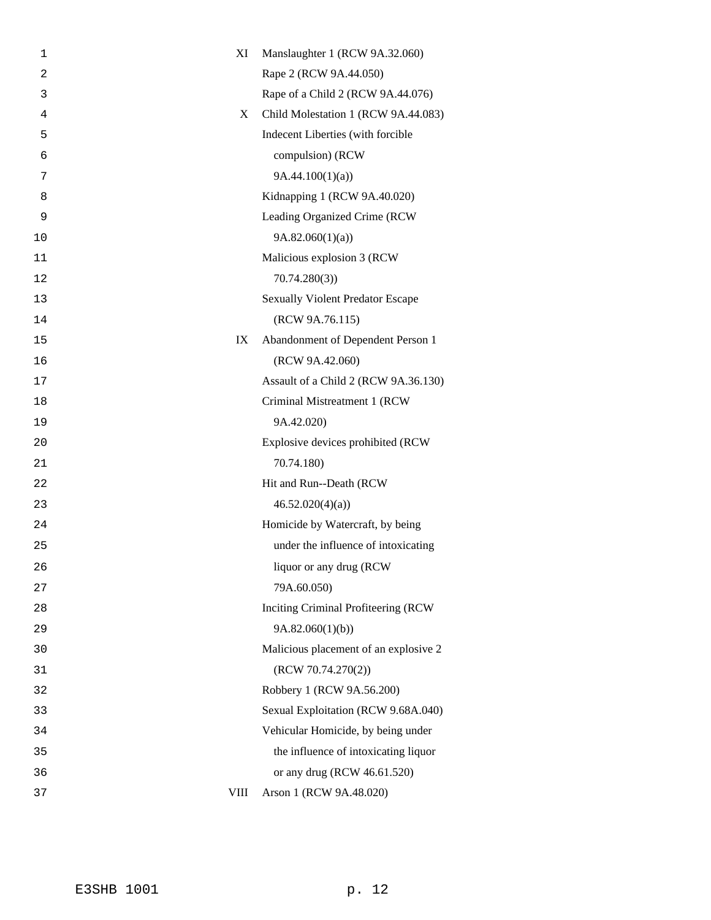| | |
|---|---|
| XI | Manslaughter 1 (RCW 9A.32.060) |
| | Rape 2 (RCW 9A.44.050) |
| | Rape of a Child 2 (RCW 9A.44.076) |
| X | Child Molestation 1 (RCW 9A.44.083) |
| | Indecent Liberties (with forcible compulsion) (RCW 9A.44.100(1)(a)) |
| | Kidnapping 1 (RCW 9A.40.020) |
| | Leading Organized Crime (RCW 9A.82.060(1)(a)) |
| | Malicious explosion 3 (RCW 70.74.280(3)) |
| | Sexually Violent Predator Escape (RCW 9A.76.115) |
| IX | Abandonment of Dependent Person 1 (RCW 9A.42.060) |
| | Assault of a Child 2 (RCW 9A.36.130) |
| | Criminal Mistreatment 1 (RCW 9A.42.020) |
| | Explosive devices prohibited (RCW 70.74.180) |
| | Hit and Run--Death (RCW 46.52.020(4)(a)) |
| | Homicide by Watercraft, by being under the influence of intoxicating liquor or any drug (RCW 79A.60.050) |
| | Inciting Criminal Profiteering (RCW 9A.82.060(1)(b)) |
| | Malicious placement of an explosive 2 (RCW 70.74.270(2)) |
| | Robbery 1 (RCW 9A.56.200) |
| | Sexual Exploitation (RCW 9.68A.040) |
| | Vehicular Homicide, by being under the influence of intoxicating liquor or any drug (RCW 46.61.520) |
| VIII | Arson 1 (RCW 9A.48.020) |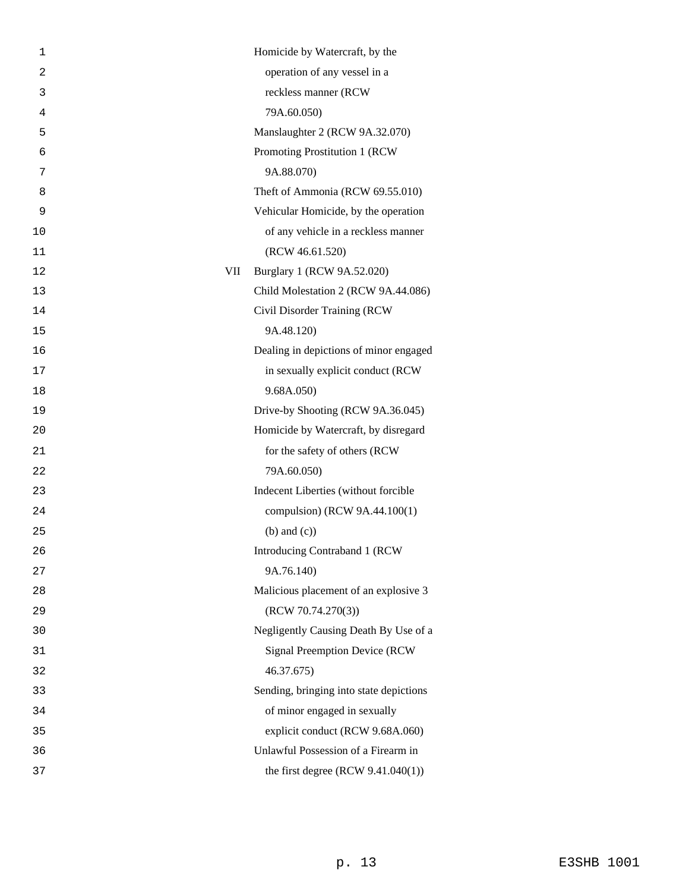| | |
|---|---|
| | Homicide by Watercraft, by the operation of any vessel in a reckless manner (RCW 79A.60.050) |
| | Manslaughter 2 (RCW 9A.32.070) |
| | Promoting Prostitution 1 (RCW 9A.88.070) |
| | Theft of Ammonia (RCW 69.55.010) |
| | Vehicular Homicide, by the operation of any vehicle in a reckless manner (RCW 46.61.520) |
| VII | Burglary 1 (RCW 9A.52.020) |
| | Child Molestation 2 (RCW 9A.44.086) |
| | Civil Disorder Training (RCW 9A.48.120) |
| | Dealing in depictions of minor engaged in sexually explicit conduct (RCW 9.68A.050) |
| | Drive-by Shooting (RCW 9A.36.045) |
| | Homicide by Watercraft, by disregard for the safety of others (RCW 79A.60.050) |
| | Indecent Liberties (without forcible compulsion) (RCW 9A.44.100(1) (b) and (c)) |
| | Introducing Contraband 1 (RCW 9A.76.140) |
| | Malicious placement of an explosive 3 (RCW 70.74.270(3)) |
| | Negligently Causing Death By Use of a Signal Preemption Device (RCW 46.37.675) |
| | Sending, bringing into state depictions of minor engaged in sexually explicit conduct (RCW 9.68A.060) |
| | Unlawful Possession of a Firearm in the first degree (RCW 9.41.040(1)) |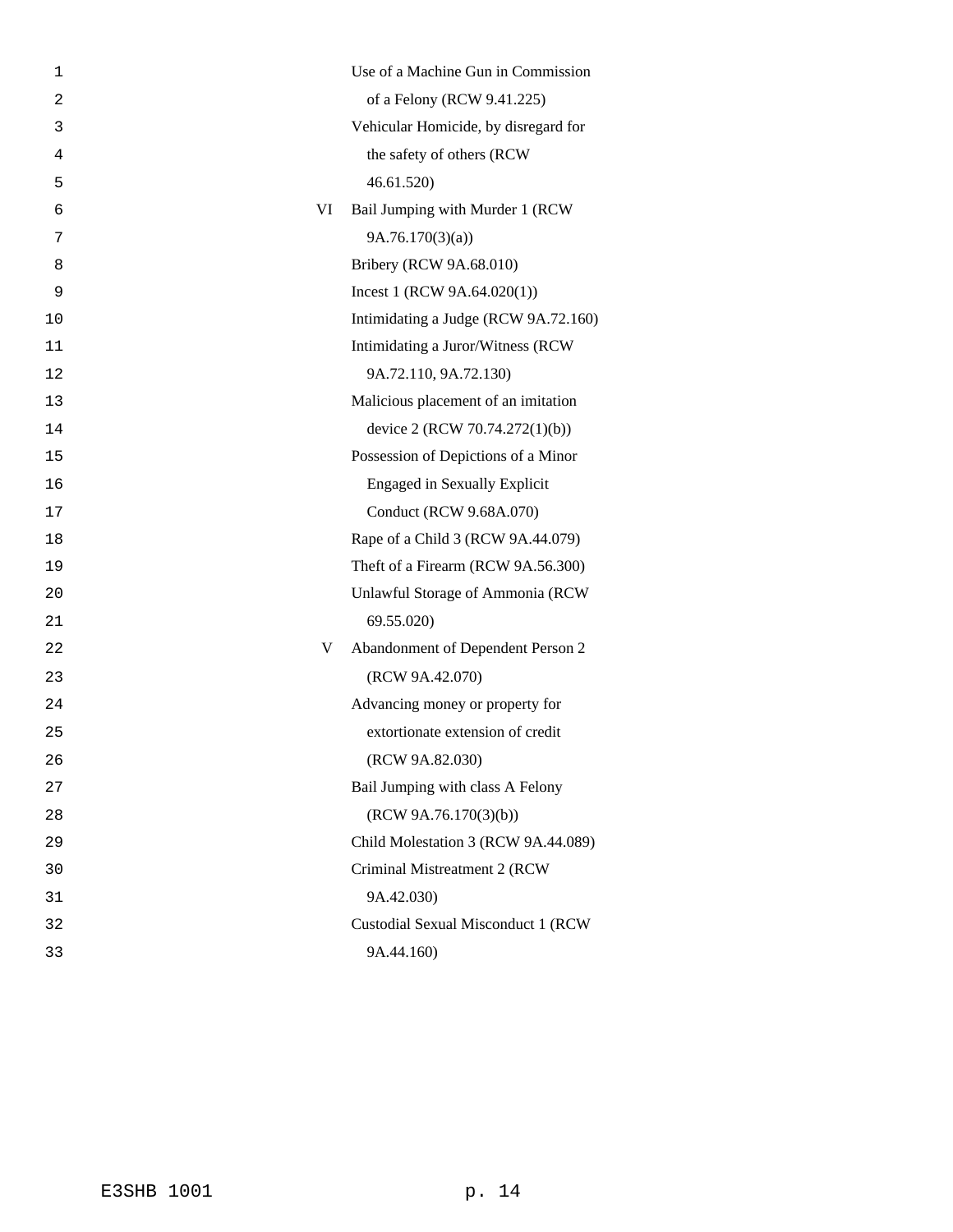| | |
|---|---|
| | Use of a Machine Gun in Commission of a Felony (RCW 9.41.225) |
| | Vehicular Homicide, by disregard for the safety of others (RCW 46.61.520) |
| VI | Bail Jumping with Murder 1 (RCW 9A.76.170(3)(a)) |
| | Bribery (RCW 9A.68.010) |
| | Incest 1 (RCW 9A.64.020(1)) |
| | Intimidating a Judge (RCW 9A.72.160) |
| | Intimidating a Juror/Witness (RCW 9A.72.110, 9A.72.130) |
| | Malicious placement of an imitation device 2 (RCW 70.74.272(1)(b)) |
| | Possession of Depictions of a Minor Engaged in Sexually Explicit Conduct (RCW 9.68A.070) |
| | Rape of a Child 3 (RCW 9A.44.079) |
| | Theft of a Firearm (RCW 9A.56.300) |
| | Unlawful Storage of Ammonia (RCW 69.55.020) |
| V | Abandonment of Dependent Person 2 (RCW 9A.42.070) |
| | Advancing money or property for extortionate extension of credit (RCW 9A.82.030) |
| | Bail Jumping with class A Felony (RCW 9A.76.170(3)(b)) |
| | Child Molestation 3 (RCW 9A.44.089) |
| | Criminal Mistreatment 2 (RCW 9A.42.030) |
| | Custodial Sexual Misconduct 1 (RCW 9A.44.160) |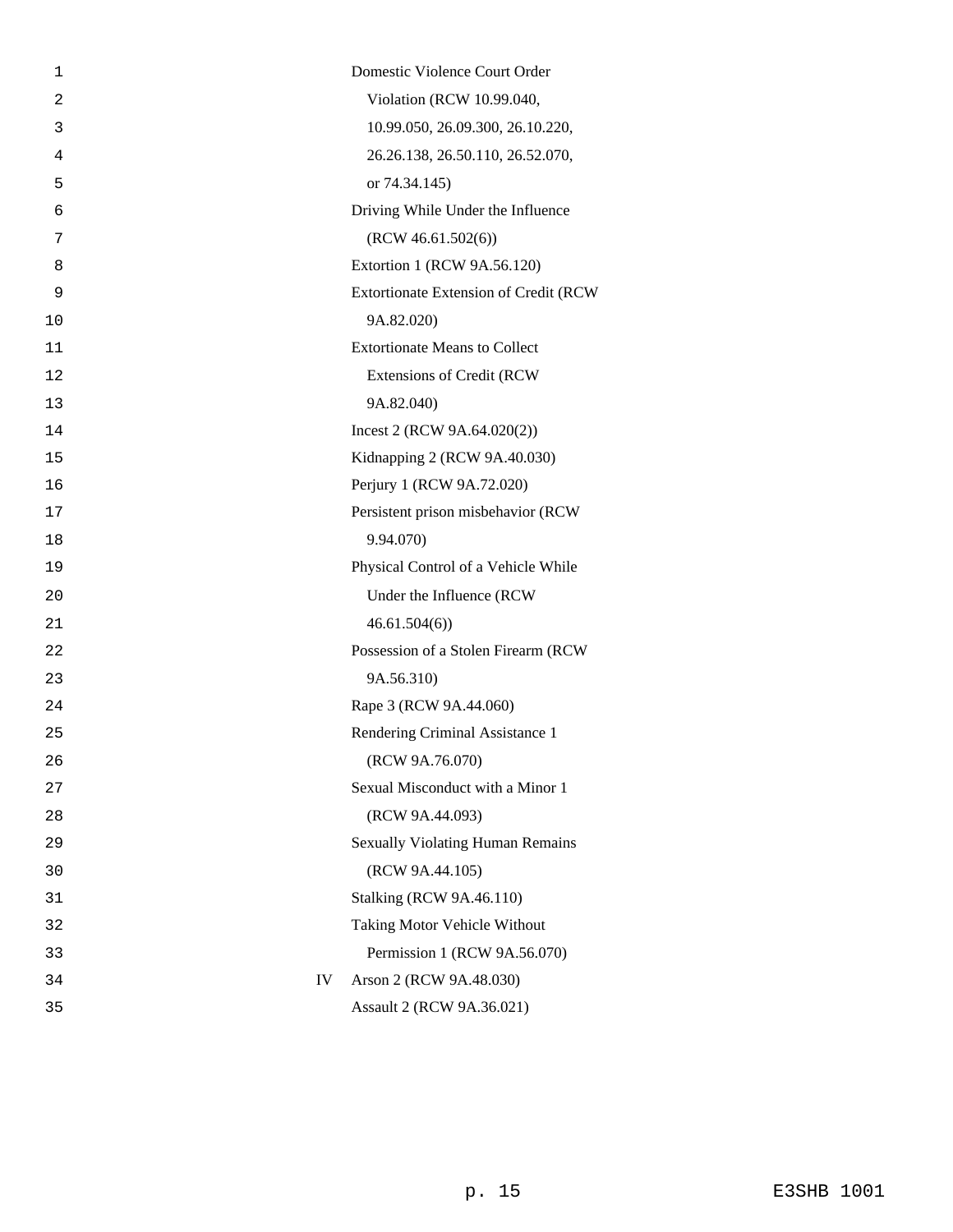| | |
|---|---|
| | Domestic Violence Court Order Violation (RCW 10.99.040, 10.99.050, 26.09.300, 26.10.220, 26.26.138, 26.50.110, 26.52.070, or 74.34.145) |
| | Driving While Under the Influence (RCW 46.61.502(6)) |
| | Extortion 1 (RCW 9A.56.120) |
| | Extortionate Extension of Credit (RCW 9A.82.020) |
| | Extortionate Means to Collect Extensions of Credit (RCW 9A.82.040) |
| | Incest 2 (RCW 9A.64.020(2)) |
| | Kidnapping 2 (RCW 9A.40.030) |
| | Perjury 1 (RCW 9A.72.020) |
| | Persistent prison misbehavior (RCW 9.94.070) |
| | Physical Control of a Vehicle While Under the Influence (RCW 46.61.504(6)) |
| | Possession of a Stolen Firearm (RCW 9A.56.310) |
| | Rape 3 (RCW 9A.44.060) |
| | Rendering Criminal Assistance 1 (RCW 9A.76.070) |
| | Sexual Misconduct with a Minor 1 (RCW 9A.44.093) |
| | Sexually Violating Human Remains (RCW 9A.44.105) |
| | Stalking (RCW 9A.46.110) |
| | Taking Motor Vehicle Without Permission 1 (RCW 9A.56.070) |
| IV | Arson 2 (RCW 9A.48.030) |
| | Assault 2 (RCW 9A.36.021) |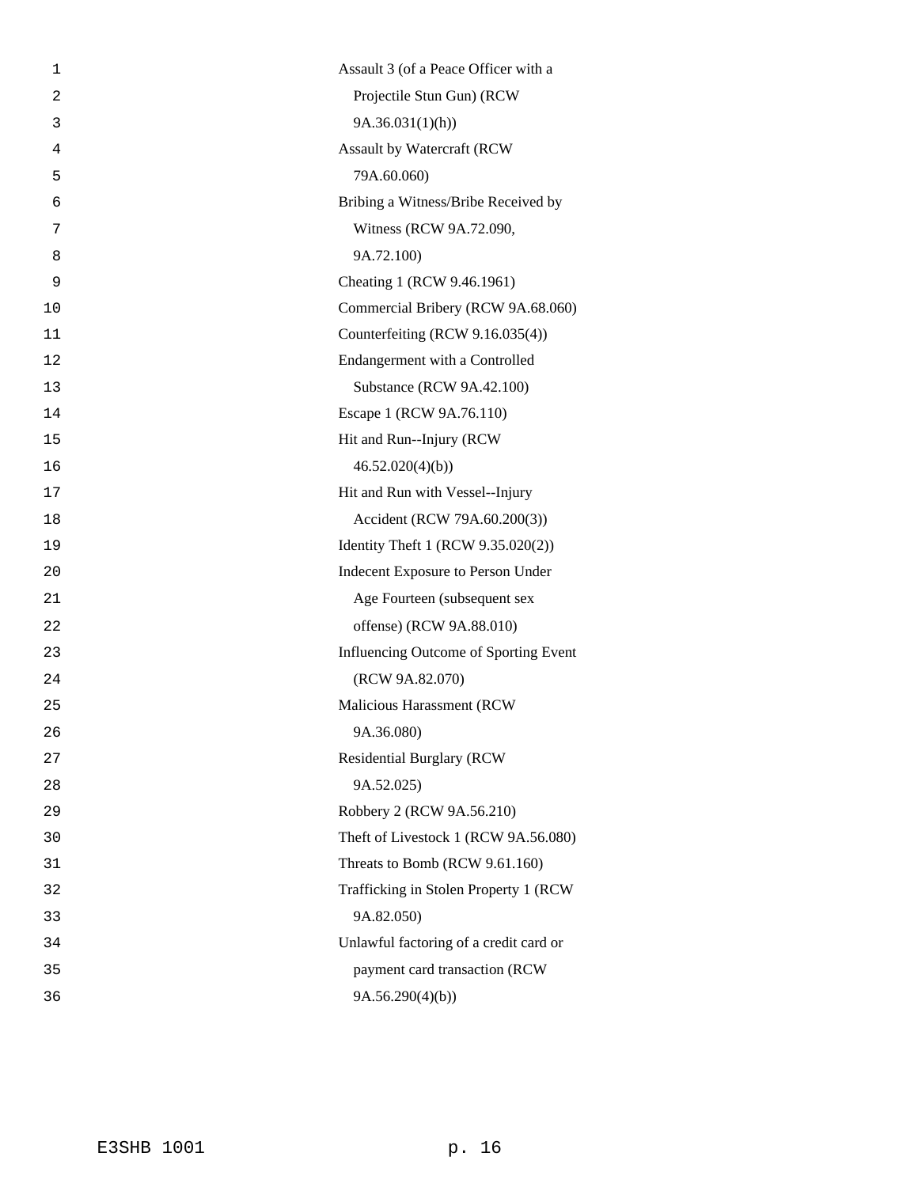Assault 3 (of a Peace Officer with a Projectile Stun Gun) (RCW 9A.36.031(1)(h))

Assault by Watercraft (RCW 79A.60.060)

Bribing a Witness/Bribe Received by Witness (RCW 9A.72.090, 9A.72.100)

Cheating 1 (RCW 9.46.1961)

Commercial Bribery (RCW 9A.68.060)

Counterfeiting (RCW 9.16.035(4))

Endangerment with a Controlled Substance (RCW 9A.42.100)

Escape 1 (RCW 9A.76.110)

Hit and Run--Injury (RCW 46.52.020(4)(b))

Hit and Run with Vessel--Injury Accident (RCW 79A.60.200(3))

Identity Theft 1 (RCW 9.35.020(2))

Indecent Exposure to Person Under Age Fourteen (subsequent sex offense) (RCW 9A.88.010)

Influencing Outcome of Sporting Event (RCW 9A.82.070)

Malicious Harassment (RCW 9A.36.080)

Residential Burglary (RCW 9A.52.025)

Robbery 2 (RCW 9A.56.210)

Theft of Livestock 1 (RCW 9A.56.080)

Threats to Bomb (RCW 9.61.160)

Trafficking in Stolen Property 1 (RCW 9A.82.050)

Unlawful factoring of a credit card or payment card transaction (RCW 9A.56.290(4)(b))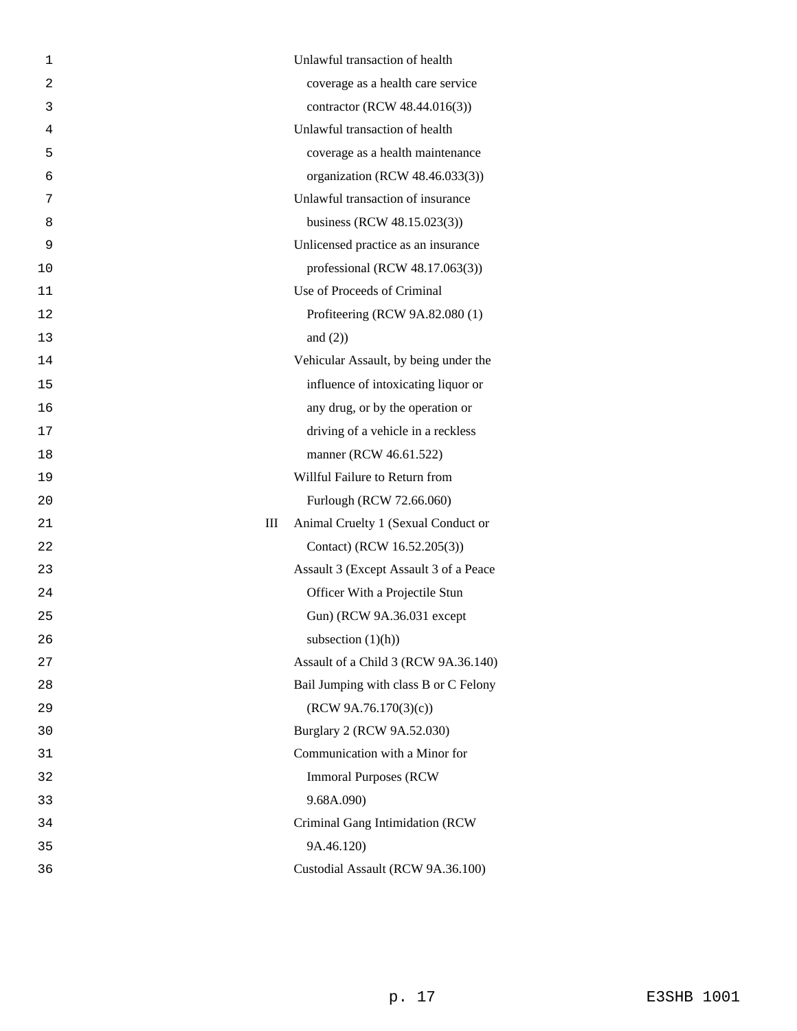| | |
|---|---|
| | Unlawful transaction of health coverage as a health care service contractor (RCW 48.44.016(3)) |
| | Unlawful transaction of health coverage as a health maintenance organization (RCW 48.46.033(3)) |
| | Unlawful transaction of insurance business (RCW 48.15.023(3)) |
| | Unlicensed practice as an insurance professional (RCW 48.17.063(3)) |
| | Use of Proceeds of Criminal Profiteering (RCW 9A.82.080 (1) and (2)) |
| | Vehicular Assault, by being under the influence of intoxicating liquor or any drug, or by the operation or driving of a vehicle in a reckless manner (RCW 46.61.522) |
| | Willful Failure to Return from Furlough (RCW 72.66.060) |
| III | Animal Cruelty 1 (Sexual Conduct or Contact) (RCW 16.52.205(3)) |
| | Assault 3 (Except Assault 3 of a Peace Officer With a Projectile Stun Gun) (RCW 9A.36.031 except subsection (1)(h)) |
| | Assault of a Child 3 (RCW 9A.36.140) |
| | Bail Jumping with class B or C Felony (RCW 9A.76.170(3)(c)) |
| | Burglary 2 (RCW 9A.52.030) |
| | Communication with a Minor for Immoral Purposes (RCW 9.68A.090) |
| | Criminal Gang Intimidation (RCW 9A.46.120) |
| | Custodial Assault (RCW 9A.36.100) |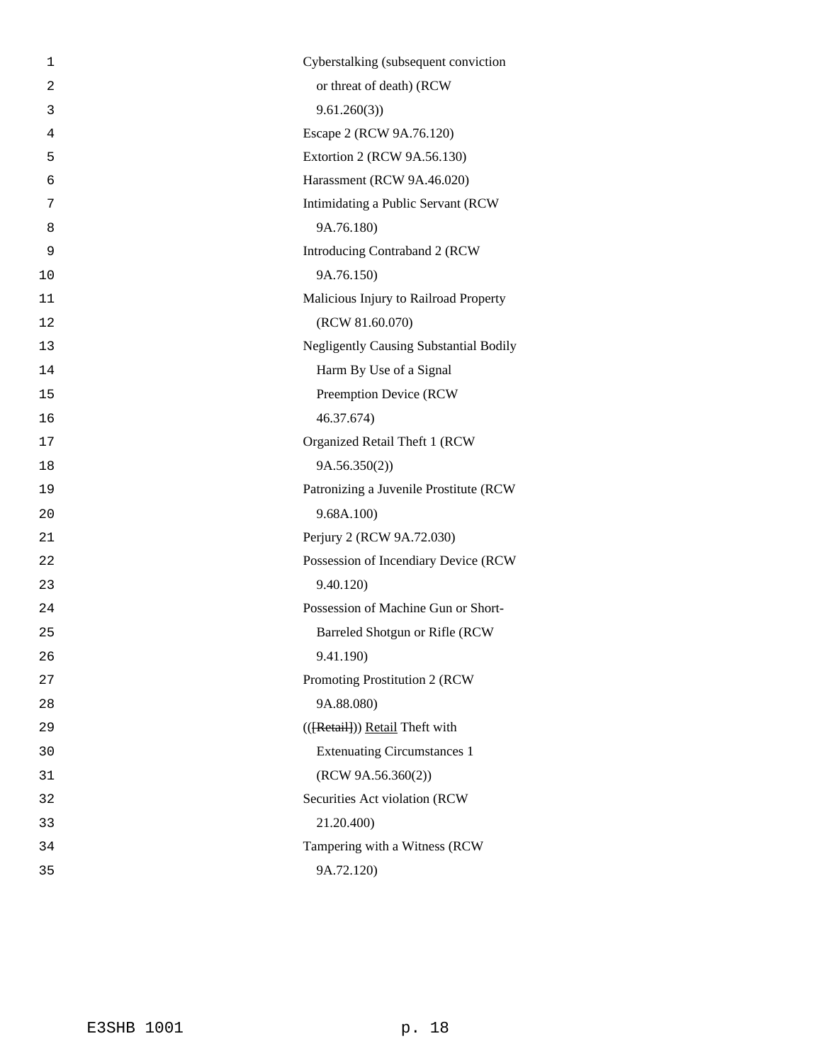Cyberstalking (subsequent conviction or threat of death) (RCW 9.61.260(3))

Escape 2 (RCW 9A.76.120)

Extortion 2 (RCW 9A.56.130)

Harassment (RCW 9A.46.020)

Intimidating a Public Servant (RCW 9A.76.180)

Introducing Contraband 2 (RCW 9A.76.150)

Malicious Injury to Railroad Property (RCW 81.60.070)

Negligently Causing Substantial Bodily Harm By Use of a Signal Preemption Device (RCW 46.37.674)

Organized Retail Theft 1 (RCW 9A.56.350(2))

Patronizing a Juvenile Prostitute (RCW 9.68A.100)

Perjury 2 (RCW 9A.72.030)

Possession of Incendiary Device (RCW 9.40.120)

Possession of Machine Gun or Short-Barreled Shotgun or Rifle (RCW 9.41.190)

Promoting Prostitution 2 (RCW 9A.88.080)

(([Retail])) Retail Theft with Extenuating Circumstances 1 (RCW 9A.56.360(2))

Securities Act violation (RCW 21.20.400)

Tampering with a Witness (RCW 9A.72.120)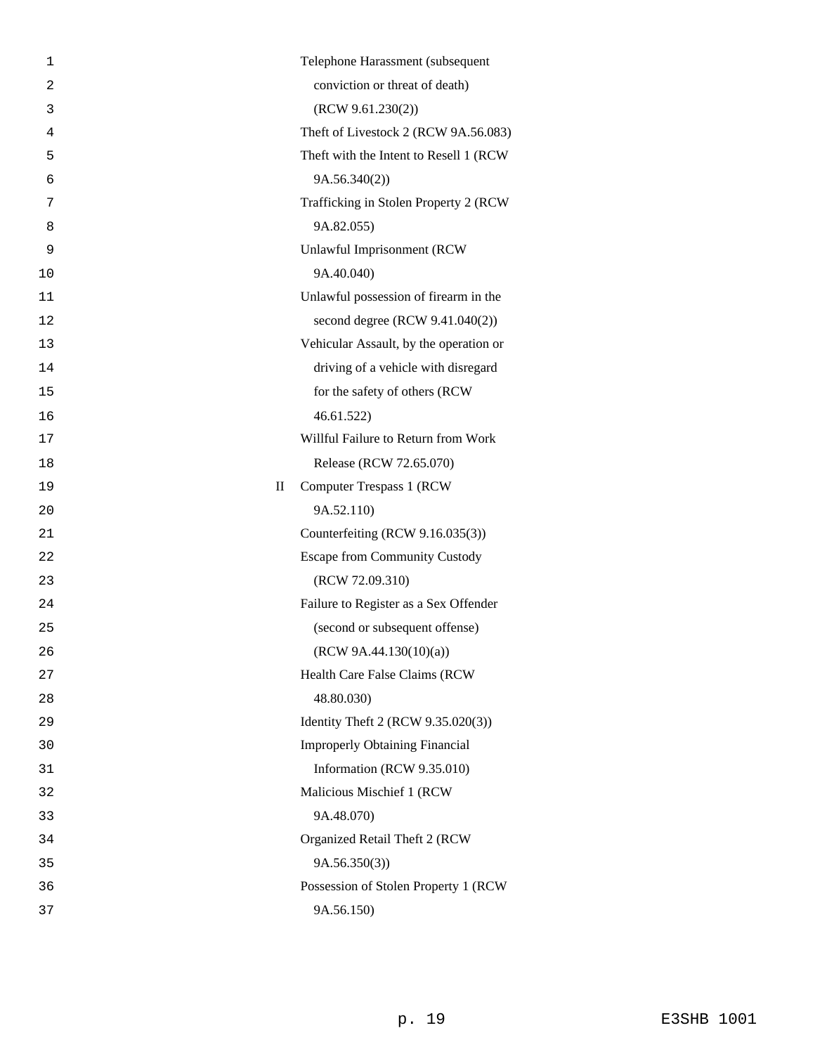Telephone Harassment (subsequent conviction or threat of death) (RCW 9.61.230(2))

Theft of Livestock 2 (RCW 9A.56.083)

Theft with the Intent to Resell 1 (RCW 9A.56.340(2))

Trafficking in Stolen Property 2 (RCW 9A.82.055)

Unlawful Imprisonment (RCW 9A.40.040)

Unlawful possession of firearm in the second degree (RCW 9.41.040(2))

Vehicular Assault, by the operation or driving of a vehicle with disregard for the safety of others (RCW 46.61.522)

Willful Failure to Return from Work Release (RCW 72.65.070)

II Computer Trespass 1 (RCW 9A.52.110)

Counterfeiting (RCW 9.16.035(3))

Escape from Community Custody (RCW 72.09.310)

Failure to Register as a Sex Offender (second or subsequent offense) (RCW 9A.44.130(10)(a))

Health Care False Claims (RCW 48.80.030)

Identity Theft 2 (RCW 9.35.020(3))

Improperly Obtaining Financial Information (RCW 9.35.010)

Malicious Mischief 1 (RCW 9A.48.070)

Organized Retail Theft 2 (RCW 9A.56.350(3))

Possession of Stolen Property 1 (RCW 9A.56.150)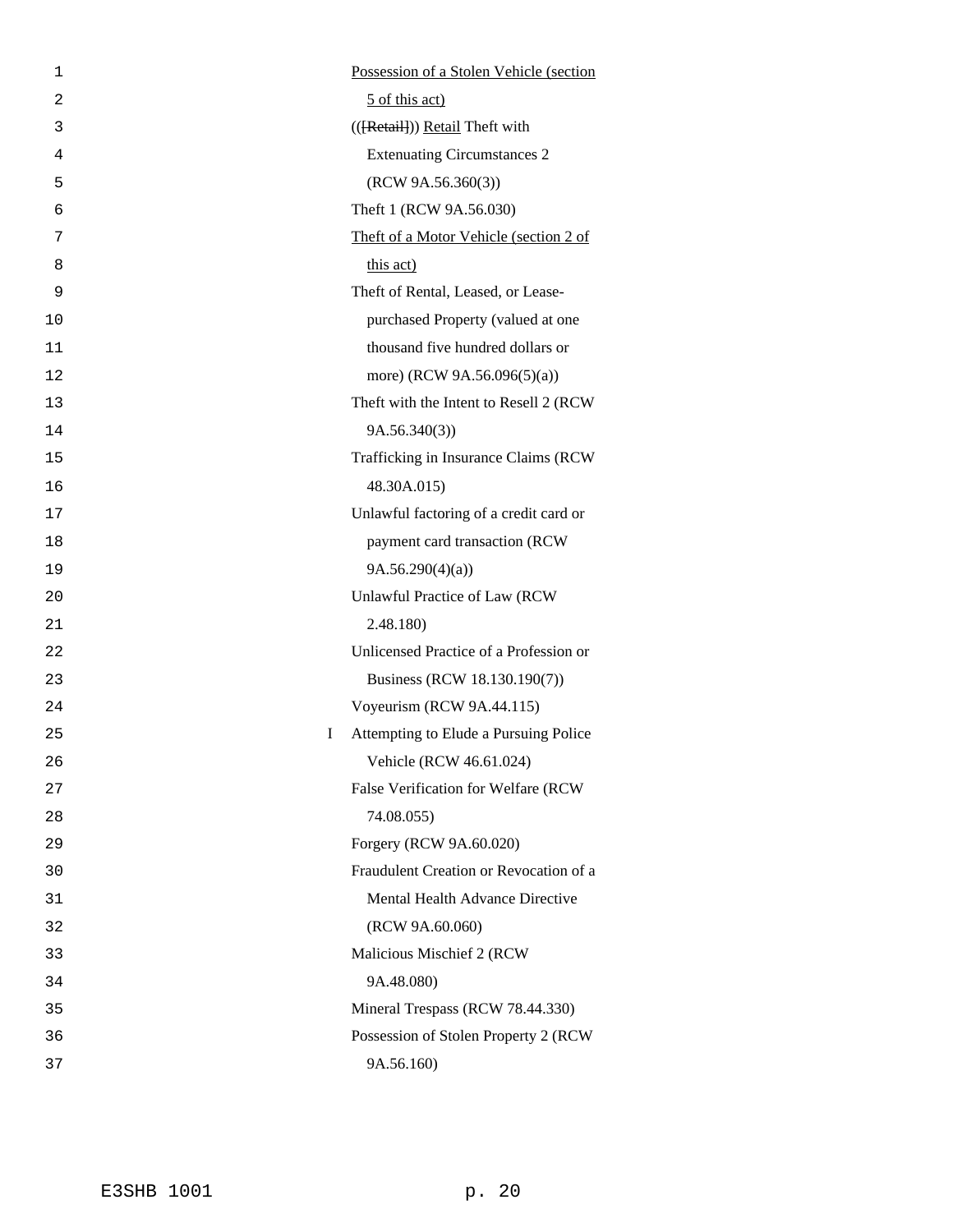Possession of a Stolen Vehicle (section 5 of this act)

(([Retail])) Retail Theft with Extenuating Circumstances 2 (RCW 9A.56.360(3))

Theft 1 (RCW 9A.56.030)

Theft of a Motor Vehicle (section 2 of this act)

Theft of Rental, Leased, or Lease-purchased Property (valued at one thousand five hundred dollars or more) (RCW 9A.56.096(5)(a))

Theft with the Intent to Resell 2 (RCW 9A.56.340(3))

Trafficking in Insurance Claims (RCW 48.30A.015)

Unlawful factoring of a credit card or payment card transaction (RCW 9A.56.290(4)(a))

Unlawful Practice of Law (RCW 2.48.180)

Unlicensed Practice of a Profession or Business (RCW 18.130.190(7))

Voyeurism (RCW 9A.44.115)

I Attempting to Elude a Pursuing Police Vehicle (RCW 46.61.024)

False Verification for Welfare (RCW 74.08.055)

Forgery (RCW 9A.60.020)

Fraudulent Creation or Revocation of a Mental Health Advance Directive (RCW 9A.60.060)

Malicious Mischief 2 (RCW 9A.48.080)

Mineral Trespass (RCW 78.44.330)

Possession of Stolen Property 2 (RCW 9A.56.160)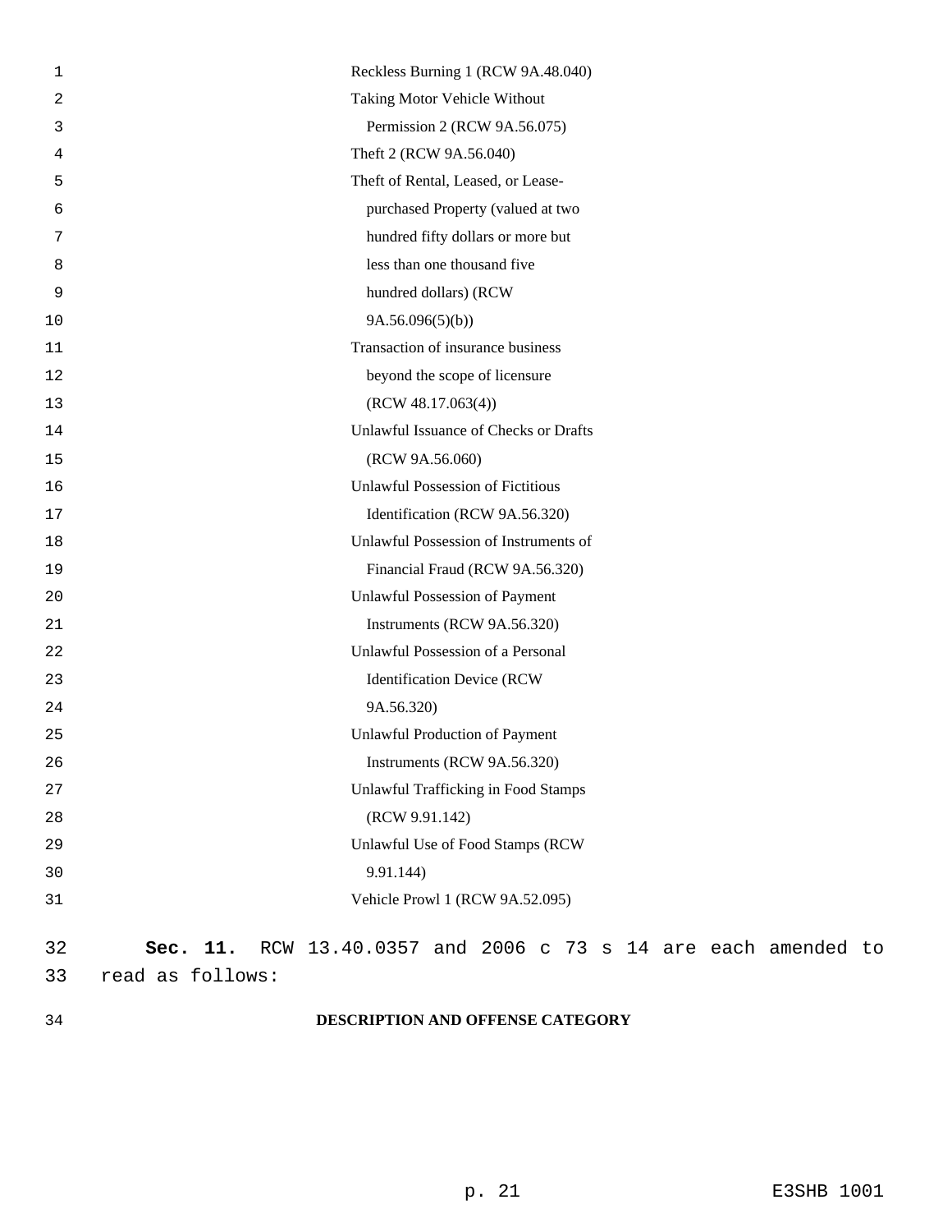Reckless Burning 1 (RCW 9A.48.040)

Taking Motor Vehicle Without Permission 2 (RCW 9A.56.075)

Theft 2 (RCW 9A.56.040)

Theft of Rental, Leased, or Lease-purchased Property (valued at two hundred fifty dollars or more but less than one thousand five hundred dollars) (RCW 9A.56.096(5)(b))

Transaction of insurance business beyond the scope of licensure (RCW 48.17.063(4))

Unlawful Issuance of Checks or Drafts (RCW 9A.56.060)

Unlawful Possession of Fictitious Identification (RCW 9A.56.320)

Unlawful Possession of Instruments of Financial Fraud (RCW 9A.56.320)

Unlawful Possession of Payment Instruments (RCW 9A.56.320)

Unlawful Possession of a Personal Identification Device (RCW 9A.56.320)

Unlawful Production of Payment Instruments (RCW 9A.56.320)

Unlawful Trafficking in Food Stamps (RCW 9.91.142)

Unlawful Use of Food Stamps (RCW 9.91.144)

Vehicle Prowl 1 (RCW 9A.52.095)

**Sec. 11.** RCW 13.40.0357 and 2006 c 73 s 14 are each amended to read as follows:

**DESCRIPTION AND OFFENSE CATEGORY**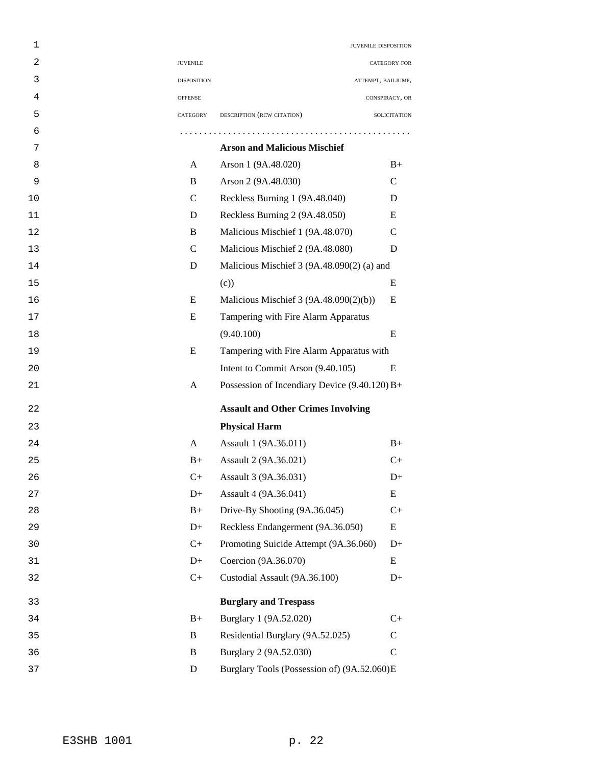| JUVENILE DISPOSITION OFFENSE CATEGORY | DESCRIPTION (RCW CITATION) | JUVENILE DISPOSITION CATEGORY FOR ATTEMPT, BAILJUMP, CONSPIRACY, OR SOLICITATION |
|---|---|---|
| | **Arson and Malicious Mischief** | |
| A | Arson 1 (9A.48.020) | B+ |
| B | Arson 2 (9A.48.030) | C |
| C | Reckless Burning 1 (9A.48.040) | D |
| D | Reckless Burning 2 (9A.48.050) | E |
| B | Malicious Mischief 1 (9A.48.070) | C |
| C | Malicious Mischief 2 (9A.48.080) | D |
| D | Malicious Mischief 3 (9A.48.090(2) (a) and (c)) | E |
| E | Malicious Mischief 3 (9A.48.090(2)(b)) | E |
| E | Tampering with Fire Alarm Apparatus (9.40.100) | E |
| E | Tampering with Fire Alarm Apparatus with Intent to Commit Arson (9.40.105) | E |
| A | Possession of Incendiary Device (9.40.120) | B+ |
| | **Assault and Other Crimes Involving Physical Harm** | |
| A | Assault 1 (9A.36.011) | B+ |
| B+ | Assault 2 (9A.36.021) | C+ |
| C+ | Assault 3 (9A.36.031) | D+ |
| D+ | Assault 4 (9A.36.041) | E |
| B+ | Drive-By Shooting (9A.36.045) | C+ |
| D+ | Reckless Endangerment (9A.36.050) | E |
| C+ | Promoting Suicide Attempt (9A.36.060) | D+ |
| D+ | Coercion (9A.36.070) | E |
| C+ | Custodial Assault (9A.36.100) | D+ |
| | **Burglary and Trespass** | |
| B+ | Burglary 1 (9A.52.020) | C+ |
| B | Residential Burglary (9A.52.025) | C |
| B | Burglary 2 (9A.52.030) | C |
| D | Burglary Tools (Possession of) (9A.52.060) | E |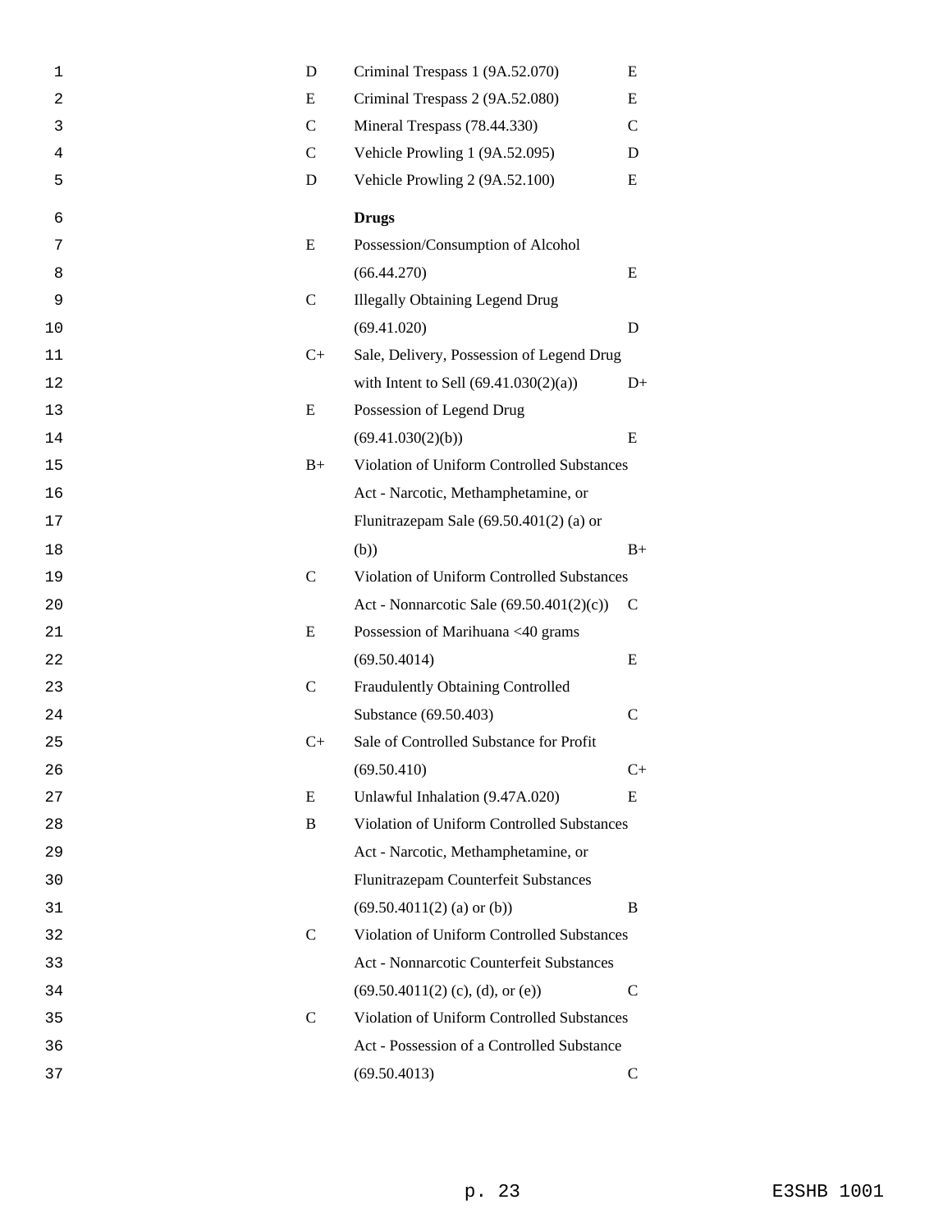| | | |
|---|---|---|
| D | Criminal Trespass 1 (9A.52.070) | E |
| E | Criminal Trespass 2 (9A.52.080) | E |
| C | Mineral Trespass (78.44.330) | C |
| C | Vehicle Prowling 1 (9A.52.095) | D |
| D | Vehicle Prowling 2 (9A.52.100) | E |
| | **Drugs** | |
| E | Possession/Consumption of Alcohol (66.44.270) | E |
| C | Illegally Obtaining Legend Drug (69.41.020) | D |
| C+ | Sale, Delivery, Possession of Legend Drug with Intent to Sell (69.41.030(2)(a)) | D+ |
| E | Possession of Legend Drug (69.41.030(2)(b)) | E |
| B+ | Violation of Uniform Controlled Substances Act - Narcotic, Methamphetamine, or Flunitrazepam Sale (69.50.401(2) (a) or (b)) | B+ |
| C | Violation of Uniform Controlled Substances Act - Nonnarcotic Sale (69.50.401(2)(c)) | C |
| E | Possession of Marihuana <40 grams (69.50.4014) | E |
| C | Fraudulently Obtaining Controlled Substance (69.50.403) | C |
| C+ | Sale of Controlled Substance for Profit (69.50.410) | C+ |
| E | Unlawful Inhalation (9.47A.020) | E |
| B | Violation of Uniform Controlled Substances Act - Narcotic, Methamphetamine, or Flunitrazepam Counterfeit Substances (69.50.4011(2) (a) or (b)) | B |
| C | Violation of Uniform Controlled Substances Act - Nonnarcotic Counterfeit Substances (69.50.4011(2) (c), (d), or (e)) | C |
| C | Violation of Uniform Controlled Substances Act - Possession of a Controlled Substance (69.50.4013) | C |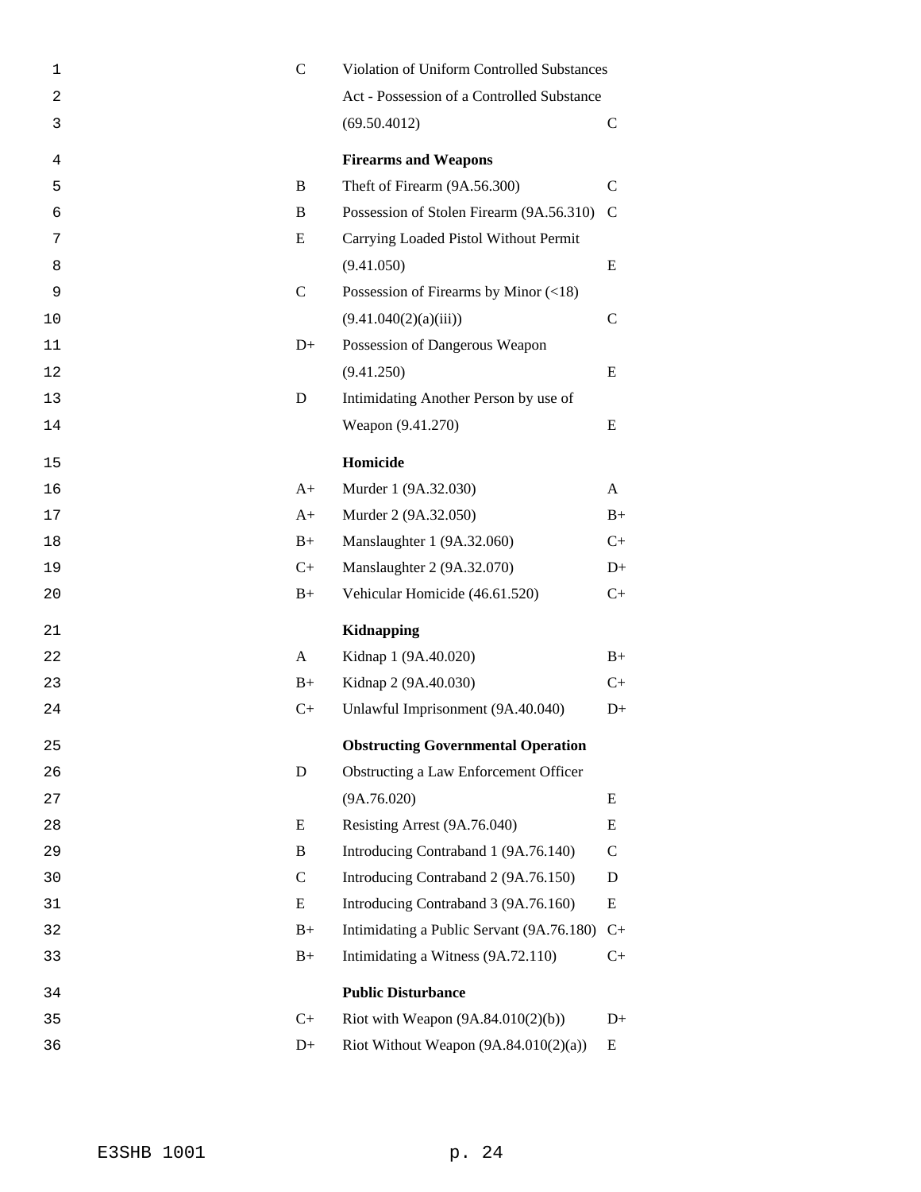| | | |
|---|---|---|
| C | Violation of Uniform Controlled Substances Act - Possession of a Controlled Substance (69.50.4012) | C |
| | **Firearms and Weapons** | |
| B | Theft of Firearm (9A.56.300) | C |
| B | Possession of Stolen Firearm (9A.56.310) | C |
| E | Carrying Loaded Pistol Without Permit (9.41.050) | E |
| C | Possession of Firearms by Minor (<18) (9.41.040(2)(a)(iii)) | C |
| D+ | Possession of Dangerous Weapon (9.41.250) | E |
| D | Intimidating Another Person by use of Weapon (9.41.270) | E |
| | **Homicide** | |
| A+ | Murder 1 (9A.32.030) | A |
| A+ | Murder 2 (9A.32.050) | B+ |
| B+ | Manslaughter 1 (9A.32.060) | C+ |
| C+ | Manslaughter 2 (9A.32.070) | D+ |
| B+ | Vehicular Homicide (46.61.520) | C+ |
| | **Kidnapping** | |
| A | Kidnap 1 (9A.40.020) | B+ |
| B+ | Kidnap 2 (9A.40.030) | C+ |
| C+ | Unlawful Imprisonment (9A.40.040) | D+ |
| | **Obstructing Governmental Operation** | |
| D | Obstructing a Law Enforcement Officer (9A.76.020) | E |
| E | Resisting Arrest (9A.76.040) | E |
| B | Introducing Contraband 1 (9A.76.140) | C |
| C | Introducing Contraband 2 (9A.76.150) | D |
| E | Introducing Contraband 3 (9A.76.160) | E |
| B+ | Intimidating a Public Servant (9A.76.180) | C+ |
| B+ | Intimidating a Witness (9A.72.110) | C+ |
| | **Public Disturbance** | |
| C+ | Riot with Weapon (9A.84.010(2)(b)) | D+ |
| D+ | Riot Without Weapon (9A.84.010(2)(a)) | E |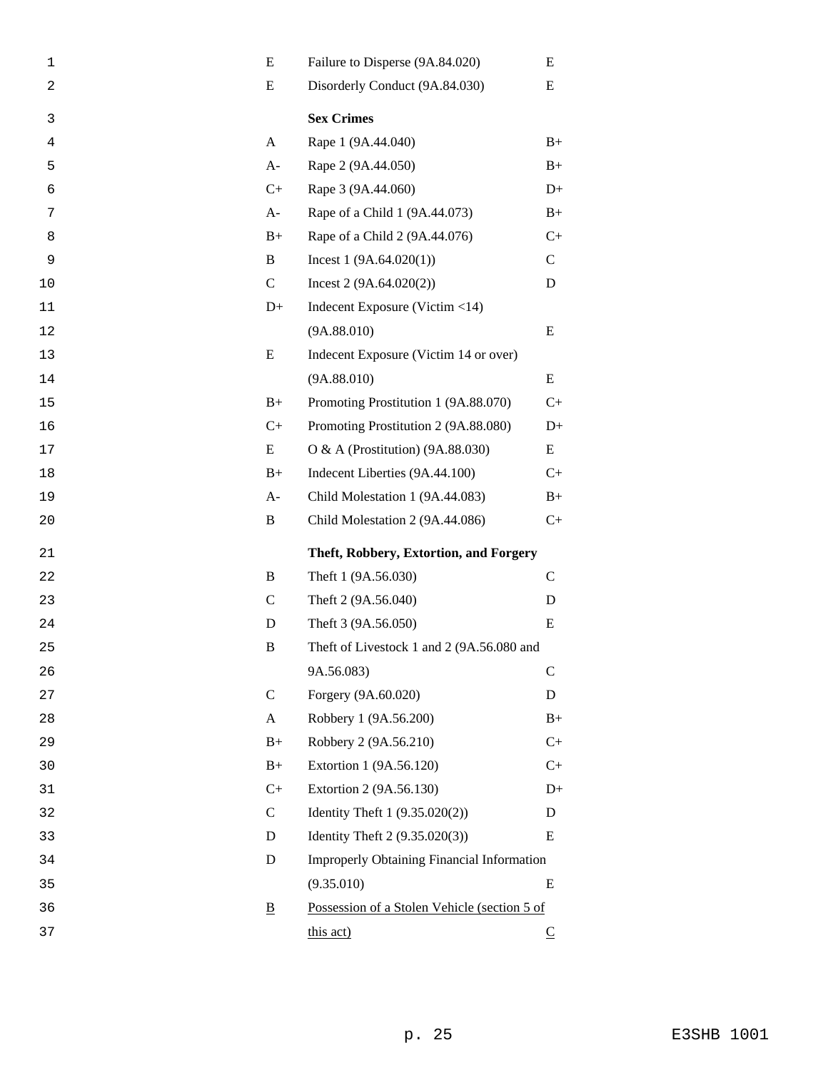| | | |
|---|---|---|
| E | Failure to Disperse (9A.84.020) | E |
| E | Disorderly Conduct (9A.84.030) | E |
| | **Sex Crimes** | |
| A | Rape 1 (9A.44.040) | B+ |
| A- | Rape 2 (9A.44.050) | B+ |
| C+ | Rape 3 (9A.44.060) | D+ |
| A- | Rape of a Child 1 (9A.44.073) | B+ |
| B+ | Rape of a Child 2 (9A.44.076) | C+ |
| B | Incest 1 (9A.64.020(1)) | C |
| C | Incest 2 (9A.64.020(2)) | D |
| D+ | Indecent Exposure (Victim <14) (9A.88.010) | E |
| E | Indecent Exposure (Victim 14 or over) (9A.88.010) | E |
| B+ | Promoting Prostitution 1 (9A.88.070) | C+ |
| C+ | Promoting Prostitution 2 (9A.88.080) | D+ |
| E | O & A (Prostitution) (9A.88.030) | E |
| B+ | Indecent Liberties (9A.44.100) | C+ |
| A- | Child Molestation 1 (9A.44.083) | B+ |
| B | Child Molestation 2 (9A.44.086) | C+ |
| | **Theft, Robbery, Extortion, and Forgery** | |
| B | Theft 1 (9A.56.030) | C |
| C | Theft 2 (9A.56.040) | D |
| D | Theft 3 (9A.56.050) | E |
| B | Theft of Livestock 1 and 2 (9A.56.080 and 9A.56.083) | C |
| C | Forgery (9A.60.020) | D |
| A | Robbery 1 (9A.56.200) | B+ |
| B+ | Robbery 2 (9A.56.210) | C+ |
| B+ | Extortion 1 (9A.56.120) | C+ |
| C+ | Extortion 2 (9A.56.130) | D+ |
| C | Identity Theft 1 (9.35.020(2)) | D |
| D | Identity Theft 2 (9.35.020(3)) | E |
| D | Improperly Obtaining Financial Information (9.35.010) | E |
| <u>B</u> | <u>Possession of a Stolen Vehicle (section 5 of this act)</u> | <u>C</u> |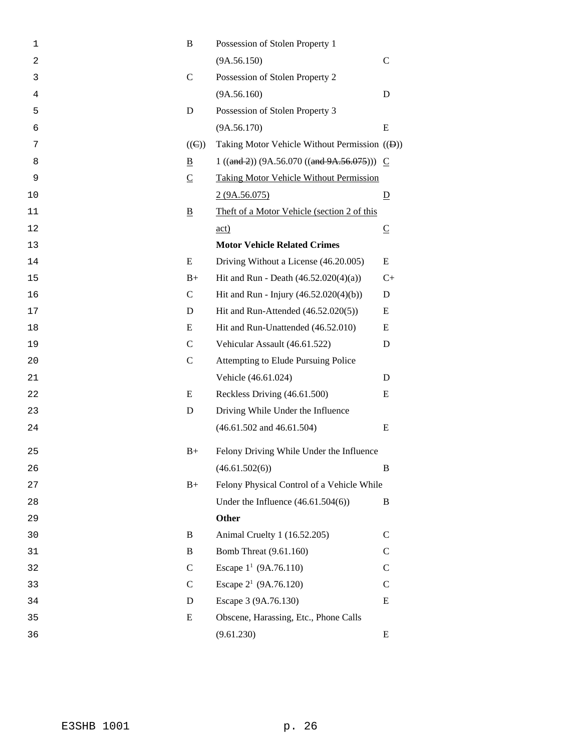| | | |
|---|---|---|
| B | Possession of Stolen Property 1 (9A.56.150) | C |
| C | Possession of Stolen Property 2 (9A.56.160) | D |
| D | Possession of Stolen Property 3 (9A.56.170) | E |
| ((~~C~~)) <u>B</u> | Taking Motor Vehicle Without Permission 1 ((~~and 2~~)) (9A.56.070 ((~~and 9A.56.075~~))) | ((~~D~~)) <u>C</u> |
| <u>C</u> | <u>Taking Motor Vehicle Without Permission 2 (9A.56.075)</u> | <u>D</u> |
| <u>B</u> | <u>Theft of a Motor Vehicle (section 2 of this act)</u> | <u>C</u> |
| | **Motor Vehicle Related Crimes** | |
| E | Driving Without a License (46.20.005) | E |
| B+ | Hit and Run - Death (46.52.020(4)(a)) | C+ |
| C | Hit and Run - Injury (46.52.020(4)(b)) | D |
| D | Hit and Run-Attended (46.52.020(5)) | E |
| E | Hit and Run-Unattended (46.52.010) | E |
| C | Vehicular Assault (46.61.522) | D |
| C | Attempting to Elude Pursuing Police Vehicle (46.61.024) | D |
| E | Reckless Driving (46.61.500) | E |
| D | Driving While Under the Influence (46.61.502 and 46.61.504) | E |
| B+ | Felony Driving While Under the Influence (46.61.502(6)) | B |
| B+ | Felony Physical Control of a Vehicle While Under the Influence (46.61.504(6)) | B |
| | **Other** | |
| B | Animal Cruelty 1 (16.52.205) | C |
| B | Bomb Threat (9.61.160) | C |
| C | Escape 1[1] (9A.76.110) | C |
| C | Escape 2[1] (9A.76.120) | C |
| D | Escape 3 (9A.76.130) | E |
| E | Obscene, Harassing, Etc., Phone Calls (9.61.230) | E |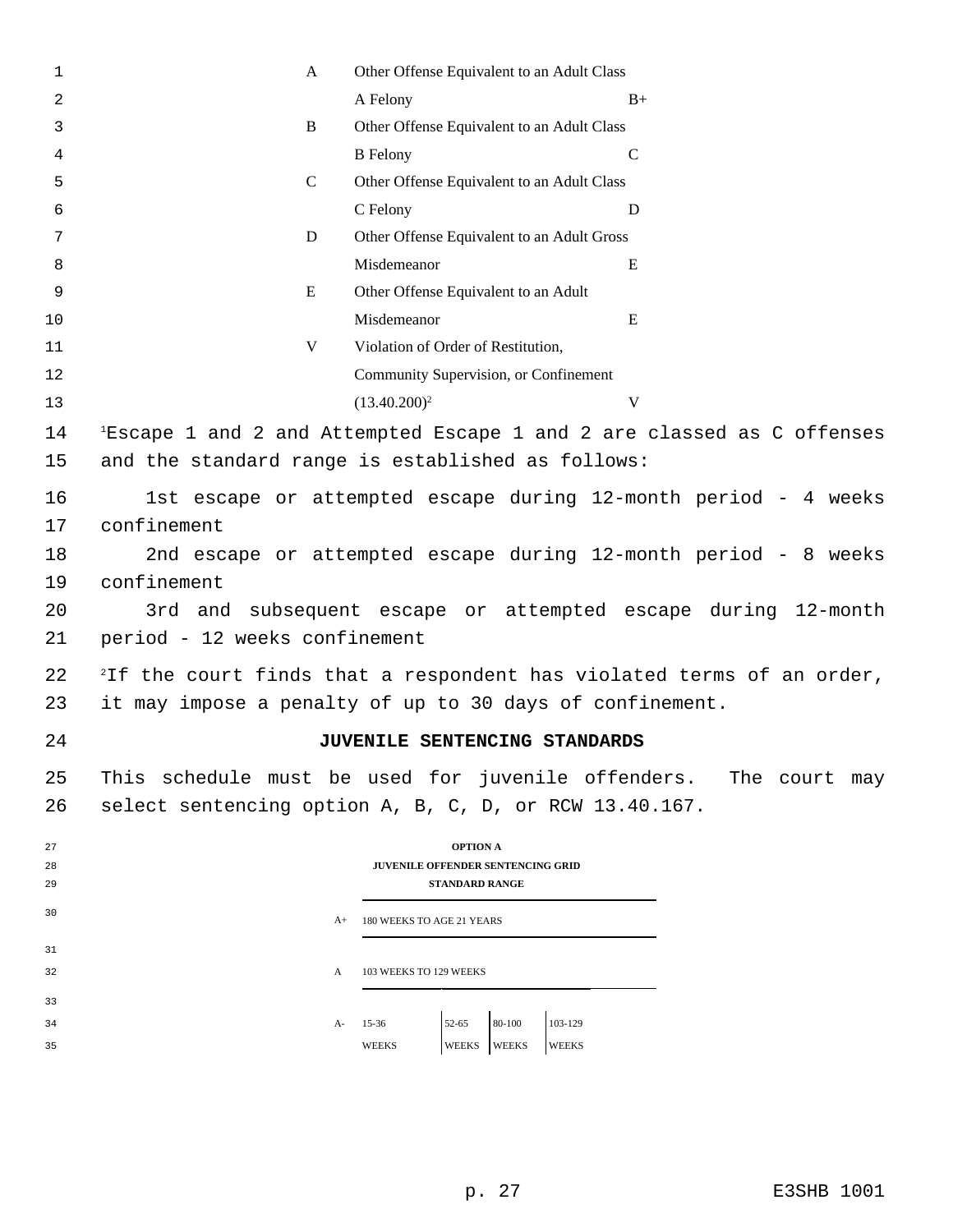| | | |
|---|---|---|
| A | Other Offense Equivalent to an Adult Class A Felony | B+ |
| B | Other Offense Equivalent to an Adult Class B Felony | C |
| C | Other Offense Equivalent to an Adult Class C Felony | D |
| D | Other Offense Equivalent to an Adult Gross Misdemeanor | E |
| E | Other Offense Equivalent to an Adult Misdemeanor | E |
| V | Violation of Order of Restitution, Community Supervision, or Confinement (13.40.200)[2] | V |

[1]Escape 1 and 2 and Attempted Escape 1 and 2 are classed as C offenses and the standard range is established as follows:

1st escape or attempted escape during 12-month period - 4 weeks confinement

2nd escape or attempted escape during 12-month period - 8 weeks confinement

3rd and subsequent escape or attempted escape during 12-month period - 12 weeks confinement

[2]If the court finds that a respondent has violated terms of an order, it may impose a penalty of up to 30 days of confinement.

## JUVENILE SENTENCING STANDARDS

This schedule must be used for juvenile offenders. The court may select sentencing option A, B, C, D, or RCW 13.40.167.

**OPTION A**
**JUVENILE OFFENDER SENTENCING GRID**
**STANDARD RANGE**

| | | | | |
|---|---|---|---|---|
| A+ | 180 WEEKS TO AGE 21 YEARS | | | |
| A | 103 WEEKS TO 129 WEEKS | | | |
| A- | 15-36 WEEKS | 52-65 WEEKS | 80-100 WEEKS | 103-129 WEEKS |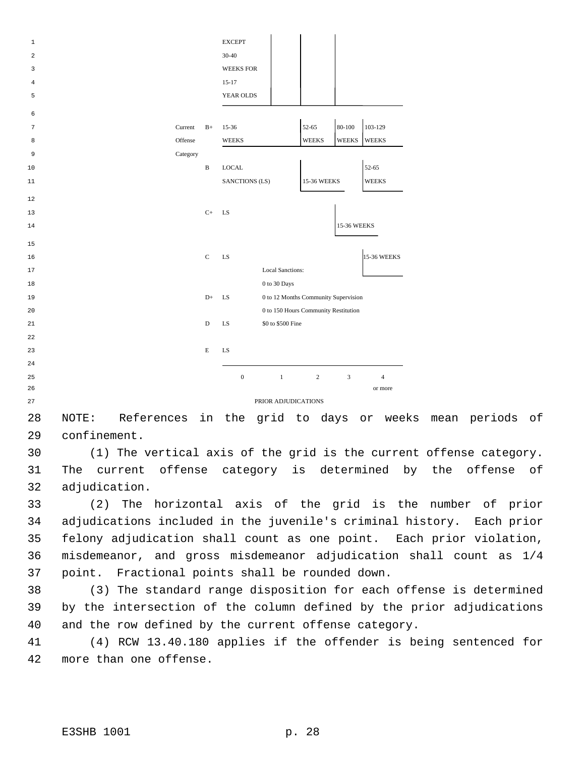| Current Offense Category | 0 | 1 | 2 | 3 | 4 or more |
|---|---|---|---|---|---|
| | EXCEPT 30-40 WEEKS FOR 15-17 YEAR OLDS | | | | |
| B+ | 15-36 WEEKS | | 52-65 WEEKS | 80-100 WEEKS | 103-129 WEEKS |
| B | LOCAL SANCTIONS (LS) | | 15-36 WEEKS | | 52-65 WEEKS |
| C+ | LS | | | 15-36 WEEKS | |
| C | LS | | | | 15-36 WEEKS |
| D+ | LS | | | | |
| D | LS | | | | |
| E | LS | | | | |

PRIOR ADJUDICATIONS

Local Sanctions:
0 to 30 Days
0 to 12 Months Community Supervision
0 to 150 Hours Community Restitution
$0 to $500 Fine

NOTE: References in the grid to days or weeks mean periods of confinement.

(1) The vertical axis of the grid is the current offense category. The current offense category is determined by the offense of adjudication.

(2) The horizontal axis of the grid is the number of prior adjudications included in the juvenile's criminal history. Each prior felony adjudication shall count as one point. Each prior violation, misdemeanor, and gross misdemeanor adjudication shall count as 1/4 point. Fractional points shall be rounded down.

(3) The standard range disposition for each offense is determined by the intersection of the column defined by the prior adjudications and the row defined by the current offense category.

(4) RCW 13.40.180 applies if the offender is being sentenced for more than one offense.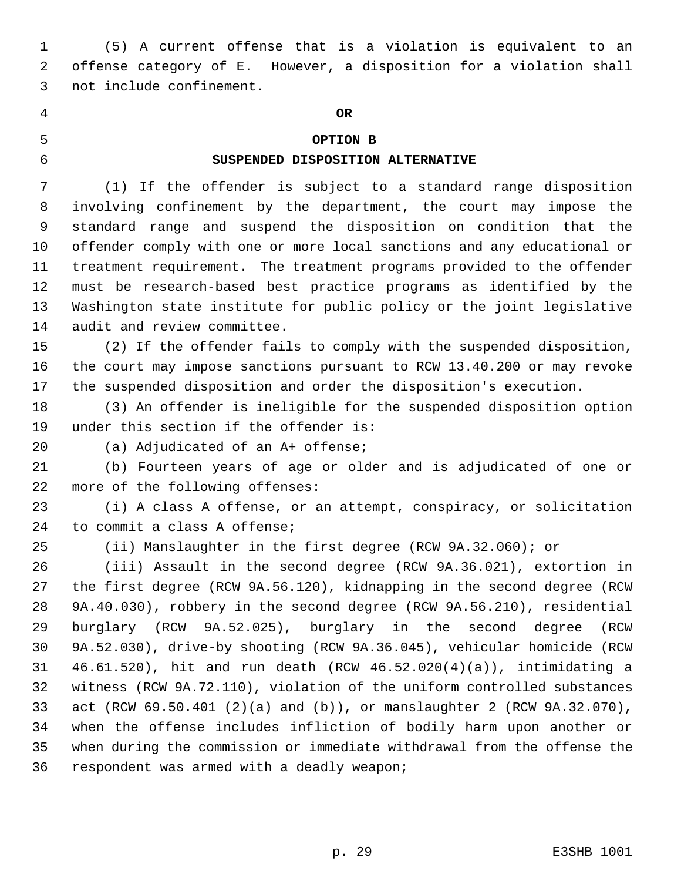(5) A current offense that is a violation is equivalent to an offense category of E. However, a disposition for a violation shall not include confinement.

**OR**

**OPTION B**

**SUSPENDED DISPOSITION ALTERNATIVE**

(1) If the offender is subject to a standard range disposition involving confinement by the department, the court may impose the standard range and suspend the disposition on condition that the offender comply with one or more local sanctions and any educational or treatment requirement. The treatment programs provided to the offender must be research-based best practice programs as identified by the Washington state institute for public policy or the joint legislative audit and review committee.

(2) If the offender fails to comply with the suspended disposition, the court may impose sanctions pursuant to RCW 13.40.200 or may revoke the suspended disposition and order the disposition's execution.

(3) An offender is ineligible for the suspended disposition option under this section if the offender is:

(a) Adjudicated of an A+ offense;

(b) Fourteen years of age or older and is adjudicated of one or more of the following offenses:

(i) A class A offense, or an attempt, conspiracy, or solicitation to commit a class A offense;

(ii) Manslaughter in the first degree (RCW 9A.32.060); or

(iii) Assault in the second degree (RCW 9A.36.021), extortion in the first degree (RCW 9A.56.120), kidnapping in the second degree (RCW 9A.40.030), robbery in the second degree (RCW 9A.56.210), residential burglary (RCW 9A.52.025), burglary in the second degree (RCW 9A.52.030), drive-by shooting (RCW 9A.36.045), vehicular homicide (RCW 46.61.520), hit and run death (RCW 46.52.020(4)(a)), intimidating a witness (RCW 9A.72.110), violation of the uniform controlled substances act (RCW 69.50.401 (2)(a) and (b)), or manslaughter 2 (RCW 9A.32.070), when the offense includes infliction of bodily harm upon another or when during the commission or immediate withdrawal from the offense the respondent was armed with a deadly weapon;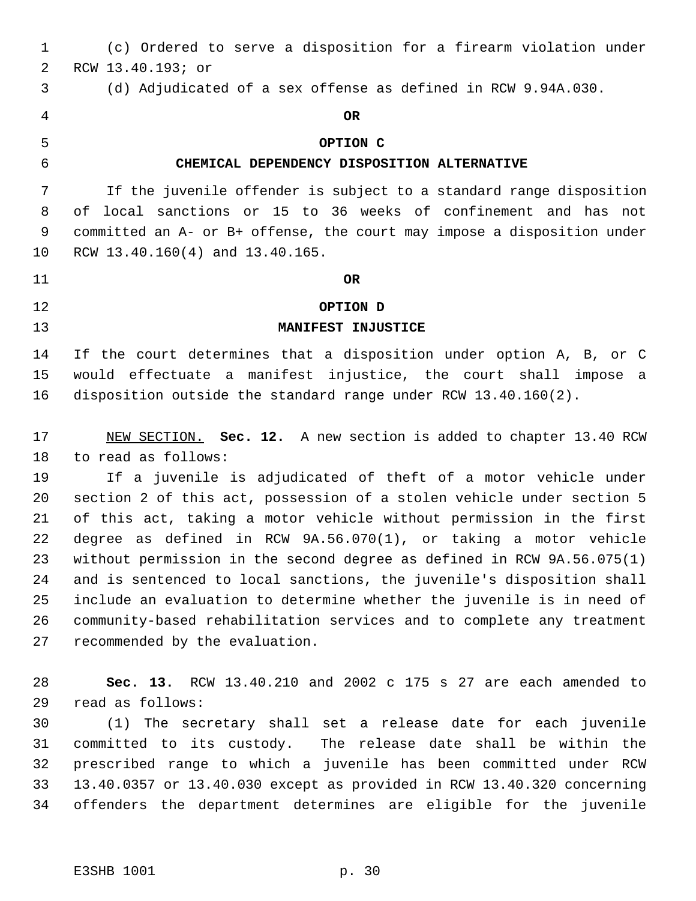(c) Ordered to serve a disposition for a firearm violation under RCW 13.40.193; or

(d) Adjudicated of a sex offense as defined in RCW 9.94A.030.

**OR**

**OPTION C**

**CHEMICAL DEPENDENCY DISPOSITION ALTERNATIVE**

If the juvenile offender is subject to a standard range disposition of local sanctions or 15 to 36 weeks of confinement and has not committed an A- or B+ offense, the court may impose a disposition under RCW 13.40.160(4) and 13.40.165.

**OR**

**OPTION D**

**MANIFEST INJUSTICE**

If the court determines that a disposition under option A, B, or C would effectuate a manifest injustice, the court shall impose a disposition outside the standard range under RCW 13.40.160(2).

NEW SECTION. **Sec. 12.** A new section is added to chapter 13.40 RCW to read as follows:

If a juvenile is adjudicated of theft of a motor vehicle under section 2 of this act, possession of a stolen vehicle under section 5 of this act, taking a motor vehicle without permission in the first degree as defined in RCW 9A.56.070(1), or taking a motor vehicle without permission in the second degree as defined in RCW 9A.56.075(1) and is sentenced to local sanctions, the juvenile's disposition shall include an evaluation to determine whether the juvenile is in need of community-based rehabilitation services and to complete any treatment recommended by the evaluation.

**Sec. 13.** RCW 13.40.210 and 2002 c 175 s 27 are each amended to read as follows:

(1) The secretary shall set a release date for each juvenile committed to its custody. The release date shall be within the prescribed range to which a juvenile has been committed under RCW 13.40.0357 or 13.40.030 except as provided in RCW 13.40.320 concerning offenders the department determines are eligible for the juvenile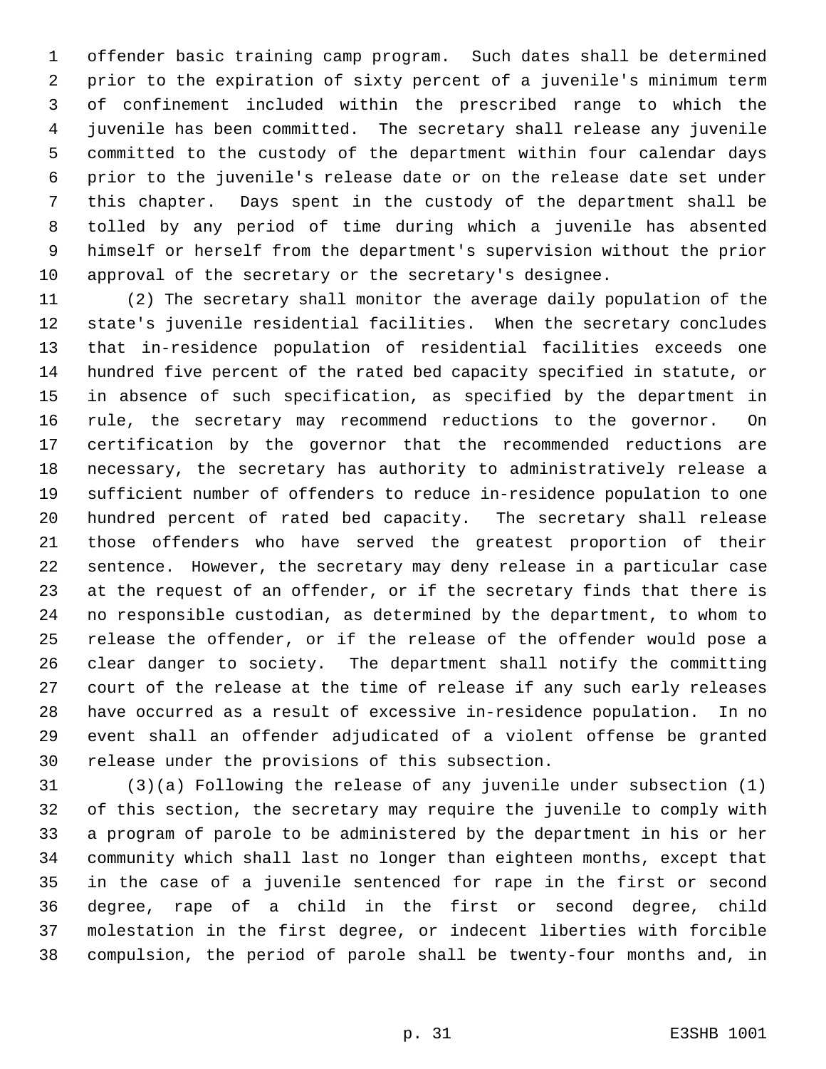offender basic training camp program. Such dates shall be determined prior to the expiration of sixty percent of a juvenile's minimum term of confinement included within the prescribed range to which the juvenile has been committed. The secretary shall release any juvenile committed to the custody of the department within four calendar days prior to the juvenile's release date or on the release date set under this chapter. Days spent in the custody of the department shall be tolled by any period of time during which a juvenile has absented himself or herself from the department's supervision without the prior approval of the secretary or the secretary's designee.

(2) The secretary shall monitor the average daily population of the state's juvenile residential facilities. When the secretary concludes that in-residence population of residential facilities exceeds one hundred five percent of the rated bed capacity specified in statute, or in absence of such specification, as specified by the department in rule, the secretary may recommend reductions to the governor. On certification by the governor that the recommended reductions are necessary, the secretary has authority to administratively release a sufficient number of offenders to reduce in-residence population to one hundred percent of rated bed capacity. The secretary shall release those offenders who have served the greatest proportion of their sentence. However, the secretary may deny release in a particular case at the request of an offender, or if the secretary finds that there is no responsible custodian, as determined by the department, to whom to release the offender, or if the release of the offender would pose a clear danger to society. The department shall notify the committing court of the release at the time of release if any such early releases have occurred as a result of excessive in-residence population. In no event shall an offender adjudicated of a violent offense be granted release under the provisions of this subsection.

(3)(a) Following the release of any juvenile under subsection (1) of this section, the secretary may require the juvenile to comply with a program of parole to be administered by the department in his or her community which shall last no longer than eighteen months, except that in the case of a juvenile sentenced for rape in the first or second degree, rape of a child in the first or second degree, child molestation in the first degree, or indecent liberties with forcible compulsion, the period of parole shall be twenty-four months and, in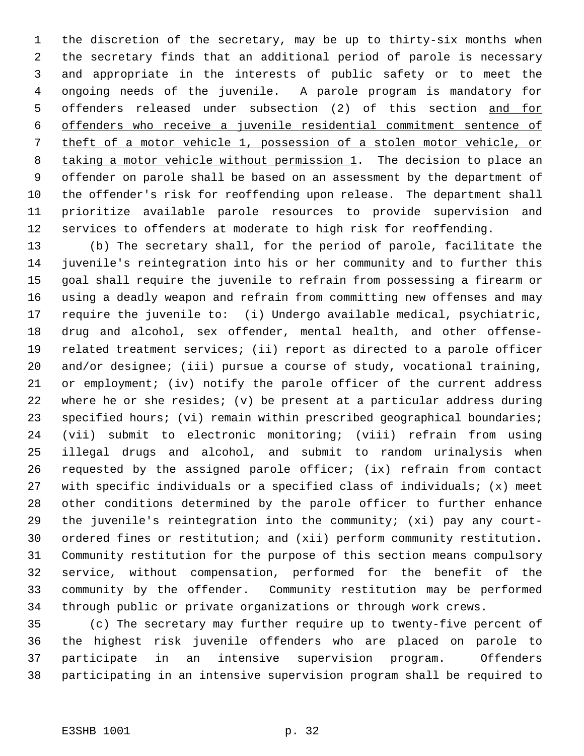the discretion of the secretary, may be up to thirty-six months when the secretary finds that an additional period of parole is necessary and appropriate in the interests of public safety or to meet the ongoing needs of the juvenile. A parole program is mandatory for offenders released under subsection (2) of this section <u>and for offenders who receive a juvenile residential commitment sentence of theft of a motor vehicle 1, possession of a stolen motor vehicle, or taking a motor vehicle without permission 1</u>. The decision to place an offender on parole shall be based on an assessment by the department of the offender's risk for reoffending upon release. The department shall prioritize available parole resources to provide supervision and services to offenders at moderate to high risk for reoffending.

(b) The secretary shall, for the period of parole, facilitate the juvenile's reintegration into his or her community and to further this goal shall require the juvenile to refrain from possessing a firearm or using a deadly weapon and refrain from committing new offenses and may require the juvenile to: (i) Undergo available medical, psychiatric, drug and alcohol, sex offender, mental health, and other offense-related treatment services; (ii) report as directed to a parole officer and/or designee; (iii) pursue a course of study, vocational training, or employment; (iv) notify the parole officer of the current address where he or she resides; (v) be present at a particular address during specified hours; (vi) remain within prescribed geographical boundaries; (vii) submit to electronic monitoring; (viii) refrain from using illegal drugs and alcohol, and submit to random urinalysis when requested by the assigned parole officer; (ix) refrain from contact with specific individuals or a specified class of individuals; (x) meet other conditions determined by the parole officer to further enhance the juvenile's reintegration into the community; (xi) pay any court-ordered fines or restitution; and (xii) perform community restitution. Community restitution for the purpose of this section means compulsory service, without compensation, performed for the benefit of the community by the offender. Community restitution may be performed through public or private organizations or through work crews.

(c) The secretary may further require up to twenty-five percent of the highest risk juvenile offenders who are placed on parole to participate in an intensive supervision program. Offenders participating in an intensive supervision program shall be required to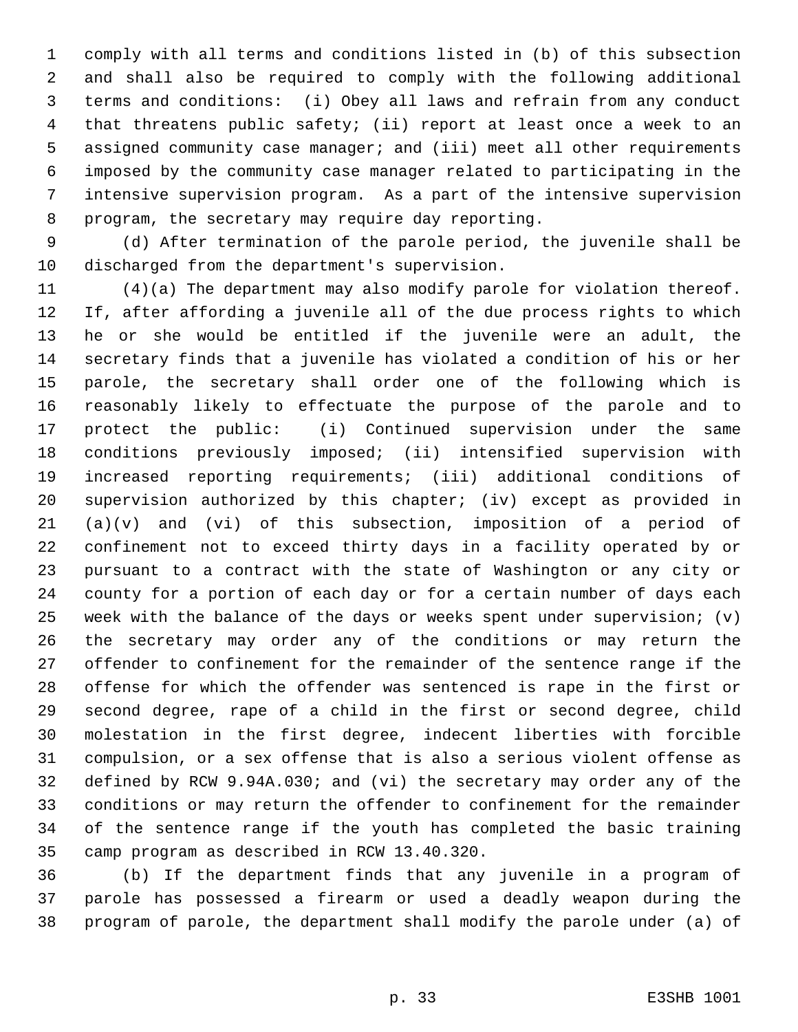comply with all terms and conditions listed in (b) of this subsection and shall also be required to comply with the following additional terms and conditions: (i) Obey all laws and refrain from any conduct that threatens public safety; (ii) report at least once a week to an assigned community case manager; and (iii) meet all other requirements imposed by the community case manager related to participating in the intensive supervision program. As a part of the intensive supervision program, the secretary may require day reporting.

(d) After termination of the parole period, the juvenile shall be discharged from the department's supervision.

(4)(a) The department may also modify parole for violation thereof. If, after affording a juvenile all of the due process rights to which he or she would be entitled if the juvenile were an adult, the secretary finds that a juvenile has violated a condition of his or her parole, the secretary shall order one of the following which is reasonably likely to effectuate the purpose of the parole and to protect the public: (i) Continued supervision under the same conditions previously imposed; (ii) intensified supervision with increased reporting requirements; (iii) additional conditions of supervision authorized by this chapter; (iv) except as provided in (a)(v) and (vi) of this subsection, imposition of a period of confinement not to exceed thirty days in a facility operated by or pursuant to a contract with the state of Washington or any city or county for a portion of each day or for a certain number of days each week with the balance of the days or weeks spent under supervision; (v) the secretary may order any of the conditions or may return the offender to confinement for the remainder of the sentence range if the offense for which the offender was sentenced is rape in the first or second degree, rape of a child in the first or second degree, child molestation in the first degree, indecent liberties with forcible compulsion, or a sex offense that is also a serious violent offense as defined by RCW 9.94A.030; and (vi) the secretary may order any of the conditions or may return the offender to confinement for the remainder of the sentence range if the youth has completed the basic training camp program as described in RCW 13.40.320.

(b) If the department finds that any juvenile in a program of parole has possessed a firearm or used a deadly weapon during the program of parole, the department shall modify the parole under (a) of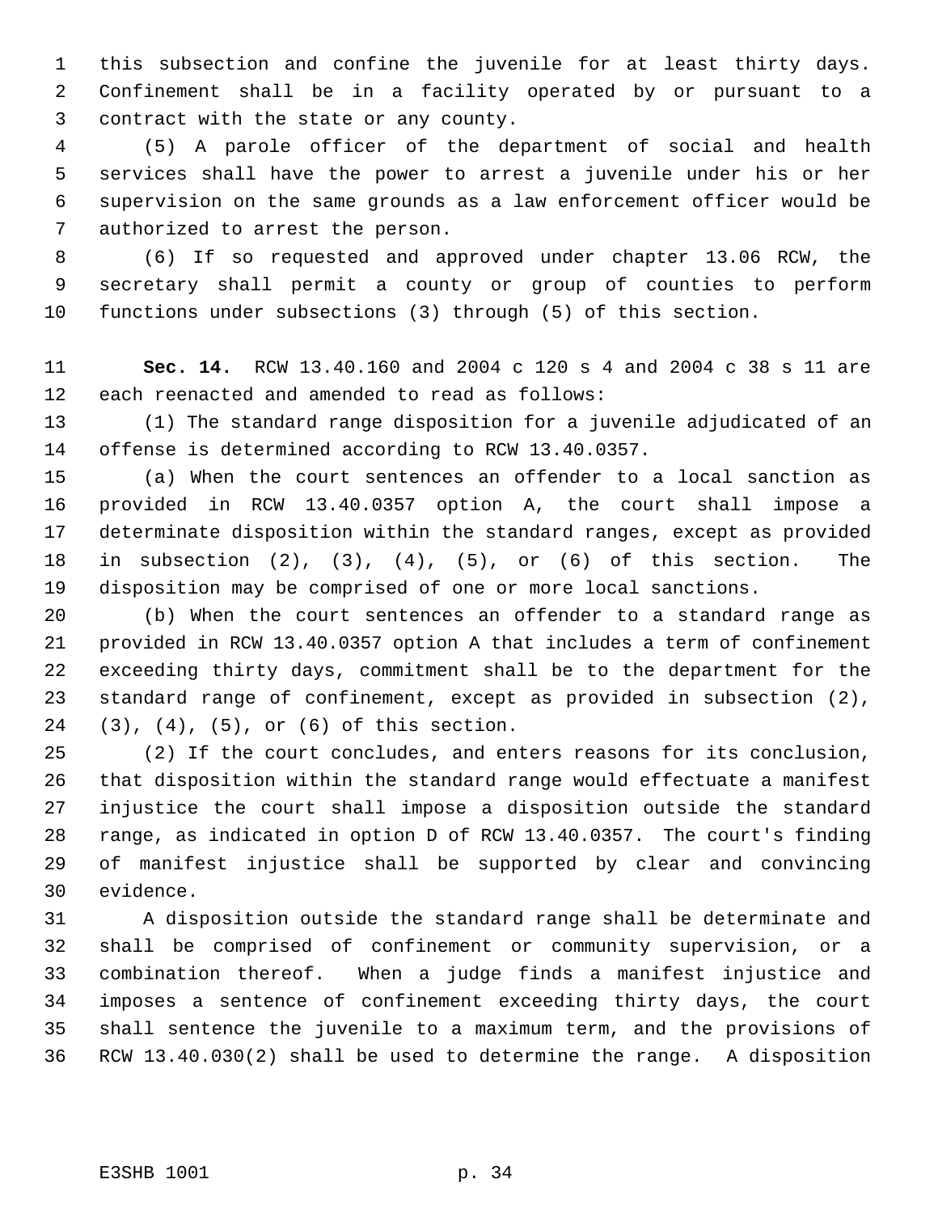this subsection and confine the juvenile for at least thirty days. Confinement shall be in a facility operated by or pursuant to a contract with the state or any county.

(5) A parole officer of the department of social and health services shall have the power to arrest a juvenile under his or her supervision on the same grounds as a law enforcement officer would be authorized to arrest the person.

(6) If so requested and approved under chapter 13.06 RCW, the secretary shall permit a county or group of counties to perform functions under subsections (3) through (5) of this section.

**Sec. 14.** RCW 13.40.160 and 2004 c 120 s 4 and 2004 c 38 s 11 are each reenacted and amended to read as follows:

(1) The standard range disposition for a juvenile adjudicated of an offense is determined according to RCW 13.40.0357.

(a) When the court sentences an offender to a local sanction as provided in RCW 13.40.0357 option A, the court shall impose a determinate disposition within the standard ranges, except as provided in subsection (2), (3), (4), (5), or (6) of this section. The disposition may be comprised of one or more local sanctions.

(b) When the court sentences an offender to a standard range as provided in RCW 13.40.0357 option A that includes a term of confinement exceeding thirty days, commitment shall be to the department for the standard range of confinement, except as provided in subsection (2), (3), (4), (5), or (6) of this section.

(2) If the court concludes, and enters reasons for its conclusion, that disposition within the standard range would effectuate a manifest injustice the court shall impose a disposition outside the standard range, as indicated in option D of RCW 13.40.0357. The court's finding of manifest injustice shall be supported by clear and convincing evidence.

A disposition outside the standard range shall be determinate and shall be comprised of confinement or community supervision, or a combination thereof. When a judge finds a manifest injustice and imposes a sentence of confinement exceeding thirty days, the court shall sentence the juvenile to a maximum term, and the provisions of RCW 13.40.030(2) shall be used to determine the range. A disposition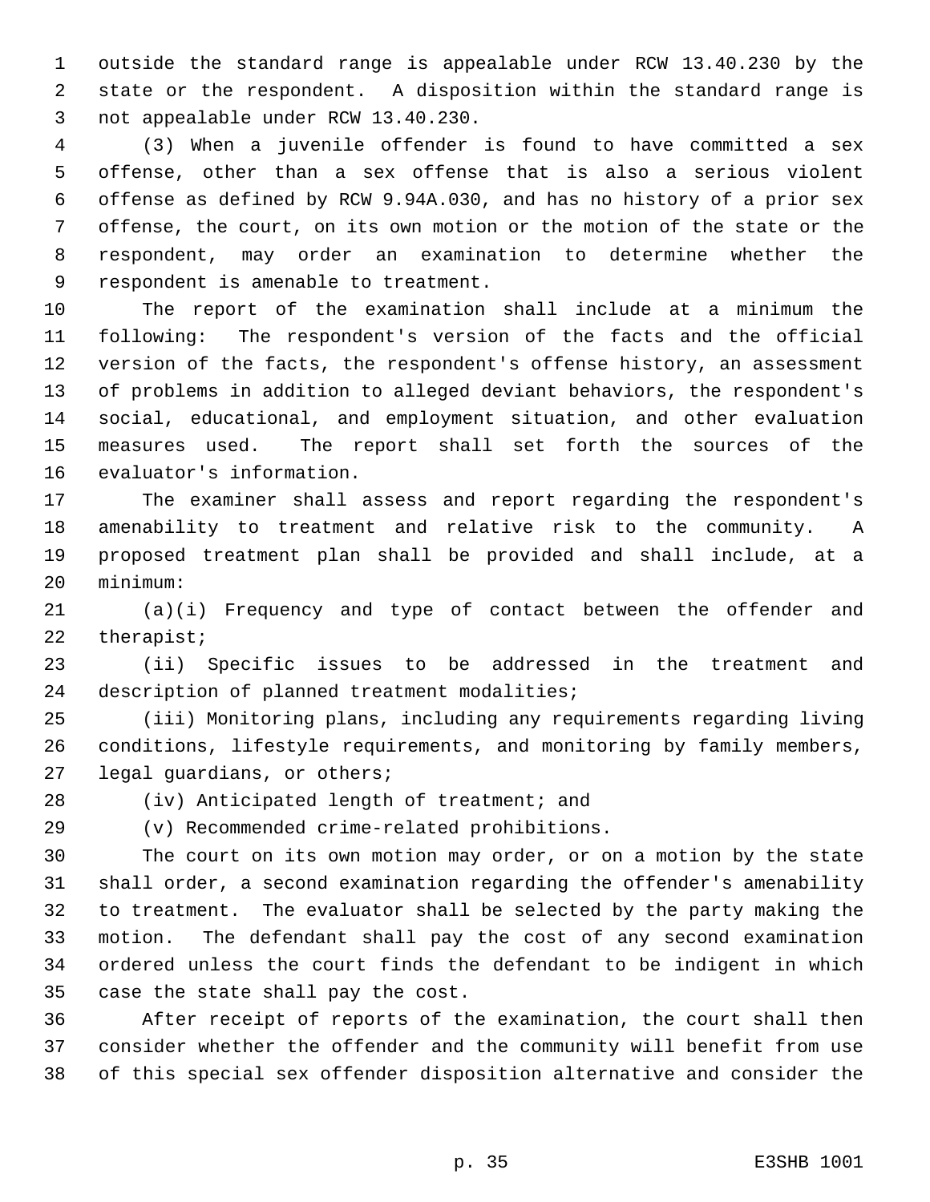outside the standard range is appealable under RCW 13.40.230 by the state or the respondent. A disposition within the standard range is not appealable under RCW 13.40.230.

(3) When a juvenile offender is found to have committed a sex offense, other than a sex offense that is also a serious violent offense as defined by RCW 9.94A.030, and has no history of a prior sex offense, the court, on its own motion or the motion of the state or the respondent, may order an examination to determine whether the respondent is amenable to treatment.

The report of the examination shall include at a minimum the following: The respondent's version of the facts and the official version of the facts, the respondent's offense history, an assessment of problems in addition to alleged deviant behaviors, the respondent's social, educational, and employment situation, and other evaluation measures used. The report shall set forth the sources of the evaluator's information.

The examiner shall assess and report regarding the respondent's amenability to treatment and relative risk to the community. A proposed treatment plan shall be provided and shall include, at a minimum:

(a)(i) Frequency and type of contact between the offender and therapist;

(ii) Specific issues to be addressed in the treatment and description of planned treatment modalities;

(iii) Monitoring plans, including any requirements regarding living conditions, lifestyle requirements, and monitoring by family members, legal guardians, or others;

(iv) Anticipated length of treatment; and

(v) Recommended crime-related prohibitions.

The court on its own motion may order, or on a motion by the state shall order, a second examination regarding the offender's amenability to treatment. The evaluator shall be selected by the party making the motion. The defendant shall pay the cost of any second examination ordered unless the court finds the defendant to be indigent in which case the state shall pay the cost.

After receipt of reports of the examination, the court shall then consider whether the offender and the community will benefit from use of this special sex offender disposition alternative and consider the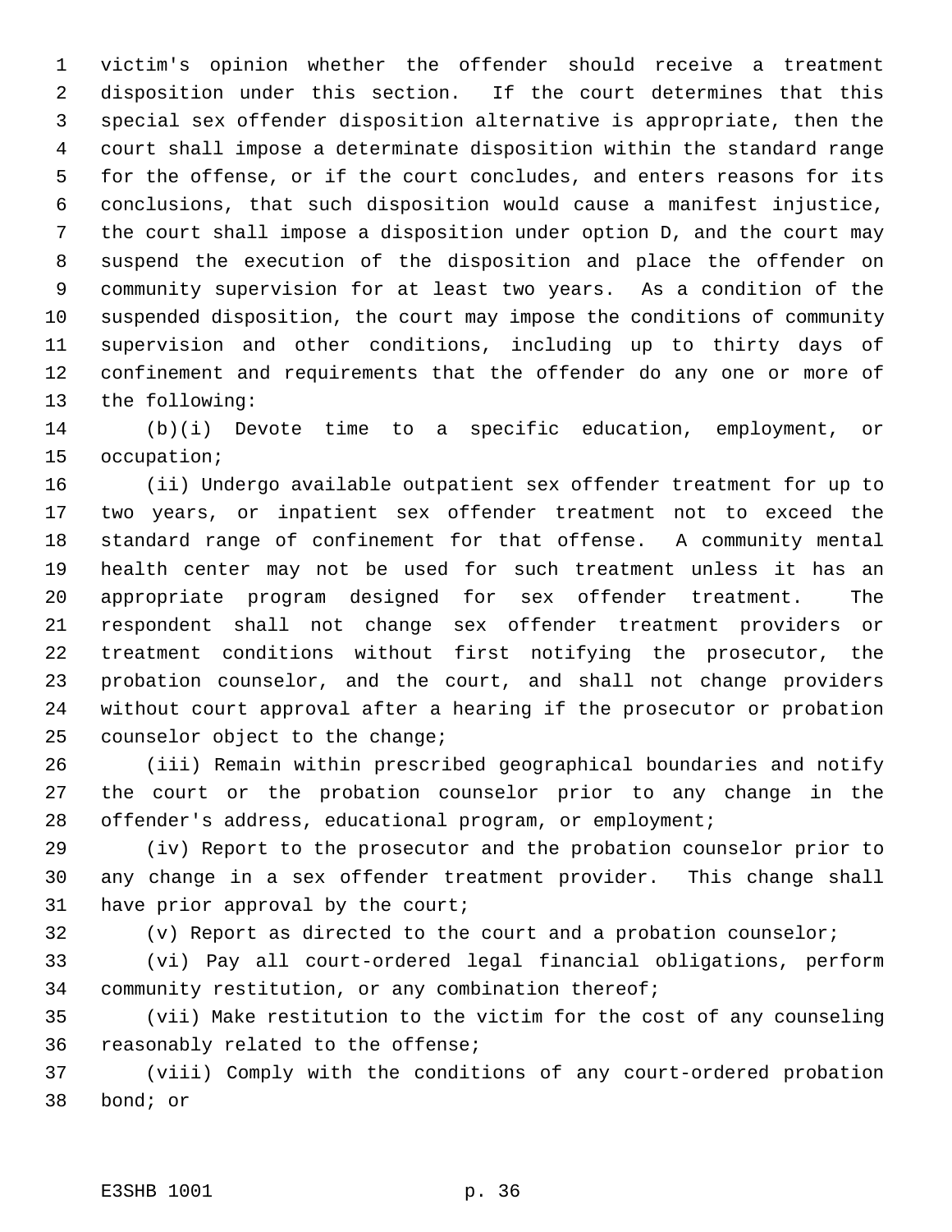victim's opinion whether the offender should receive a treatment disposition under this section. If the court determines that this special sex offender disposition alternative is appropriate, then the court shall impose a determinate disposition within the standard range for the offense, or if the court concludes, and enters reasons for its conclusions, that such disposition would cause a manifest injustice, the court shall impose a disposition under option D, and the court may suspend the execution of the disposition and place the offender on community supervision for at least two years. As a condition of the suspended disposition, the court may impose the conditions of community supervision and other conditions, including up to thirty days of confinement and requirements that the offender do any one or more of the following:

(b)(i) Devote time to a specific education, employment, or occupation;

(ii) Undergo available outpatient sex offender treatment for up to two years, or inpatient sex offender treatment not to exceed the standard range of confinement for that offense. A community mental health center may not be used for such treatment unless it has an appropriate program designed for sex offender treatment. The respondent shall not change sex offender treatment providers or treatment conditions without first notifying the prosecutor, the probation counselor, and the court, and shall not change providers without court approval after a hearing if the prosecutor or probation counselor object to the change;

(iii) Remain within prescribed geographical boundaries and notify the court or the probation counselor prior to any change in the offender's address, educational program, or employment;

(iv) Report to the prosecutor and the probation counselor prior to any change in a sex offender treatment provider. This change shall have prior approval by the court;

(v) Report as directed to the court and a probation counselor;

(vi) Pay all court-ordered legal financial obligations, perform community restitution, or any combination thereof;

(vii) Make restitution to the victim for the cost of any counseling reasonably related to the offense;

(viii) Comply with the conditions of any court-ordered probation bond; or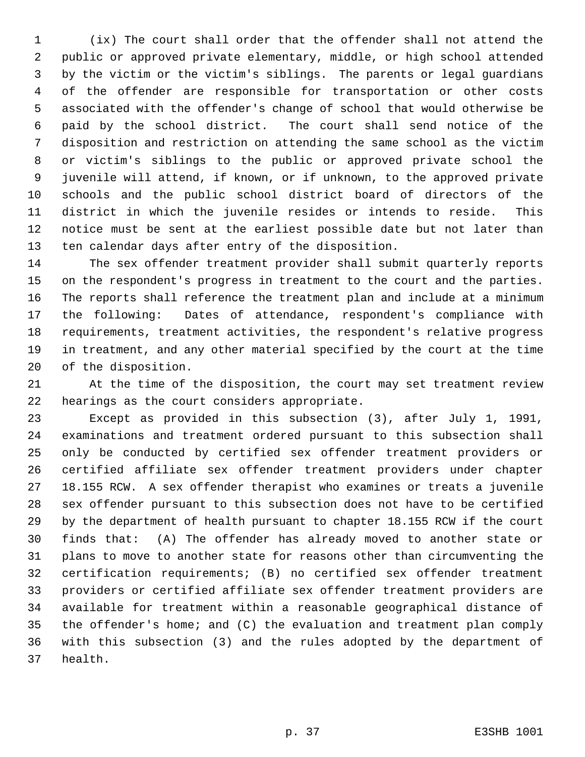(ix) The court shall order that the offender shall not attend the public or approved private elementary, middle, or high school attended by the victim or the victim's siblings. The parents or legal guardians of the offender are responsible for transportation or other costs associated with the offender's change of school that would otherwise be paid by the school district. The court shall send notice of the disposition and restriction on attending the same school as the victim or victim's siblings to the public or approved private school the juvenile will attend, if known, or if unknown, to the approved private schools and the public school district board of directors of the district in which the juvenile resides or intends to reside. This notice must be sent at the earliest possible date but not later than ten calendar days after entry of the disposition.

The sex offender treatment provider shall submit quarterly reports on the respondent's progress in treatment to the court and the parties. The reports shall reference the treatment plan and include at a minimum the following: Dates of attendance, respondent's compliance with requirements, treatment activities, the respondent's relative progress in treatment, and any other material specified by the court at the time of the disposition.

At the time of the disposition, the court may set treatment review hearings as the court considers appropriate.

Except as provided in this subsection (3), after July 1, 1991, examinations and treatment ordered pursuant to this subsection shall only be conducted by certified sex offender treatment providers or certified affiliate sex offender treatment providers under chapter 18.155 RCW. A sex offender therapist who examines or treats a juvenile sex offender pursuant to this subsection does not have to be certified by the department of health pursuant to chapter 18.155 RCW if the court finds that: (A) The offender has already moved to another state or plans to move to another state for reasons other than circumventing the certification requirements; (B) no certified sex offender treatment providers or certified affiliate sex offender treatment providers are available for treatment within a reasonable geographical distance of the offender's home; and (C) the evaluation and treatment plan comply with this subsection (3) and the rules adopted by the department of health.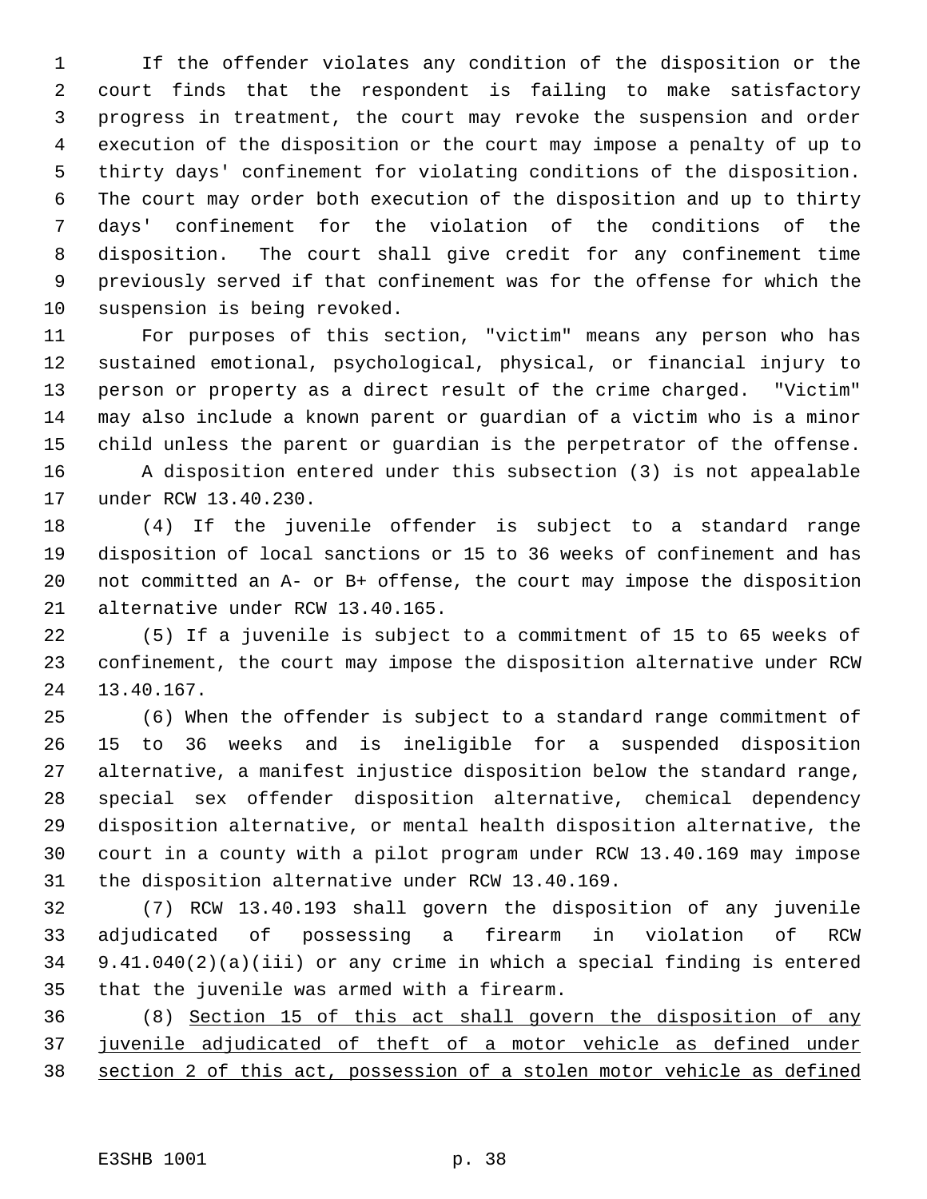If the offender violates any condition of the disposition or the court finds that the respondent is failing to make satisfactory progress in treatment, the court may revoke the suspension and order execution of the disposition or the court may impose a penalty of up to thirty days' confinement for violating conditions of the disposition. The court may order both execution of the disposition and up to thirty days' confinement for the violation of the conditions of the disposition. The court shall give credit for any confinement time previously served if that confinement was for the offense for which the suspension is being revoked.

For purposes of this section, "victim" means any person who has sustained emotional, psychological, physical, or financial injury to person or property as a direct result of the crime charged. "Victim" may also include a known parent or guardian of a victim who is a minor child unless the parent or guardian is the perpetrator of the offense.

A disposition entered under this subsection (3) is not appealable under RCW 13.40.230.

(4) If the juvenile offender is subject to a standard range disposition of local sanctions or 15 to 36 weeks of confinement and has not committed an A- or B+ offense, the court may impose the disposition alternative under RCW 13.40.165.

(5) If a juvenile is subject to a commitment of 15 to 65 weeks of confinement, the court may impose the disposition alternative under RCW 13.40.167.

(6) When the offender is subject to a standard range commitment of 15 to 36 weeks and is ineligible for a suspended disposition alternative, a manifest injustice disposition below the standard range, special sex offender disposition alternative, chemical dependency disposition alternative, or mental health disposition alternative, the court in a county with a pilot program under RCW 13.40.169 may impose the disposition alternative under RCW 13.40.169.

(7) RCW 13.40.193 shall govern the disposition of any juvenile adjudicated of possessing a firearm in violation of RCW 9.41.040(2)(a)(iii) or any crime in which a special finding is entered that the juvenile was armed with a firearm.

(8) <u>Section 15 of this act shall govern the disposition of any juvenile adjudicated of theft of a motor vehicle as defined under section 2 of this act, possession of a stolen motor vehicle as defined</u>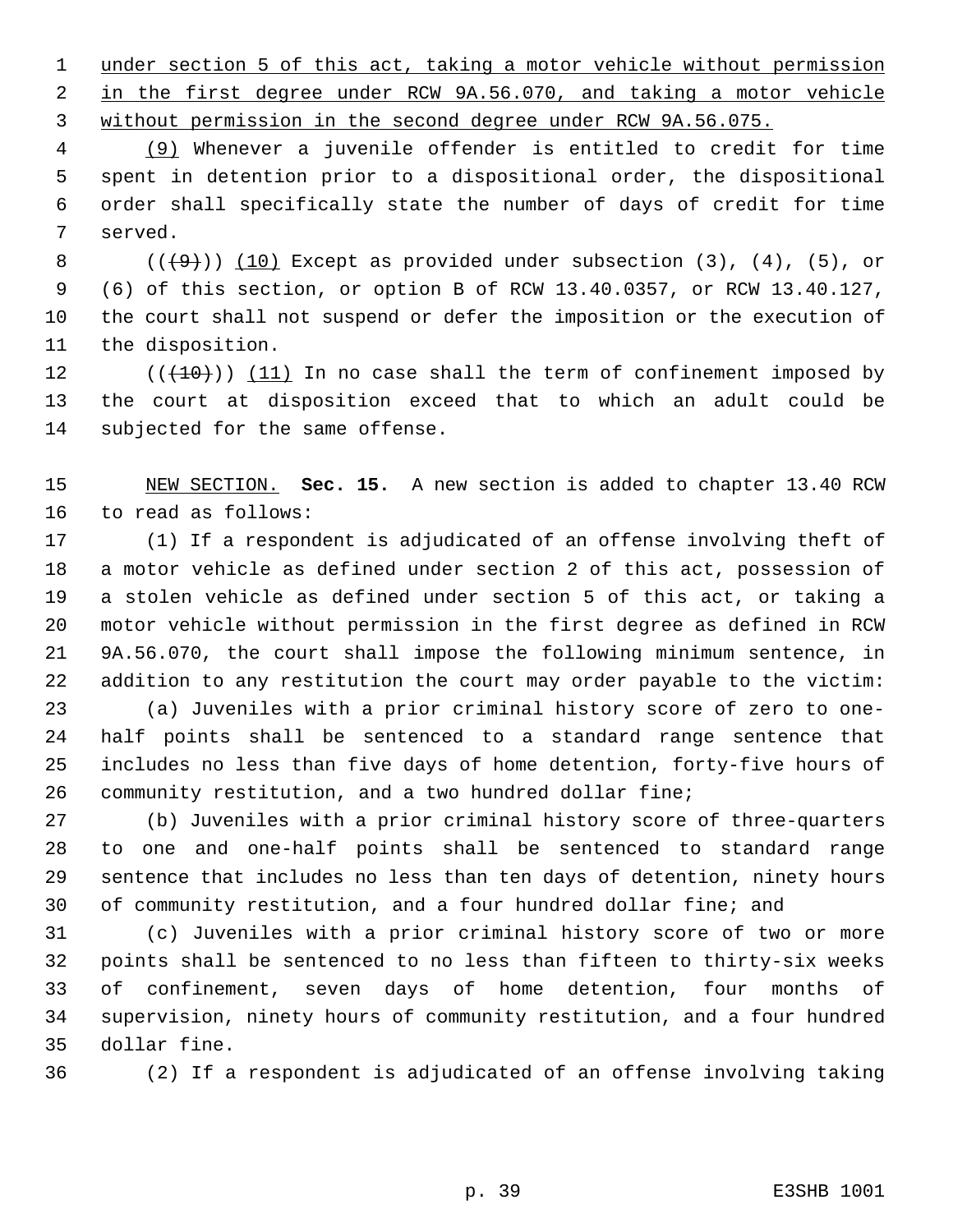under section 5 of this act, taking a motor vehicle without permission in the first degree under RCW 9A.56.070, and taking a motor vehicle without permission in the second degree under RCW 9A.56.075.

(9) Whenever a juvenile offender is entitled to credit for time spent in detention prior to a dispositional order, the dispositional order shall specifically state the number of days of credit for time served.

(((9))) (10) Except as provided under subsection (3), (4), (5), or (6) of this section, or option B of RCW 13.40.0357, or RCW 13.40.127, the court shall not suspend or defer the imposition or the execution of the disposition.

(((10))) (11) In no case shall the term of confinement imposed by the court at disposition exceed that to which an adult could be subjected for the same offense.

NEW SECTION. **Sec. 15.** A new section is added to chapter 13.40 RCW to read as follows:

(1) If a respondent is adjudicated of an offense involving theft of a motor vehicle as defined under section 2 of this act, possession of a stolen vehicle as defined under section 5 of this act, or taking a motor vehicle without permission in the first degree as defined in RCW 9A.56.070, the court shall impose the following minimum sentence, in addition to any restitution the court may order payable to the victim:

(a) Juveniles with a prior criminal history score of zero to one-half points shall be sentenced to a standard range sentence that includes no less than five days of home detention, forty-five hours of community restitution, and a two hundred dollar fine;

(b) Juveniles with a prior criminal history score of three-quarters to one and one-half points shall be sentenced to standard range sentence that includes no less than ten days of detention, ninety hours of community restitution, and a four hundred dollar fine; and

(c) Juveniles with a prior criminal history score of two or more points shall be sentenced to no less than fifteen to thirty-six weeks of confinement, seven days of home detention, four months of supervision, ninety hours of community restitution, and a four hundred dollar fine.

(2) If a respondent is adjudicated of an offense involving taking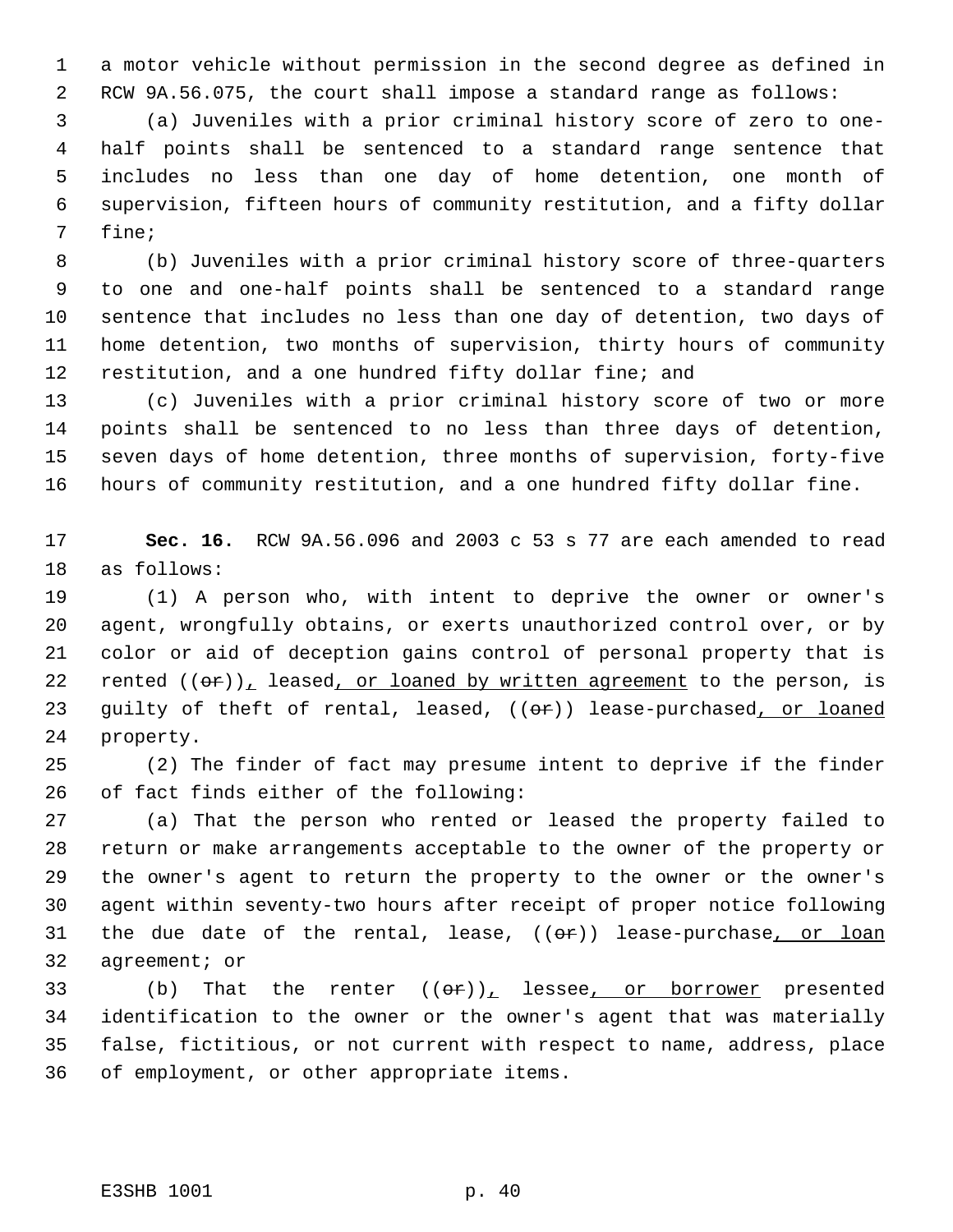a motor vehicle without permission in the second degree as defined in RCW 9A.56.075, the court shall impose a standard range as follows:

(a) Juveniles with a prior criminal history score of zero to one-half points shall be sentenced to a standard range sentence that includes no less than one day of home detention, one month of supervision, fifteen hours of community restitution, and a fifty dollar fine;

(b) Juveniles with a prior criminal history score of three-quarters to one and one-half points shall be sentenced to a standard range sentence that includes no less than one day of detention, two days of home detention, two months of supervision, thirty hours of community restitution, and a one hundred fifty dollar fine; and

(c) Juveniles with a prior criminal history score of two or more points shall be sentenced to no less than three days of detention, seven days of home detention, three months of supervision, forty-five hours of community restitution, and a one hundred fifty dollar fine.

**Sec. 16.** RCW 9A.56.096 and 2003 c 53 s 77 are each amended to read as follows:

(1) A person who, with intent to deprive the owner or owner's agent, wrongfully obtains, or exerts unauthorized control over, or by color or aid of deception gains control of personal property that is rented ((~~or~~))<u>,</u> leased<u>, or loaned by written agreement</u> to the person, is guilty of theft of rental, leased, ((~~or~~)) lease-purchased<u>, or loaned</u> property.

(2) The finder of fact may presume intent to deprive if the finder of fact finds either of the following:

(a) That the person who rented or leased the property failed to return or make arrangements acceptable to the owner of the property or the owner's agent to return the property to the owner or the owner's agent within seventy-two hours after receipt of proper notice following the due date of the rental, lease, ((~~or~~)) lease-purchase<u>, or loan</u> agreement; or

(b) That the renter ((~~or~~))<u>,</u> lessee<u>, or borrower</u> presented identification to the owner or the owner's agent that was materially false, fictitious, or not current with respect to name, address, place of employment, or other appropriate items.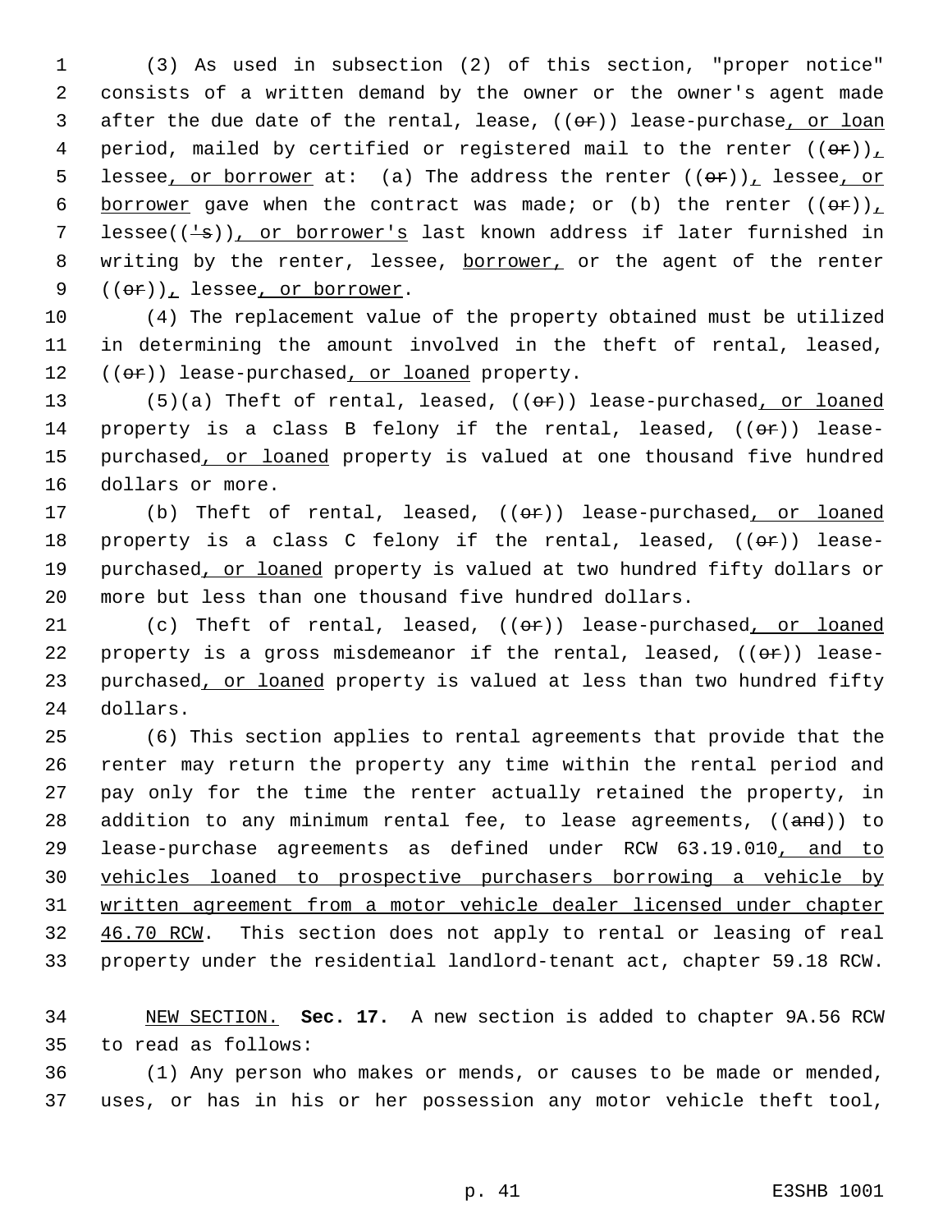(3) As used in subsection (2) of this section, "proper notice" consists of a written demand by the owner or the owner's agent made after the due date of the rental, lease, ((or)) lease-purchase, or loan period, mailed by certified or registered mail to the renter ((or)), lessee, or borrower at: (a) The address the renter ((or)), lessee, or borrower gave when the contract was made; or (b) the renter ((or)), lessee(('s)), or borrower's last known address if later furnished in writing by the renter, lessee, borrower, or the agent of the renter ((or)), lessee, or borrower.

(4) The replacement value of the property obtained must be utilized in determining the amount involved in the theft of rental, leased, ((or)) lease-purchased, or loaned property.

(5)(a) Theft of rental, leased, ((or)) lease-purchased, or loaned property is a class B felony if the rental, leased, ((or)) lease-purchased, or loaned property is valued at one thousand five hundred dollars or more.

(b) Theft of rental, leased, ((or)) lease-purchased, or loaned property is a class C felony if the rental, leased, ((or)) lease-purchased, or loaned property is valued at two hundred fifty dollars or more but less than one thousand five hundred dollars.

(c) Theft of rental, leased, ((or)) lease-purchased, or loaned property is a gross misdemeanor if the rental, leased, ((or)) lease-purchased, or loaned property is valued at less than two hundred fifty dollars.

(6) This section applies to rental agreements that provide that the renter may return the property any time within the rental period and pay only for the time the renter actually retained the property, in addition to any minimum rental fee, to lease agreements, ((and)) to lease-purchase agreements as defined under RCW 63.19.010, and to vehicles loaned to prospective purchasers borrowing a vehicle by written agreement from a motor vehicle dealer licensed under chapter 46.70 RCW. This section does not apply to rental or leasing of real property under the residential landlord-tenant act, chapter 59.18 RCW.

NEW SECTION. **Sec. 17.** A new section is added to chapter 9A.56 RCW to read as follows:

(1) Any person who makes or mends, or causes to be made or mended, uses, or has in his or her possession any motor vehicle theft tool,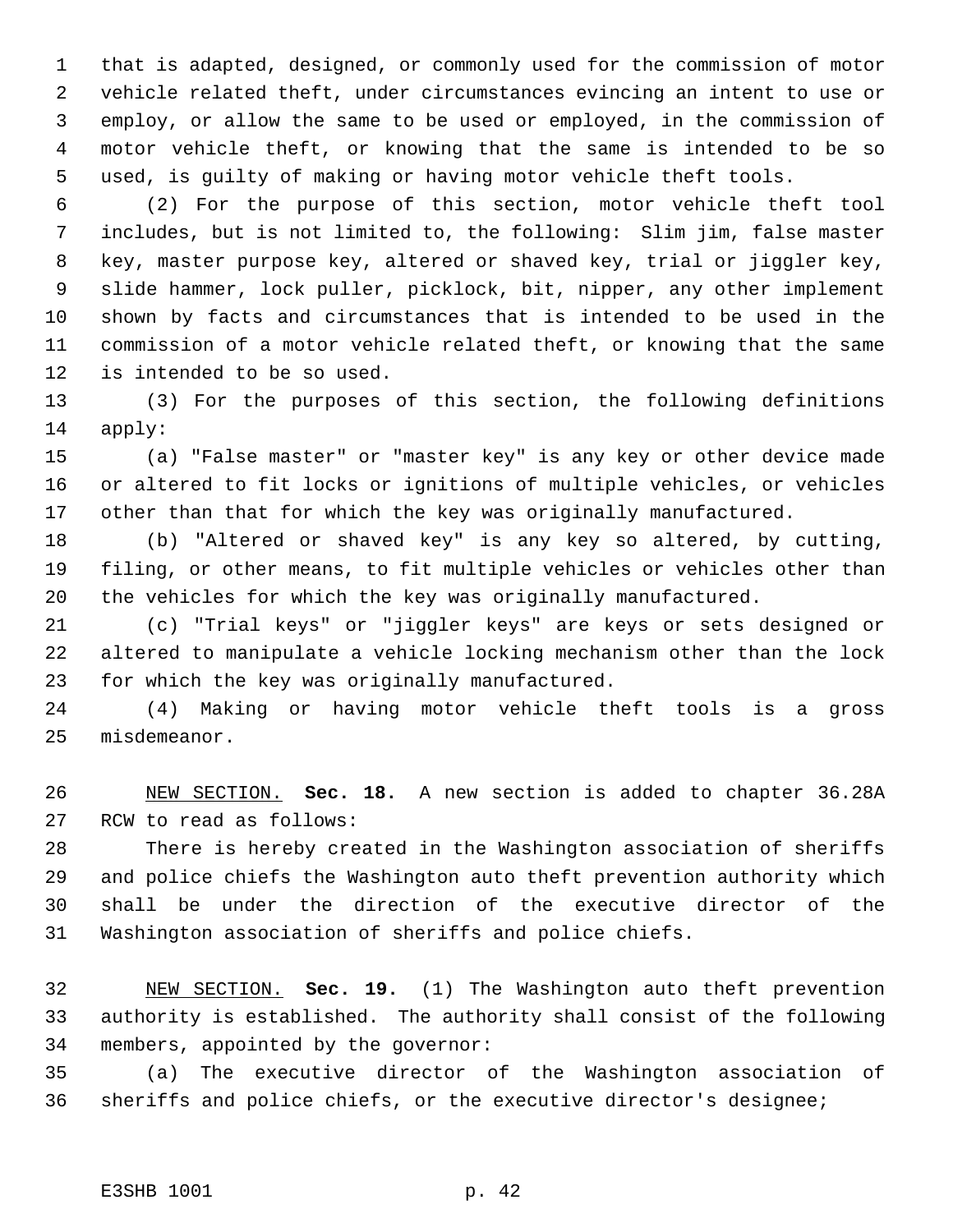that is adapted, designed, or commonly used for the commission of motor vehicle related theft, under circumstances evincing an intent to use or employ, or allow the same to be used or employed, in the commission of motor vehicle theft, or knowing that the same is intended to be so used, is guilty of making or having motor vehicle theft tools.

(2) For the purpose of this section, motor vehicle theft tool includes, but is not limited to, the following: Slim jim, false master key, master purpose key, altered or shaved key, trial or jiggler key, slide hammer, lock puller, picklock, bit, nipper, any other implement shown by facts and circumstances that is intended to be used in the commission of a motor vehicle related theft, or knowing that the same is intended to be so used.

(3) For the purposes of this section, the following definitions apply:

(a) "False master" or "master key" is any key or other device made or altered to fit locks or ignitions of multiple vehicles, or vehicles other than that for which the key was originally manufactured.

(b) "Altered or shaved key" is any key so altered, by cutting, filing, or other means, to fit multiple vehicles or vehicles other than the vehicles for which the key was originally manufactured.

(c) "Trial keys" or "jiggler keys" are keys or sets designed or altered to manipulate a vehicle locking mechanism other than the lock for which the key was originally manufactured.

(4) Making or having motor vehicle theft tools is a gross misdemeanor.

NEW SECTION. **Sec. 18.** A new section is added to chapter 36.28A RCW to read as follows:

There is hereby created in the Washington association of sheriffs and police chiefs the Washington auto theft prevention authority which shall be under the direction of the executive director of the Washington association of sheriffs and police chiefs.

NEW SECTION. **Sec. 19.** (1) The Washington auto theft prevention authority is established. The authority shall consist of the following members, appointed by the governor:

(a) The executive director of the Washington association of sheriffs and police chiefs, or the executive director's designee;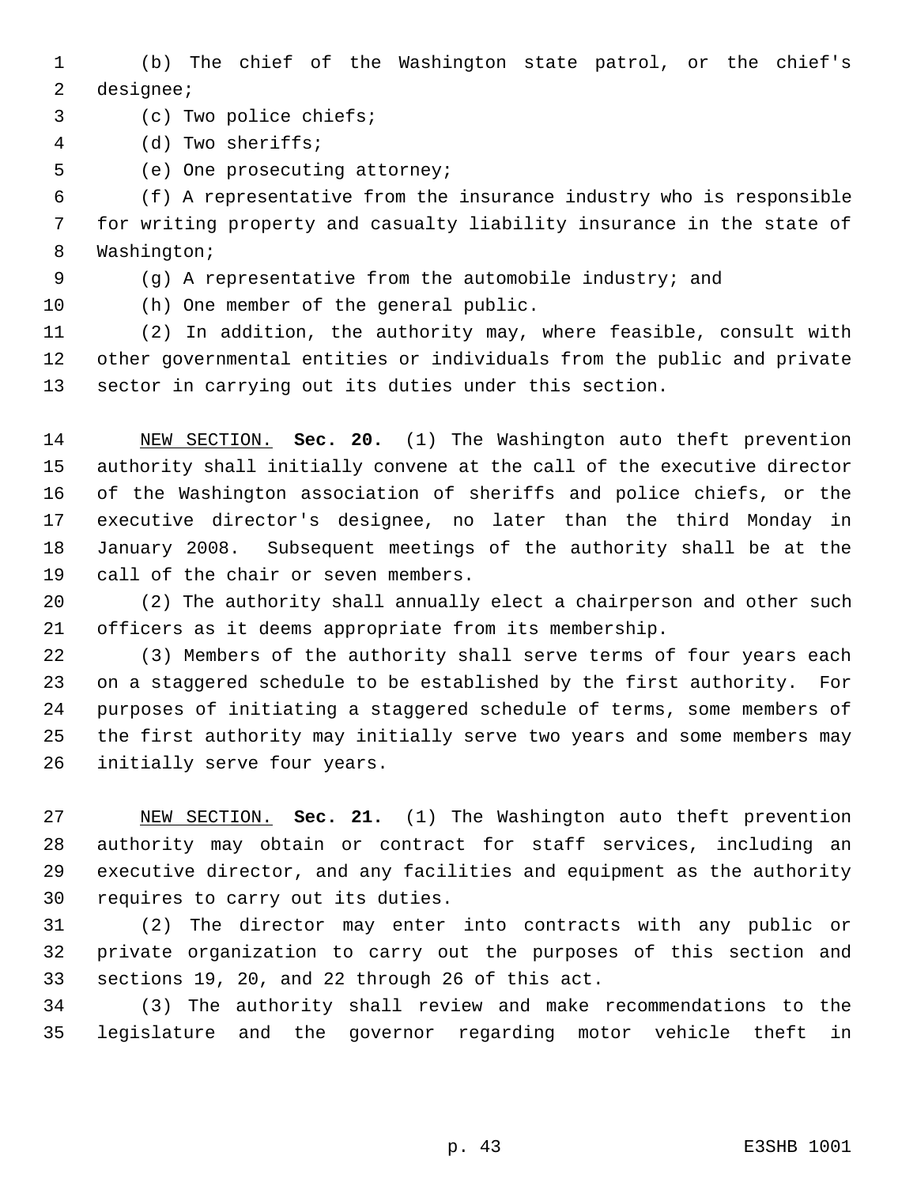(b) The chief of the Washington state patrol, or the chief's designee;

(c) Two police chiefs;

(d) Two sheriffs;

(e) One prosecuting attorney;

(f) A representative from the insurance industry who is responsible for writing property and casualty liability insurance in the state of Washington;

(g) A representative from the automobile industry; and

(h) One member of the general public.

(2) In addition, the authority may, where feasible, consult with other governmental entities or individuals from the public and private sector in carrying out its duties under this section.

NEW SECTION. **Sec. 20.** (1) The Washington auto theft prevention authority shall initially convene at the call of the executive director of the Washington association of sheriffs and police chiefs, or the executive director's designee, no later than the third Monday in January 2008. Subsequent meetings of the authority shall be at the call of the chair or seven members.

(2) The authority shall annually elect a chairperson and other such officers as it deems appropriate from its membership.

(3) Members of the authority shall serve terms of four years each on a staggered schedule to be established by the first authority. For purposes of initiating a staggered schedule of terms, some members of the first authority may initially serve two years and some members may initially serve four years.

NEW SECTION. **Sec. 21.** (1) The Washington auto theft prevention authority may obtain or contract for staff services, including an executive director, and any facilities and equipment as the authority requires to carry out its duties.

(2) The director may enter into contracts with any public or private organization to carry out the purposes of this section and sections 19, 20, and 22 through 26 of this act.

(3) The authority shall review and make recommendations to the legislature and the governor regarding motor vehicle theft in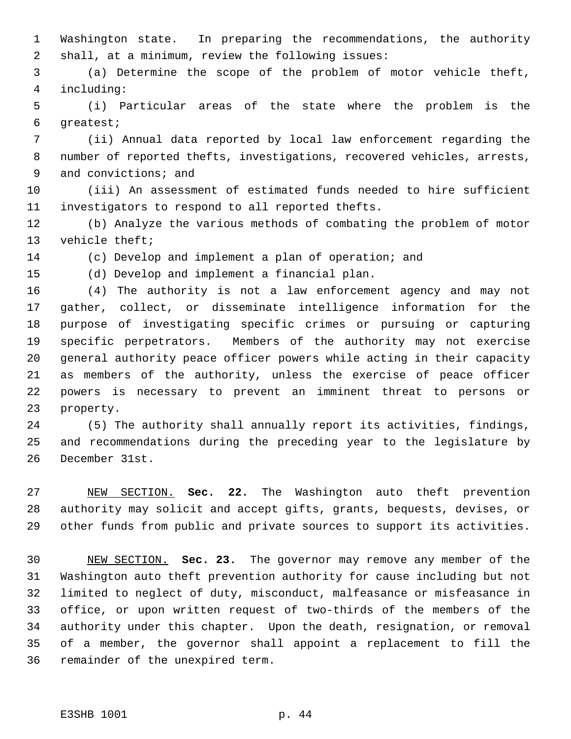Washington state. In preparing the recommendations, the authority shall, at a minimum, review the following issues:

(a) Determine the scope of the problem of motor vehicle theft, including:

(i) Particular areas of the state where the problem is the greatest;

(ii) Annual data reported by local law enforcement regarding the number of reported thefts, investigations, recovered vehicles, arrests, and convictions; and

(iii) An assessment of estimated funds needed to hire sufficient investigators to respond to all reported thefts.

(b) Analyze the various methods of combating the problem of motor vehicle theft;

(c) Develop and implement a plan of operation; and

(d) Develop and implement a financial plan.

(4) The authority is not a law enforcement agency and may not gather, collect, or disseminate intelligence information for the purpose of investigating specific crimes or pursuing or capturing specific perpetrators. Members of the authority may not exercise general authority peace officer powers while acting in their capacity as members of the authority, unless the exercise of peace officer powers is necessary to prevent an imminent threat to persons or property.

(5) The authority shall annually report its activities, findings, and recommendations during the preceding year to the legislature by December 31st.

NEW SECTION. **Sec. 22.** The Washington auto theft prevention authority may solicit and accept gifts, grants, bequests, devises, or other funds from public and private sources to support its activities.

NEW SECTION. **Sec. 23.** The governor may remove any member of the Washington auto theft prevention authority for cause including but not limited to neglect of duty, misconduct, malfeasance or misfeasance in office, or upon written request of two-thirds of the members of the authority under this chapter. Upon the death, resignation, or removal of a member, the governor shall appoint a replacement to fill the remainder of the unexpired term.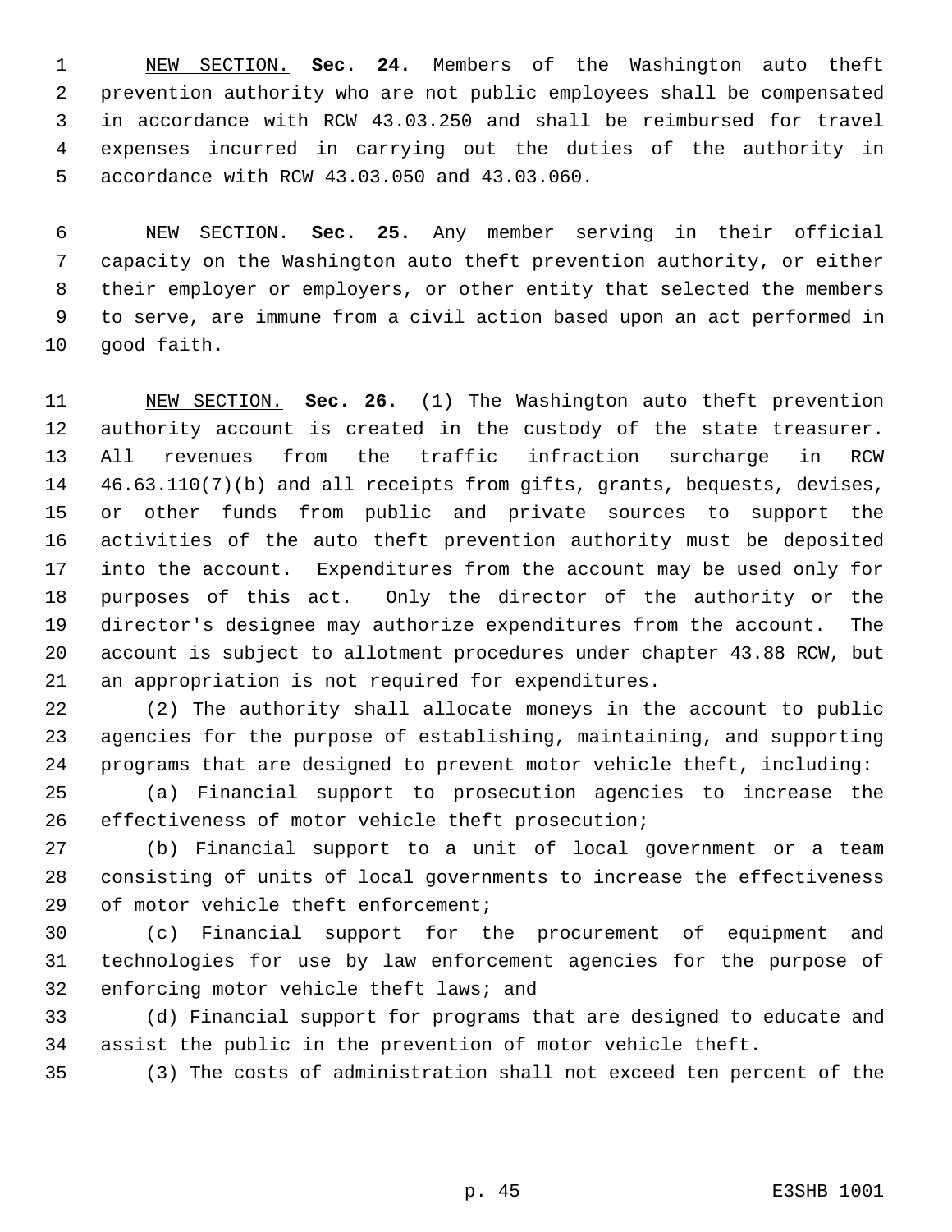NEW SECTION. **Sec. 24.** Members of the Washington auto theft prevention authority who are not public employees shall be compensated in accordance with RCW 43.03.250 and shall be reimbursed for travel expenses incurred in carrying out the duties of the authority in accordance with RCW 43.03.050 and 43.03.060.

NEW SECTION. **Sec. 25.** Any member serving in their official capacity on the Washington auto theft prevention authority, or either their employer or employers, or other entity that selected the members to serve, are immune from a civil action based upon an act performed in good faith.

NEW SECTION. **Sec. 26.** (1) The Washington auto theft prevention authority account is created in the custody of the state treasurer. All revenues from the traffic infraction surcharge in RCW 46.63.110(7)(b) and all receipts from gifts, grants, bequests, devises, or other funds from public and private sources to support the activities of the auto theft prevention authority must be deposited into the account. Expenditures from the account may be used only for purposes of this act. Only the director of the authority or the director's designee may authorize expenditures from the account. The account is subject to allotment procedures under chapter 43.88 RCW, but an appropriation is not required for expenditures.

(2) The authority shall allocate moneys in the account to public agencies for the purpose of establishing, maintaining, and supporting programs that are designed to prevent motor vehicle theft, including:

(a) Financial support to prosecution agencies to increase the effectiveness of motor vehicle theft prosecution;

(b) Financial support to a unit of local government or a team consisting of units of local governments to increase the effectiveness of motor vehicle theft enforcement;

(c) Financial support for the procurement of equipment and technologies for use by law enforcement agencies for the purpose of enforcing motor vehicle theft laws; and

(d) Financial support for programs that are designed to educate and assist the public in the prevention of motor vehicle theft.

(3) The costs of administration shall not exceed ten percent of the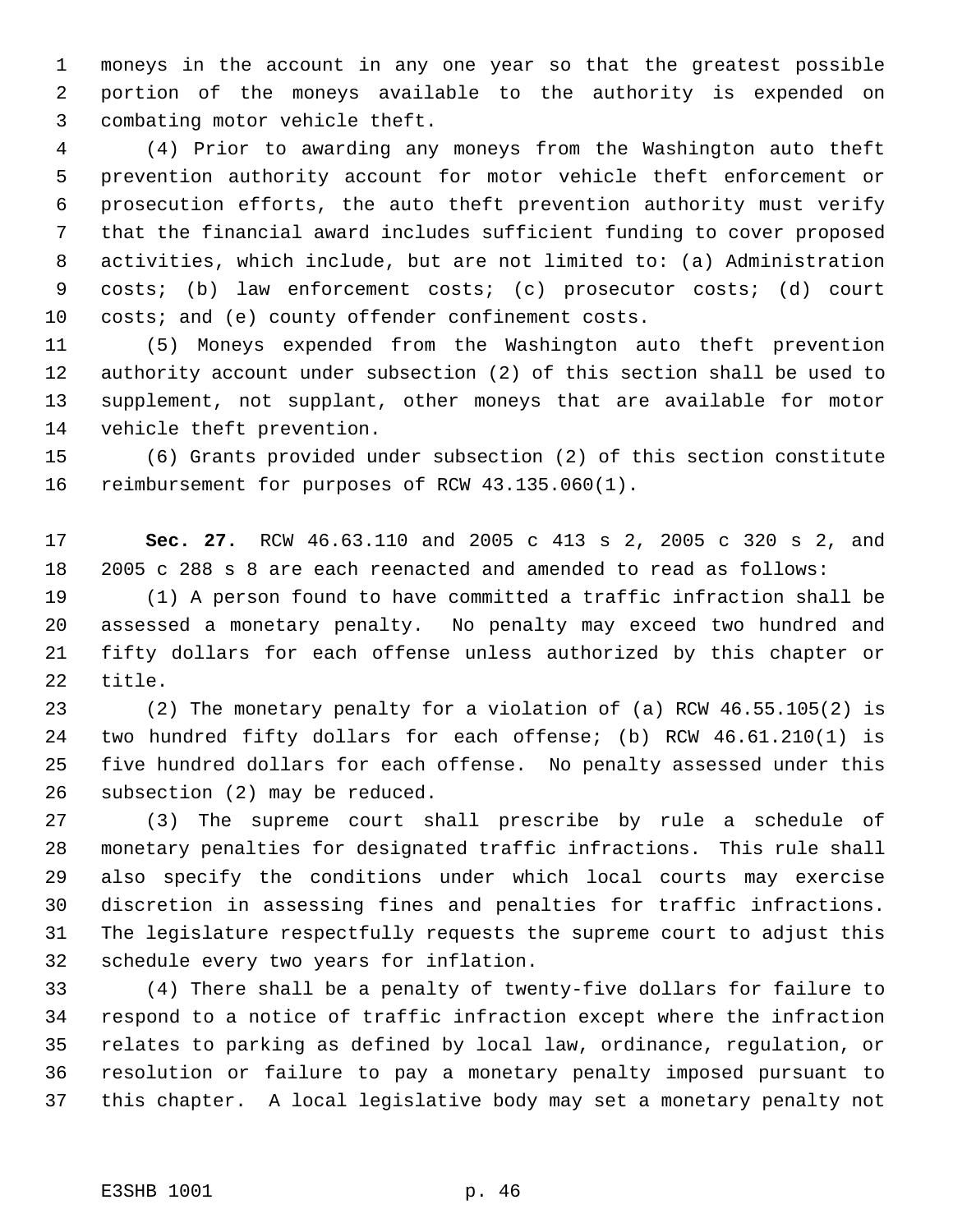moneys in the account in any one year so that the greatest possible portion of the moneys available to the authority is expended on combating motor vehicle theft.

(4) Prior to awarding any moneys from the Washington auto theft prevention authority account for motor vehicle theft enforcement or prosecution efforts, the auto theft prevention authority must verify that the financial award includes sufficient funding to cover proposed activities, which include, but are not limited to: (a) Administration costs; (b) law enforcement costs; (c) prosecutor costs; (d) court costs; and (e) county offender confinement costs.

(5) Moneys expended from the Washington auto theft prevention authority account under subsection (2) of this section shall be used to supplement, not supplant, other moneys that are available for motor vehicle theft prevention.

(6) Grants provided under subsection (2) of this section constitute reimbursement for purposes of RCW 43.135.060(1).

**Sec. 27.** RCW 46.63.110 and 2005 c 413 s 2, 2005 c 320 s 2, and 2005 c 288 s 8 are each reenacted and amended to read as follows:

(1) A person found to have committed a traffic infraction shall be assessed a monetary penalty. No penalty may exceed two hundred and fifty dollars for each offense unless authorized by this chapter or title.

(2) The monetary penalty for a violation of (a) RCW 46.55.105(2) is two hundred fifty dollars for each offense; (b) RCW 46.61.210(1) is five hundred dollars for each offense. No penalty assessed under this subsection (2) may be reduced.

(3) The supreme court shall prescribe by rule a schedule of monetary penalties for designated traffic infractions. This rule shall also specify the conditions under which local courts may exercise discretion in assessing fines and penalties for traffic infractions. The legislature respectfully requests the supreme court to adjust this schedule every two years for inflation.

(4) There shall be a penalty of twenty-five dollars for failure to respond to a notice of traffic infraction except where the infraction relates to parking as defined by local law, ordinance, regulation, or resolution or failure to pay a monetary penalty imposed pursuant to this chapter. A local legislative body may set a monetary penalty not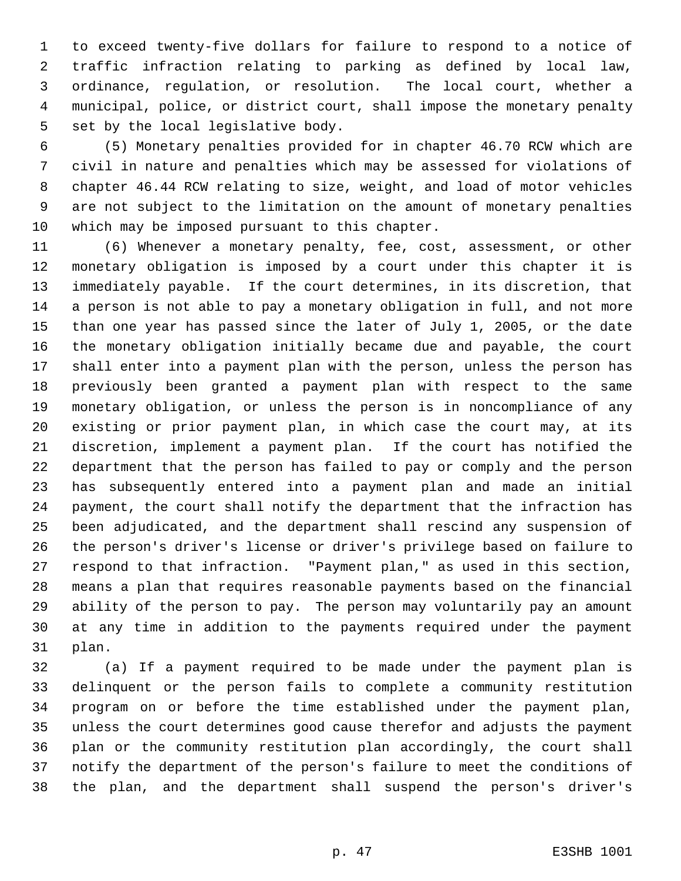to exceed twenty-five dollars for failure to respond to a notice of traffic infraction relating to parking as defined by local law, ordinance, regulation, or resolution. The local court, whether a municipal, police, or district court, shall impose the monetary penalty set by the local legislative body.

(5) Monetary penalties provided for in chapter 46.70 RCW which are civil in nature and penalties which may be assessed for violations of chapter 46.44 RCW relating to size, weight, and load of motor vehicles are not subject to the limitation on the amount of monetary penalties which may be imposed pursuant to this chapter.

(6) Whenever a monetary penalty, fee, cost, assessment, or other monetary obligation is imposed by a court under this chapter it is immediately payable. If the court determines, in its discretion, that a person is not able to pay a monetary obligation in full, and not more than one year has passed since the later of July 1, 2005, or the date the monetary obligation initially became due and payable, the court shall enter into a payment plan with the person, unless the person has previously been granted a payment plan with respect to the same monetary obligation, or unless the person is in noncompliance of any existing or prior payment plan, in which case the court may, at its discretion, implement a payment plan. If the court has notified the department that the person has failed to pay or comply and the person has subsequently entered into a payment plan and made an initial payment, the court shall notify the department that the infraction has been adjudicated, and the department shall rescind any suspension of the person's driver's license or driver's privilege based on failure to respond to that infraction. "Payment plan," as used in this section, means a plan that requires reasonable payments based on the financial ability of the person to pay. The person may voluntarily pay an amount at any time in addition to the payments required under the payment plan.

(a) If a payment required to be made under the payment plan is delinquent or the person fails to complete a community restitution program on or before the time established under the payment plan, unless the court determines good cause therefor and adjusts the payment plan or the community restitution plan accordingly, the court shall notify the department of the person's failure to meet the conditions of the plan, and the department shall suspend the person's driver's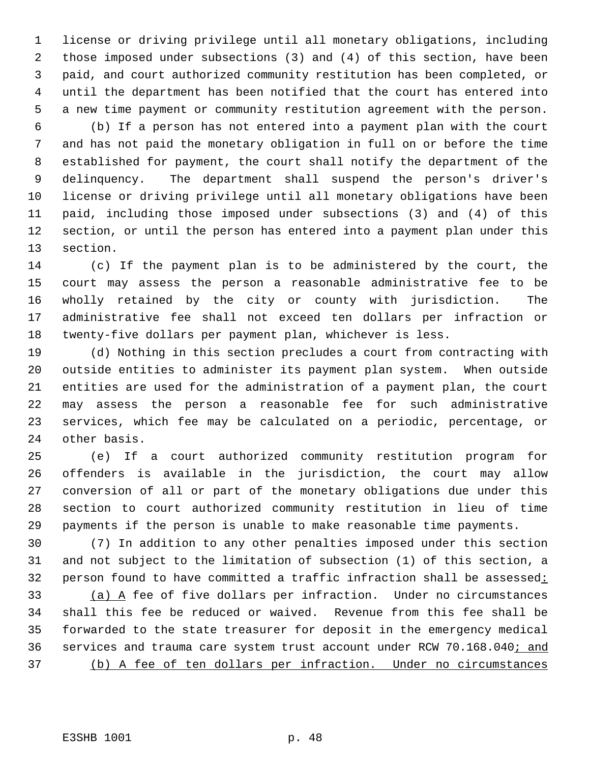license or driving privilege until all monetary obligations, including those imposed under subsections (3) and (4) of this section, have been paid, and court authorized community restitution has been completed, or until the department has been notified that the court has entered into a new time payment or community restitution agreement with the person.

(b) If a person has not entered into a payment plan with the court and has not paid the monetary obligation in full on or before the time established for payment, the court shall notify the department of the delinquency. The department shall suspend the person's driver's license or driving privilege until all monetary obligations have been paid, including those imposed under subsections (3) and (4) of this section, or until the person has entered into a payment plan under this section.

(c) If the payment plan is to be administered by the court, the court may assess the person a reasonable administrative fee to be wholly retained by the city or county with jurisdiction. The administrative fee shall not exceed ten dollars per infraction or twenty-five dollars per payment plan, whichever is less.

(d) Nothing in this section precludes a court from contracting with outside entities to administer its payment plan system. When outside entities are used for the administration of a payment plan, the court may assess the person a reasonable fee for such administrative services, which fee may be calculated on a periodic, percentage, or other basis.

(e) If a court authorized community restitution program for offenders is available in the jurisdiction, the court may allow conversion of all or part of the monetary obligations due under this section to court authorized community restitution in lieu of time payments if the person is unable to make reasonable time payments.

(7) In addition to any other penalties imposed under this section and not subject to the limitation of subsection (1) of this section, a person found to have committed a traffic infraction shall be assessed<u>:</u>

<u>(a) A</u> fee of five dollars per infraction. Under no circumstances shall this fee be reduced or waived. Revenue from this fee shall be forwarded to the state treasurer for deposit in the emergency medical services and trauma care system trust account under RCW 70.168.040<u>; and</u>

<u>(b) A fee of ten dollars per infraction. Under no circumstances</u>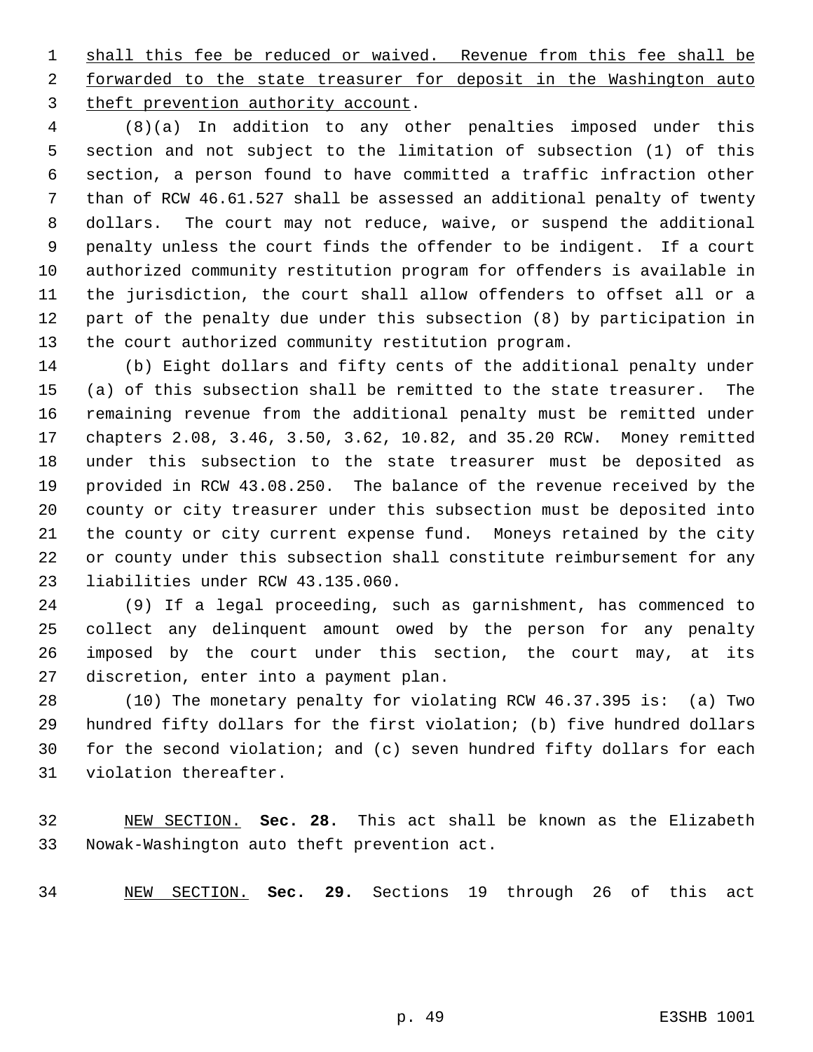shall this fee be reduced or waived. Revenue from this fee shall be forwarded to the state treasurer for deposit in the Washington auto theft prevention authority account.

(8)(a) In addition to any other penalties imposed under this section and not subject to the limitation of subsection (1) of this section, a person found to have committed a traffic infraction other than of RCW 46.61.527 shall be assessed an additional penalty of twenty dollars. The court may not reduce, waive, or suspend the additional penalty unless the court finds the offender to be indigent. If a court authorized community restitution program for offenders is available in the jurisdiction, the court shall allow offenders to offset all or a part of the penalty due under this subsection (8) by participation in the court authorized community restitution program.

(b) Eight dollars and fifty cents of the additional penalty under (a) of this subsection shall be remitted to the state treasurer. The remaining revenue from the additional penalty must be remitted under chapters 2.08, 3.46, 3.50, 3.62, 10.82, and 35.20 RCW. Money remitted under this subsection to the state treasurer must be deposited as provided in RCW 43.08.250. The balance of the revenue received by the county or city treasurer under this subsection must be deposited into the county or city current expense fund. Moneys retained by the city or county under this subsection shall constitute reimbursement for any liabilities under RCW 43.135.060.

(9) If a legal proceeding, such as garnishment, has commenced to collect any delinquent amount owed by the person for any penalty imposed by the court under this section, the court may, at its discretion, enter into a payment plan.

(10) The monetary penalty for violating RCW 46.37.395 is: (a) Two hundred fifty dollars for the first violation; (b) five hundred dollars for the second violation; and (c) seven hundred fifty dollars for each violation thereafter.

NEW SECTION. **Sec. 28.** This act shall be known as the Elizabeth Nowak-Washington auto theft prevention act.

NEW SECTION. **Sec. 29.** Sections 19 through 26 of this act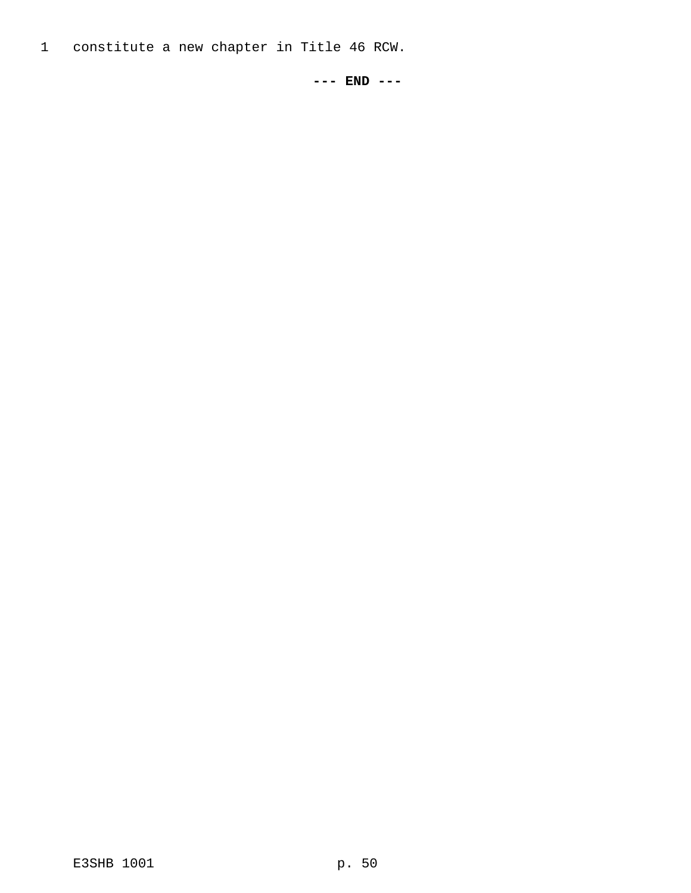constitute a new chapter in Title 46 RCW.

**--- END ---**